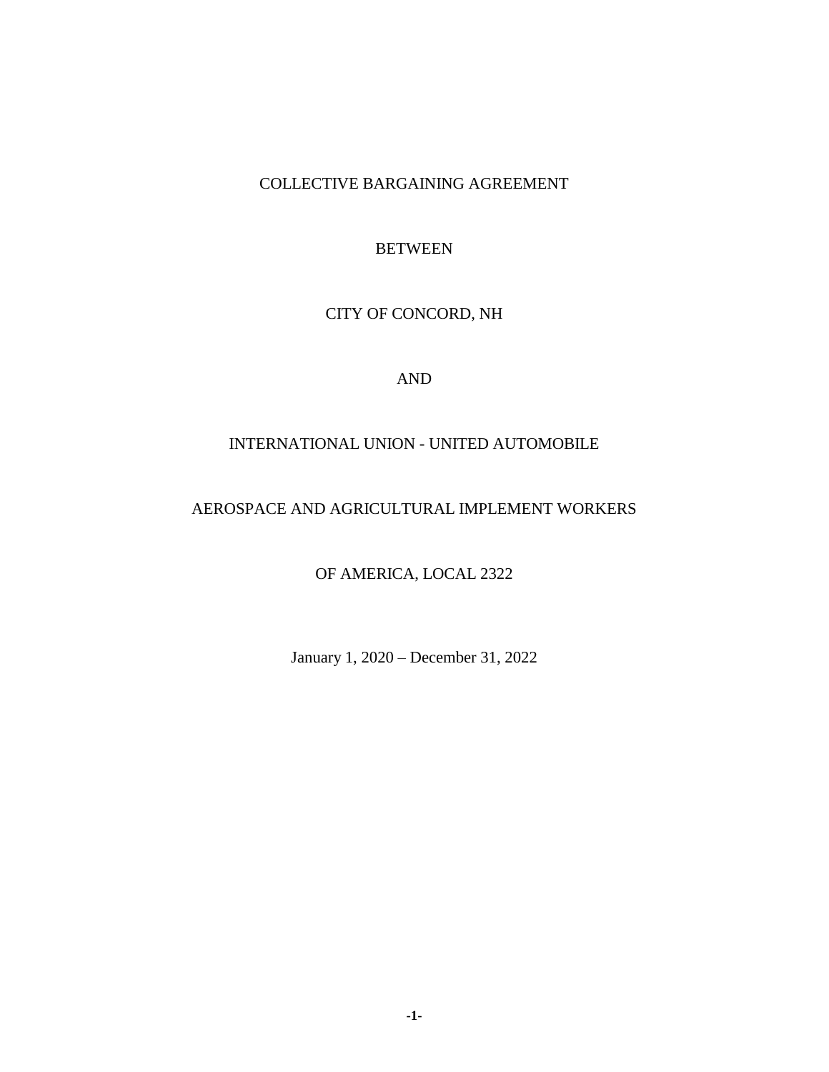COLLECTIVE BARGAINING AGREEMENT

BETWEEN

CITY OF CONCORD, NH

AND

INTERNATIONAL UNION - UNITED AUTOMOBILE

AEROSPACE AND AGRICULTURAL IMPLEMENT WORKERS

OF AMERICA, LOCAL 2322

January 1, 2020 – December 31, 2022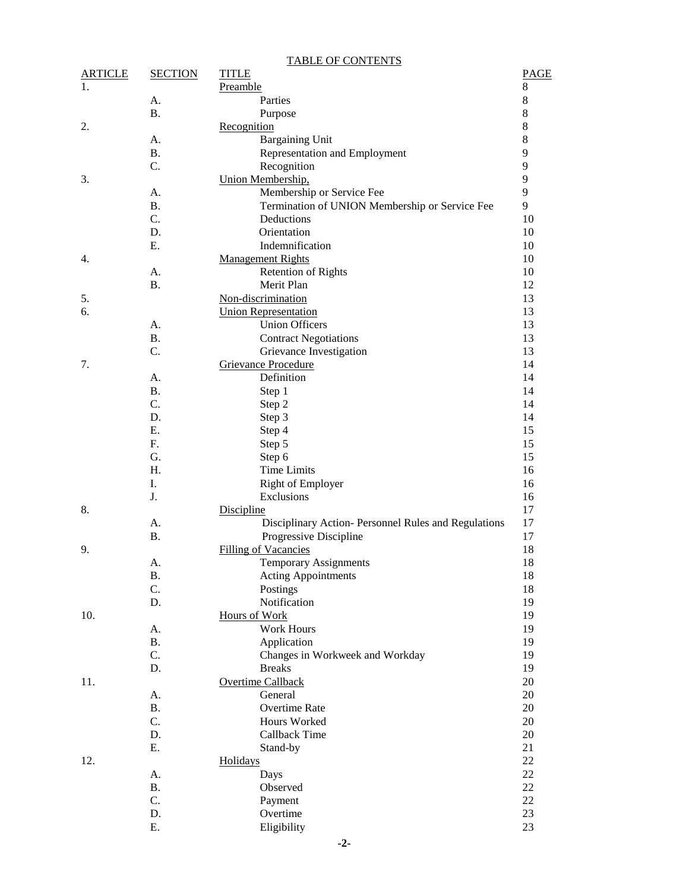TABLE OF CONTENTS

| ARTICLE | SECTION | TITLE | PAGE |
|---|---|---|---|
| 1. | | Preamble | 8 |
| | A. | Parties | 8 |
| | B. | Purpose | 8 |
| 2. | | Recognition | 8 |
| | A. | Bargaining Unit | 8 |
| | B. | Representation and Employment | 9 |
| | C. | Recognition | 9 |
| 3. | | Union Membership, | 9 |
| | A. | Membership or Service Fee | 9 |
| | B. | Termination of UNION Membership or Service Fee | 9 |
| | C. | Deductions | 10 |
| | D. | Orientation | 10 |
| | E. | Indemnification | 10 |
| 4. | | Management Rights | 10 |
| | A. | Retention of Rights | 10 |
| | B. | Merit Plan | 12 |
| 5. | | Non-discrimination | 13 |
| 6. | | Union Representation | 13 |
| | A. | Union Officers | 13 |
| | B. | Contract Negotiations | 13 |
| | C. | Grievance Investigation | 13 |
| 7. | | Grievance Procedure | 14 |
| | A. | Definition | 14 |
| | B. | Step 1 | 14 |
| | C. | Step 2 | 14 |
| | D. | Step 3 | 14 |
| | E. | Step 4 | 15 |
| | F. | Step 5 | 15 |
| | G. | Step 6 | 15 |
| | H. | Time Limits | 16 |
| | I. | Right of Employer | 16 |
| | J. | Exclusions | 16 |
| 8. | | Discipline | 17 |
| | A. | Disciplinary Action- Personnel Rules and Regulations | 17 |
| | B. | Progressive Discipline | 17 |
| 9. | | Filling of Vacancies | 18 |
| | A. | Temporary Assignments | 18 |
| | B. | Acting Appointments | 18 |
| | C. | Postings | 18 |
| | D. | Notification | 19 |
| 10. | | Hours of Work | 19 |
| | A. | Work Hours | 19 |
| | B. | Application | 19 |
| | C. | Changes in Workweek and Workday | 19 |
| | D. | Breaks | 19 |
| 11. | | Overtime Callback | 20 |
| | A. | General | 20 |
| | B. | Overtime Rate | 20 |
| | C. | Hours Worked | 20 |
| | D. | Callback Time | 20 |
| | E. | Stand-by | 21 |
| 12. | | Holidays | 22 |
| | A. | Days | 22 |
| | B. | Observed | 22 |
| | C. | Payment | 22 |
| | D. | Overtime | 23 |
| | E. | Eligibility | 23 |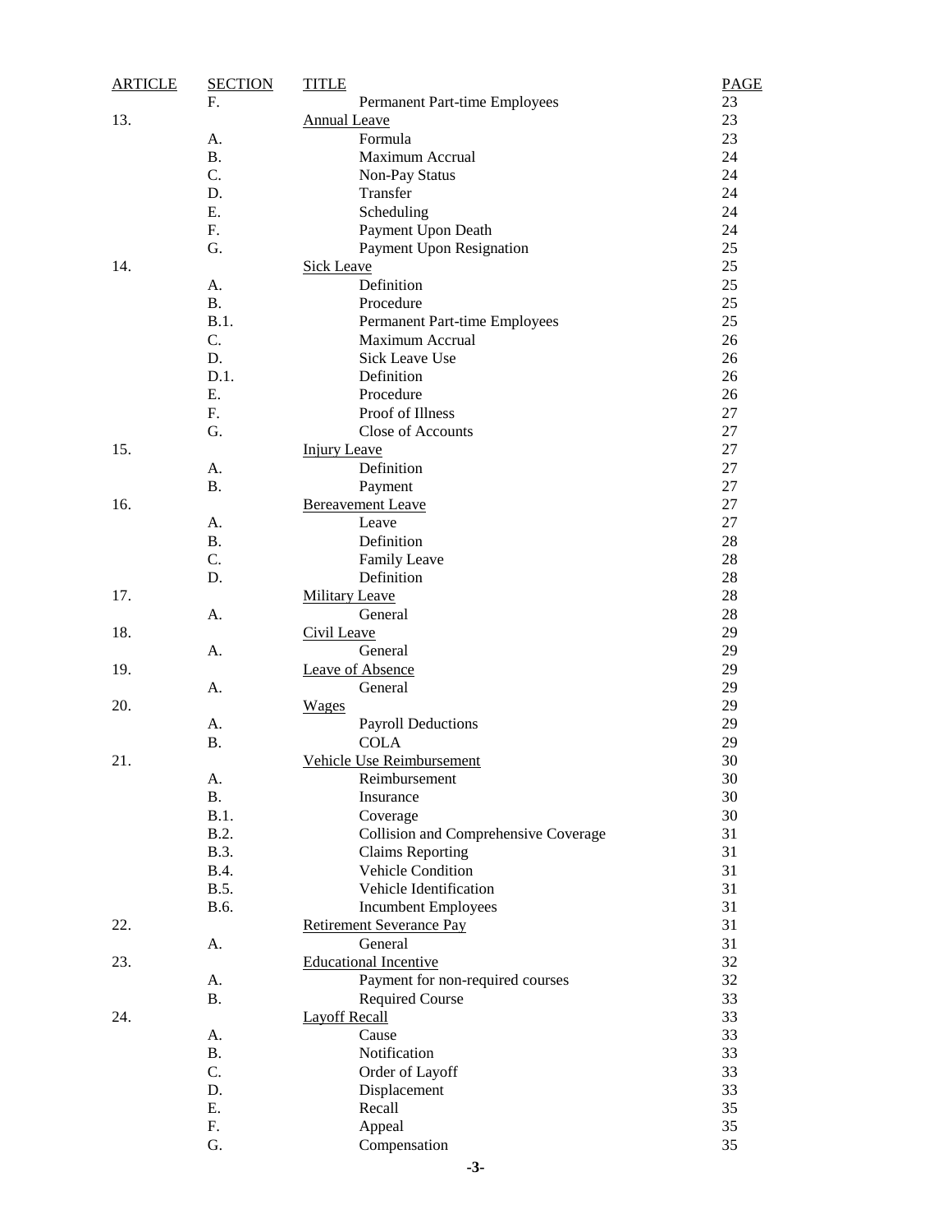| ARTICLE | SECTION | TITLE | PAGE |
|---|---|---|---|
| | F. | Permanent Part-time Employees | 23 |
| 13. | | Annual Leave | 23 |
| | A. | Formula | 23 |
| | B. | Maximum Accrual | 24 |
| | C. | Non-Pay Status | 24 |
| | D. | Transfer | 24 |
| | E. | Scheduling | 24 |
| | F. | Payment Upon Death | 24 |
| | G. | Payment Upon Resignation | 25 |
| 14. | | Sick Leave | 25 |
| | A. | Definition | 25 |
| | B. | Procedure | 25 |
| | B.1. | Permanent Part-time Employees | 25 |
| | C. | Maximum Accrual | 26 |
| | D. | Sick Leave Use | 26 |
| | D.1. | Definition | 26 |
| | E. | Procedure | 26 |
| | F. | Proof of Illness | 27 |
| | G. | Close of Accounts | 27 |
| 15. | | Injury Leave | 27 |
| | A. | Definition | 27 |
| | B. | Payment | 27 |
| 16. | | Bereavement Leave | 27 |
| | A. | Leave | 27 |
| | B. | Definition | 28 |
| | C. | Family Leave | 28 |
| | D. | Definition | 28 |
| 17. | | Military Leave | 28 |
| | A. | General | 28 |
| 18. | | Civil Leave | 29 |
| | A. | General | 29 |
| 19. | | Leave of Absence | 29 |
| | A. | General | 29 |
| 20. | | Wages | 29 |
| | A. | Payroll Deductions | 29 |
| | B. | COLA | 29 |
| 21. | | Vehicle Use Reimbursement | 30 |
| | A. | Reimbursement | 30 |
| | B. | Insurance | 30 |
| | B.1. | Coverage | 30 |
| | B.2. | Collision and Comprehensive Coverage | 31 |
| | B.3. | Claims Reporting | 31 |
| | B.4. | Vehicle Condition | 31 |
| | B.5. | Vehicle Identification | 31 |
| | B.6. | Incumbent Employees | 31 |
| 22. | | Retirement Severance Pay | 31 |
| | A. | General | 31 |
| 23. | | Educational Incentive | 32 |
| | A. | Payment for non-required courses | 32 |
| | B. | Required Course | 33 |
| 24. | | Layoff Recall | 33 |
| | A. | Cause | 33 |
| | B. | Notification | 33 |
| | C. | Order of Layoff | 33 |
| | D. | Displacement | 33 |
| | E. | Recall | 35 |
| | F. | Appeal | 35 |
| | G. | Compensation | 35 |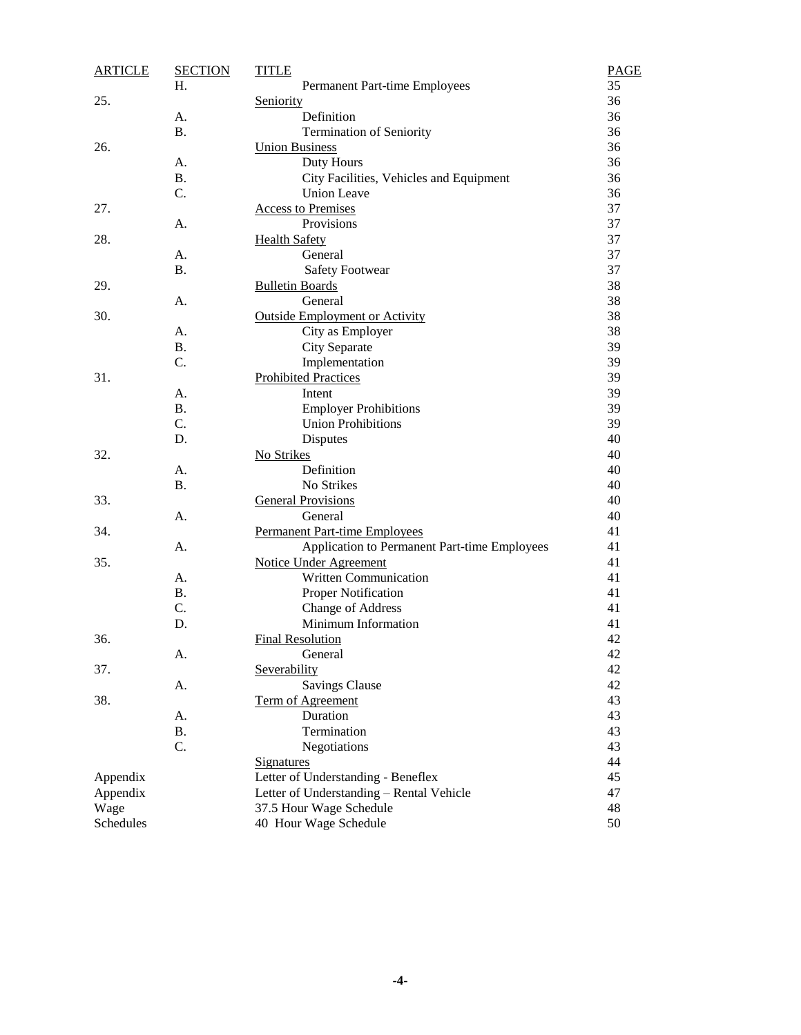| ARTICLE | SECTION | TITLE | PAGE |
|---|---|---|---|
| | H. | Permanent Part-time Employees | 35 |
| 25. | | Seniority | 36 |
| | A. | Definition | 36 |
| | B. | Termination of Seniority | 36 |
| 26. | | Union Business | 36 |
| | A. | Duty Hours | 36 |
| | B. | City Facilities, Vehicles and Equipment | 36 |
| | C. | Union Leave | 36 |
| 27. | | Access to Premises | 37 |
| | A. | Provisions | 37 |
| 28. | | Health Safety | 37 |
| | A. | General | 37 |
| | B. | Safety Footwear | 37 |
| 29. | | Bulletin Boards | 38 |
| | A. | General | 38 |
| 30. | | Outside Employment or Activity | 38 |
| | A. | City as Employer | 38 |
| | B. | City Separate | 39 |
| | C. | Implementation | 39 |
| 31. | | Prohibited Practices | 39 |
| | A. | Intent | 39 |
| | B. | Employer Prohibitions | 39 |
| | C. | Union Prohibitions | 39 |
| | D. | Disputes | 40 |
| 32. | | No Strikes | 40 |
| | A. | Definition | 40 |
| | B. | No Strikes | 40 |
| 33. | | General Provisions | 40 |
| | A. | General | 40 |
| 34. | | Permanent Part-time Employees | 41 |
| | A. | Application to Permanent Part-time Employees | 41 |
| 35. | | Notice Under Agreement | 41 |
| | A. | Written Communication | 41 |
| | B. | Proper Notification | 41 |
| | C. | Change of Address | 41 |
| | D. | Minimum Information | 41 |
| 36. | | Final Resolution | 42 |
| | A. | General | 42 |
| 37. | | Severability | 42 |
| | A. | Savings Clause | 42 |
| 38. | | Term of Agreement | 43 |
| | A. | Duration | 43 |
| | B. | Termination | 43 |
| | C. | Negotiations | 43 |
| | | Signatures | 44 |
| Appendix | | Letter of Understanding - Beneflex | 45 |
| Appendix | | Letter of Understanding – Rental Vehicle | 47 |
| Wage | | 37.5 Hour Wage Schedule | 48 |
| Schedules | | 40 Hour Wage Schedule | 50 |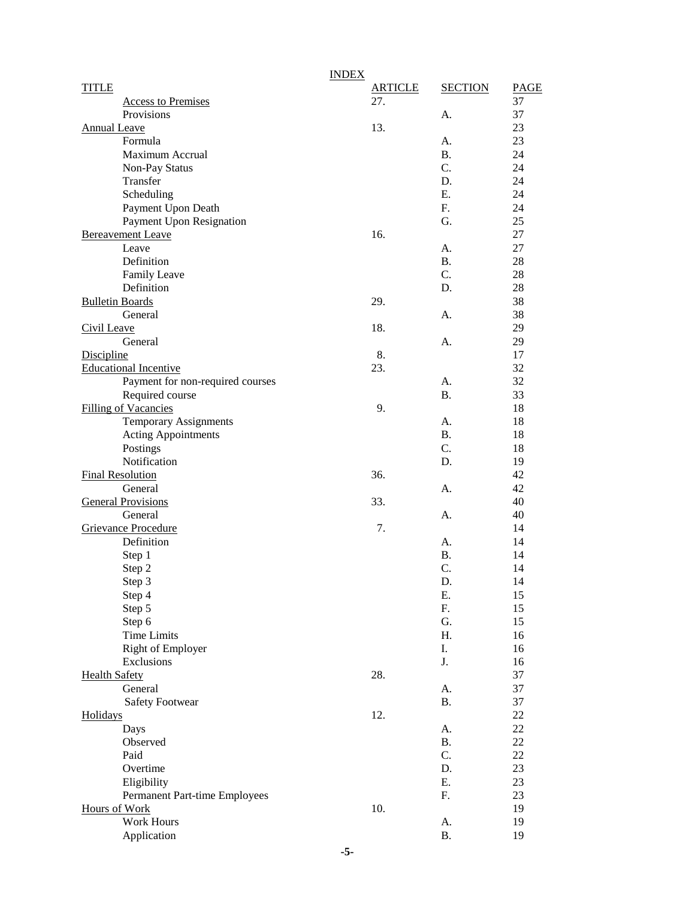INDEX

| TITLE | ARTICLE | SECTION | PAGE |
|---|---|---|---|
| Access to Premises | 27. | | 37 |
| Provisions | | A. | 37 |
| Annual Leave | 13. | | 23 |
| Formula | | A. | 23 |
| Maximum Accrual | | B. | 24 |
| Non-Pay Status | | C. | 24 |
| Transfer | | D. | 24 |
| Scheduling | | E. | 24 |
| Payment Upon Death | | F. | 24 |
| Payment Upon Resignation | | G. | 25 |
| Bereavement Leave | 16. | | 27 |
| Leave | | A. | 27 |
| Definition | | B. | 28 |
| Family Leave | | C. | 28 |
| Definition | | D. | 28 |
| Bulletin Boards | 29. | | 38 |
| General | | A. | 38 |
| Civil Leave | 18. | | 29 |
| General | | A. | 29 |
| Discipline | 8. | | 17 |
| Educational Incentive | 23. | | 32 |
| Payment for non-required courses | | A. | 32 |
| Required course | | B. | 33 |
| Filling of Vacancies | 9. | | 18 |
| Temporary Assignments | | A. | 18 |
| Acting Appointments | | B. | 18 |
| Postings | | C. | 18 |
| Notification | | D. | 19 |
| Final Resolution | 36. | | 42 |
| General | | A. | 42 |
| General Provisions | 33. | | 40 |
| General | | A. | 40 |
| Grievance Procedure | 7. | | 14 |
| Definition | | A. | 14 |
| Step 1 | | B. | 14 |
| Step 2 | | C. | 14 |
| Step 3 | | D. | 14 |
| Step 4 | | E. | 15 |
| Step 5 | | F. | 15 |
| Step 6 | | G. | 15 |
| Time Limits | | H. | 16 |
| Right of Employer | | I. | 16 |
| Exclusions | | J. | 16 |
| Health Safety | 28. | | 37 |
| General | | A. | 37 |
| Safety Footwear | | B. | 37 |
| Holidays | 12. | | 22 |
| Days | | A. | 22 |
| Observed | | B. | 22 |
| Paid | | C. | 22 |
| Overtime | | D. | 23 |
| Eligibility | | E. | 23 |
| Permanent Part-time Employees | | F. | 23 |
| Hours of Work | 10. | | 19 |
| Work Hours | | A. | 19 |
| Application | | B. | 19 |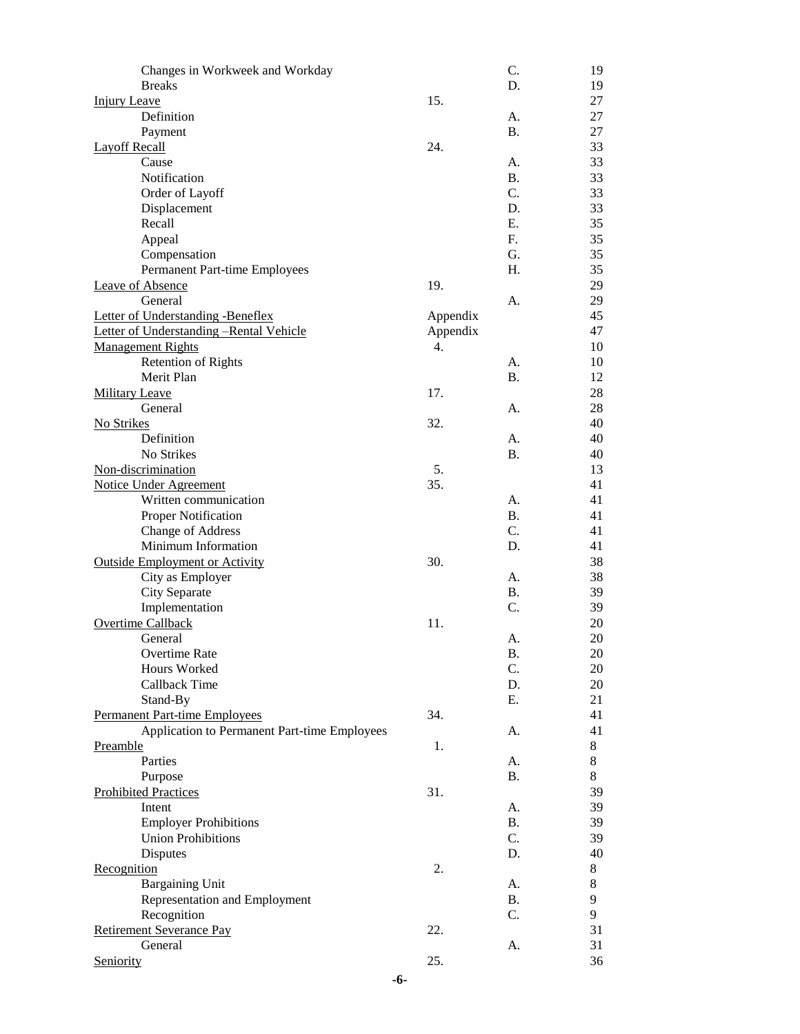| | | | |
|---|---|---|---|
| Changes in Workweek and Workday | | C. | 19 |
| Breaks | | D. | 19 |
| Injury Leave | 15. | | 27 |
| Definition | | A. | 27 |
| Payment | | B. | 27 |
| Layoff Recall | 24. | | 33 |
| Cause | | A. | 33 |
| Notification | | B. | 33 |
| Order of Layoff | | C. | 33 |
| Displacement | | D. | 33 |
| Recall | | E. | 35 |
| Appeal | | F. | 35 |
| Compensation | | G. | 35 |
| Permanent Part-time Employees | | H. | 35 |
| Leave of Absence | 19. | | 29 |
| General | | A. | 29 |
| Letter of Understanding -Beneflex | Appendix | | 45 |
| Letter of Understanding –Rental Vehicle | Appendix | | 47 |
| Management Rights | 4. | | 10 |
| Retention of Rights | | A. | 10 |
| Merit Plan | | B. | 12 |
| Military Leave | 17. | | 28 |
| General | | A. | 28 |
| No Strikes | 32. | | 40 |
| Definition | | A. | 40 |
| No Strikes | | B. | 40 |
| Non-discrimination | 5. | | 13 |
| Notice Under Agreement | 35. | | 41 |
| Written communication | | A. | 41 |
| Proper Notification | | B. | 41 |
| Change of Address | | C. | 41 |
| Minimum Information | | D. | 41 |
| Outside Employment or Activity | 30. | | 38 |
| City as Employer | | A. | 38 |
| City Separate | | B. | 39 |
| Implementation | | C. | 39 |
| Overtime Callback | 11. | | 20 |
| General | | A. | 20 |
| Overtime Rate | | B. | 20 |
| Hours Worked | | C. | 20 |
| Callback Time | | D. | 20 |
| Stand-By | | E. | 21 |
| Permanent Part-time Employees | 34. | | 41 |
| Application to Permanent Part-time Employees | | A. | 41 |
| Preamble | 1. | | 8 |
| Parties | | A. | 8 |
| Purpose | | B. | 8 |
| Prohibited Practices | 31. | | 39 |
| Intent | | A. | 39 |
| Employer Prohibitions | | B. | 39 |
| Union Prohibitions | | C. | 39 |
| Disputes | | D. | 40 |
| Recognition | 2. | | 8 |
| Bargaining Unit | | A. | 8 |
| Representation and Employment | | B. | 9 |
| Recognition | | C. | 9 |
| Retirement Severance Pay | 22. | | 31 |
| General | | A. | 31 |
| Seniority | 25. | | 36 |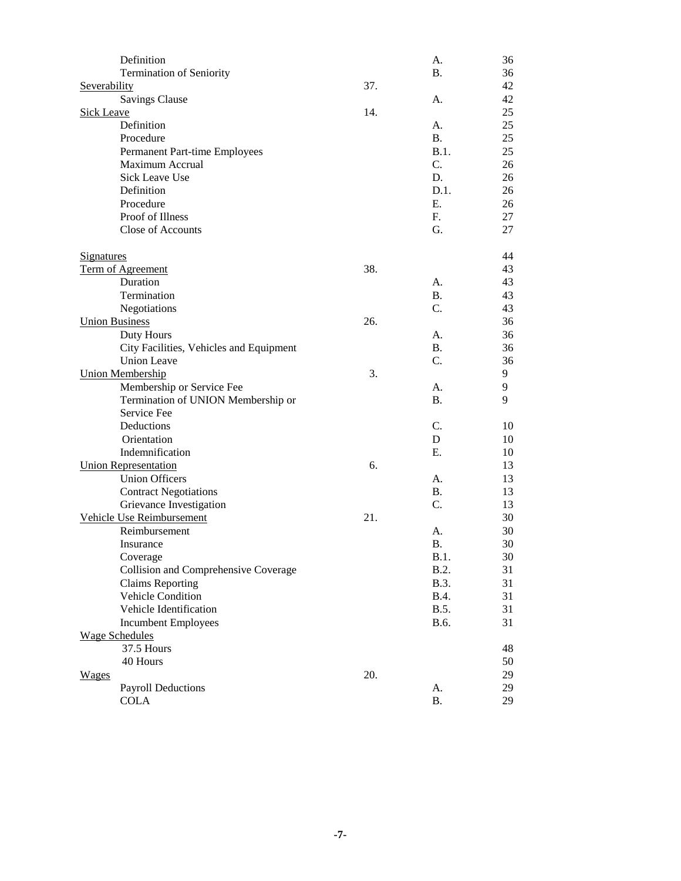| Topic | Article | Section | Page |
|---|---|---|---|
| Definition | | A. | 36 |
| Termination of Seniority | | B. | 36 |
| Severability | 37. | | 42 |
| Savings Clause | | A. | 42 |
| Sick Leave | 14. | | 25 |
| Definition | | A. | 25 |
| Procedure | | B. | 25 |
| Permanent Part-time Employees | | B.1. | 25 |
| Maximum Accrual | | C. | 26 |
| Sick Leave Use | | D. | 26 |
| Definition | | D.1. | 26 |
| Procedure | | E. | 26 |
| Proof of Illness | | F. | 27 |
| Close of Accounts | | G. | 27 |
| Signatures | | | 44 |
| Term of Agreement | 38. | | 43 |
| Duration | | A. | 43 |
| Termination | | B. | 43 |
| Negotiations | | C. | 43 |
| Union Business | 26. | | 36 |
| Duty Hours | | A. | 36 |
| City Facilities, Vehicles and Equipment | | B. | 36 |
| Union Leave | | C. | 36 |
| Union Membership | 3. | | 9 |
| Membership or Service Fee | | A. | 9 |
| Termination of UNION Membership or Service Fee | | B. | 9 |
| Deductions | | C. | 10 |
| Orientation | | D | 10 |
| Indemnification | | E. | 10 |
| Union Representation | 6. | | 13 |
| Union Officers | | A. | 13 |
| Contract Negotiations | | B. | 13 |
| Grievance Investigation | | C. | 13 |
| Vehicle Use Reimbursement | 21. | | 30 |
| Reimbursement | | A. | 30 |
| Insurance | | B. | 30 |
| Coverage | | B.1. | 30 |
| Collision and Comprehensive Coverage | | B.2. | 31 |
| Claims Reporting | | B.3. | 31 |
| Vehicle Condition | | B.4. | 31 |
| Vehicle Identification | | B.5. | 31 |
| Incumbent Employees | | B.6. | 31 |
| Wage Schedules | | | |
| 37.5 Hours | | | 48 |
| 40 Hours | | | 50 |
| Wages | 20. | | 29 |
| Payroll Deductions | | A. | 29 |
| COLA | | B. | 29 |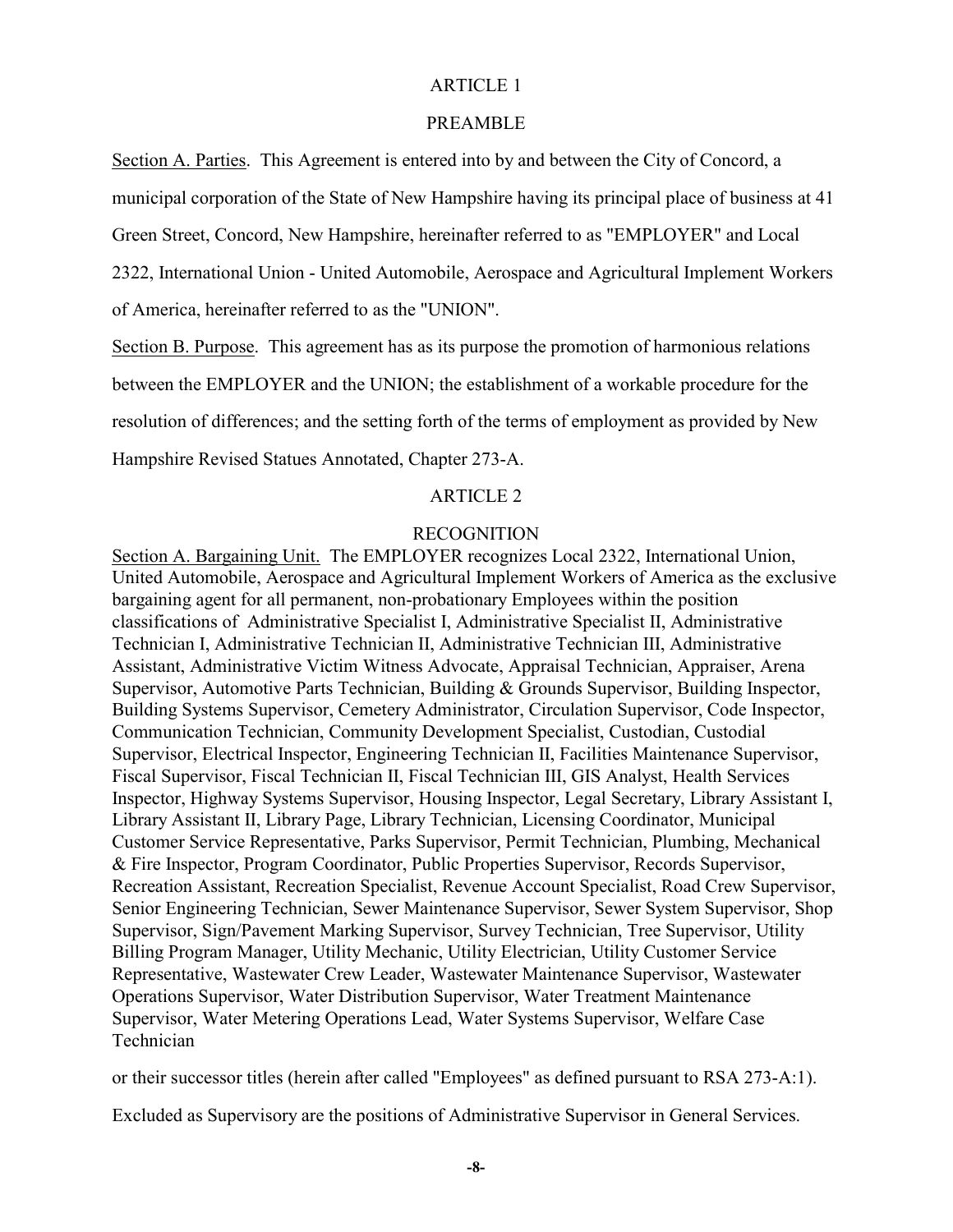## ARTICLE 1

## PREAMBLE

Section A. Parties. This Agreement is entered into by and between the City of Concord, a municipal corporation of the State of New Hampshire having its principal place of business at 41 Green Street, Concord, New Hampshire, hereinafter referred to as "EMPLOYER" and Local 2322, International Union - United Automobile, Aerospace and Agricultural Implement Workers of America, hereinafter referred to as the "UNION".

Section B. Purpose. This agreement has as its purpose the promotion of harmonious relations between the EMPLOYER and the UNION; the establishment of a workable procedure for the resolution of differences; and the setting forth of the terms of employment as provided by New Hampshire Revised Statues Annotated, Chapter 273-A.

## ARTICLE 2

## RECOGNITION

Section A. Bargaining Unit. The EMPLOYER recognizes Local 2322, International Union, United Automobile, Aerospace and Agricultural Implement Workers of America as the exclusive bargaining agent for all permanent, non-probationary Employees within the position classifications of Administrative Specialist I, Administrative Specialist II, Administrative Technician I, Administrative Technician II, Administrative Technician III, Administrative Assistant, Administrative Victim Witness Advocate, Appraisal Technician, Appraiser, Arena Supervisor, Automotive Parts Technician, Building & Grounds Supervisor, Building Inspector, Building Systems Supervisor, Cemetery Administrator, Circulation Supervisor, Code Inspector, Communication Technician, Community Development Specialist, Custodian, Custodial Supervisor, Electrical Inspector, Engineering Technician II, Facilities Maintenance Supervisor, Fiscal Supervisor, Fiscal Technician II, Fiscal Technician III, GIS Analyst, Health Services Inspector, Highway Systems Supervisor, Housing Inspector, Legal Secretary, Library Assistant I, Library Assistant II, Library Page, Library Technician, Licensing Coordinator, Municipal Customer Service Representative, Parks Supervisor, Permit Technician, Plumbing, Mechanical & Fire Inspector, Program Coordinator, Public Properties Supervisor, Records Supervisor, Recreation Assistant, Recreation Specialist, Revenue Account Specialist, Road Crew Supervisor, Senior Engineering Technician, Sewer Maintenance Supervisor, Sewer System Supervisor, Shop Supervisor, Sign/Pavement Marking Supervisor, Survey Technician, Tree Supervisor, Utility Billing Program Manager, Utility Mechanic, Utility Electrician, Utility Customer Service Representative, Wastewater Crew Leader, Wastewater Maintenance Supervisor, Wastewater Operations Supervisor, Water Distribution Supervisor, Water Treatment Maintenance Supervisor, Water Metering Operations Lead, Water Systems Supervisor, Welfare Case Technician

or their successor titles (herein after called "Employees" as defined pursuant to RSA 273-A:1).

Excluded as Supervisory are the positions of Administrative Supervisor in General Services.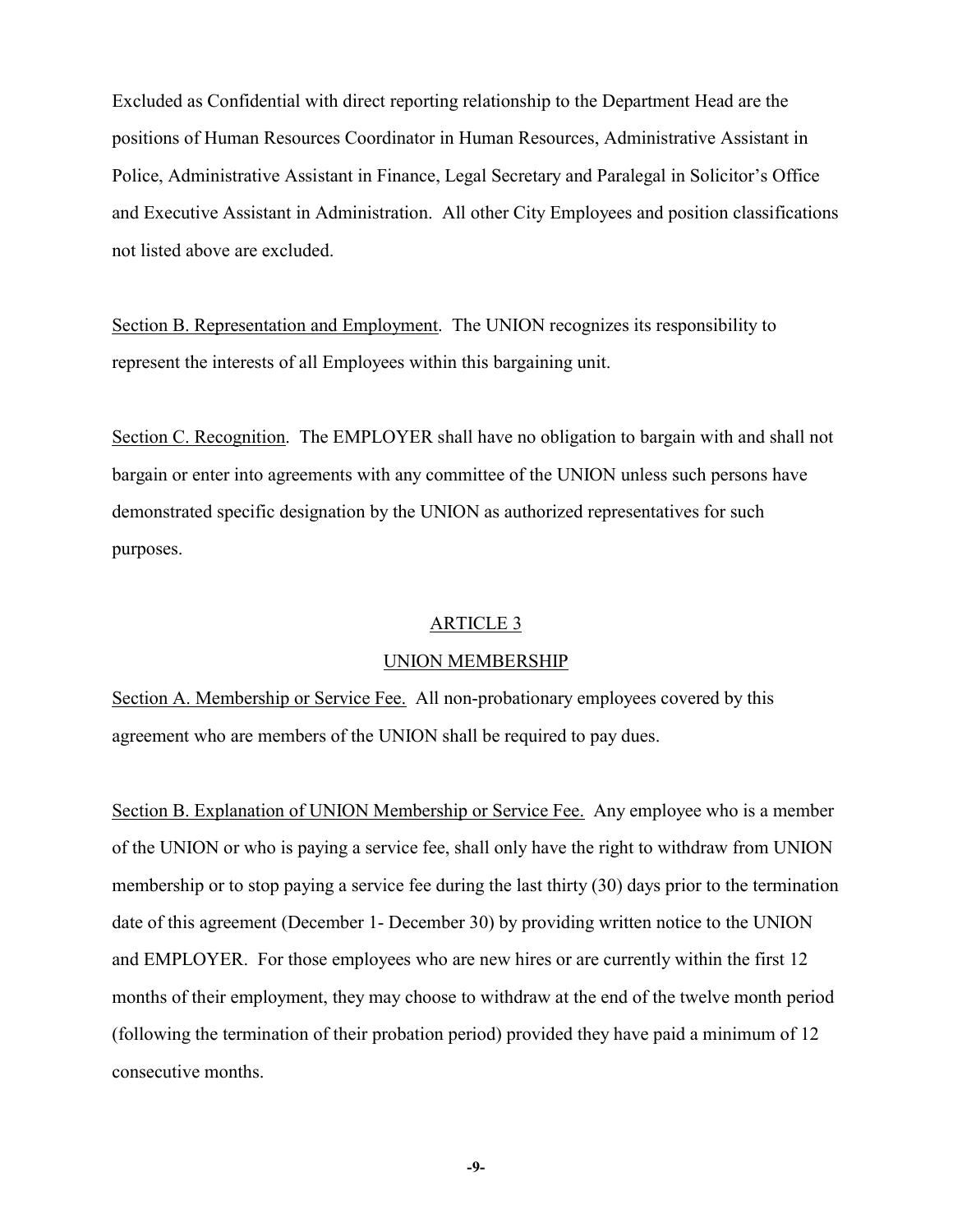Excluded as Confidential with direct reporting relationship to the Department Head are the positions of Human Resources Coordinator in Human Resources, Administrative Assistant in Police, Administrative Assistant in Finance, Legal Secretary and Paralegal in Solicitor's Office and Executive Assistant in Administration. All other City Employees and position classifications not listed above are excluded.

Section B. Representation and Employment. The UNION recognizes its responsibility to represent the interests of all Employees within this bargaining unit.

Section C. Recognition. The EMPLOYER shall have no obligation to bargain with and shall not bargain or enter into agreements with any committee of the UNION unless such persons have demonstrated specific designation by the UNION as authorized representatives for such purposes.

## ARTICLE 3

## UNION MEMBERSHIP

Section A. Membership or Service Fee. All non-probationary employees covered by this agreement who are members of the UNION shall be required to pay dues.

Section B. Explanation of UNION Membership or Service Fee. Any employee who is a member of the UNION or who is paying a service fee, shall only have the right to withdraw from UNION membership or to stop paying a service fee during the last thirty (30) days prior to the termination date of this agreement (December 1- December 30) by providing written notice to the UNION and EMPLOYER. For those employees who are new hires or are currently within the first 12 months of their employment, they may choose to withdraw at the end of the twelve month period (following the termination of their probation period) provided they have paid a minimum of 12 consecutive months.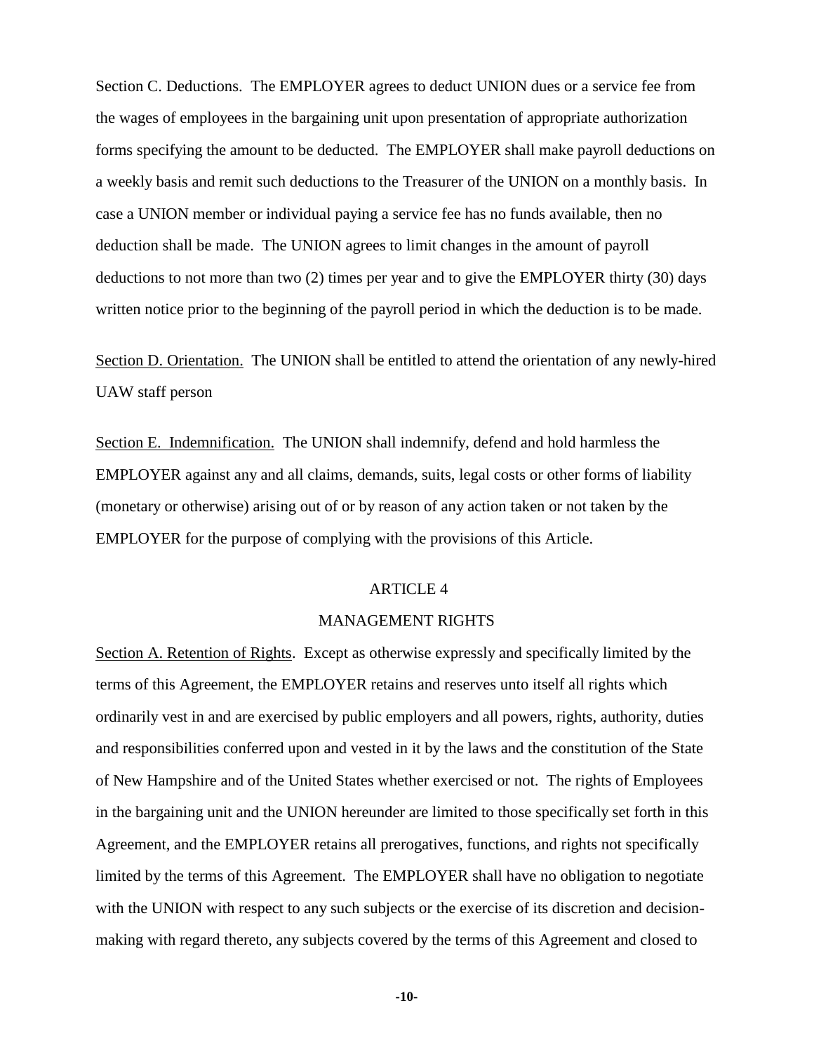Section C. Deductions. The EMPLOYER agrees to deduct UNION dues or a service fee from the wages of employees in the bargaining unit upon presentation of appropriate authorization forms specifying the amount to be deducted. The EMPLOYER shall make payroll deductions on a weekly basis and remit such deductions to the Treasurer of the UNION on a monthly basis. In case a UNION member or individual paying a service fee has no funds available, then no deduction shall be made. The UNION agrees to limit changes in the amount of payroll deductions to not more than two (2) times per year and to give the EMPLOYER thirty (30) days written notice prior to the beginning of the payroll period in which the deduction is to be made.

Section D. Orientation. The UNION shall be entitled to attend the orientation of any newly-hired UAW staff person

Section E. Indemnification. The UNION shall indemnify, defend and hold harmless the EMPLOYER against any and all claims, demands, suits, legal costs or other forms of liability (monetary or otherwise) arising out of or by reason of any action taken or not taken by the EMPLOYER for the purpose of complying with the provisions of this Article.

## ARTICLE 4

## MANAGEMENT RIGHTS

Section A. Retention of Rights. Except as otherwise expressly and specifically limited by the terms of this Agreement, the EMPLOYER retains and reserves unto itself all rights which ordinarily vest in and are exercised by public employers and all powers, rights, authority, duties and responsibilities conferred upon and vested in it by the laws and the constitution of the State of New Hampshire and of the United States whether exercised or not. The rights of Employees in the bargaining unit and the UNION hereunder are limited to those specifically set forth in this Agreement, and the EMPLOYER retains all prerogatives, functions, and rights not specifically limited by the terms of this Agreement. The EMPLOYER shall have no obligation to negotiate with the UNION with respect to any such subjects or the exercise of its discretion and decision-making with regard thereto, any subjects covered by the terms of this Agreement and closed to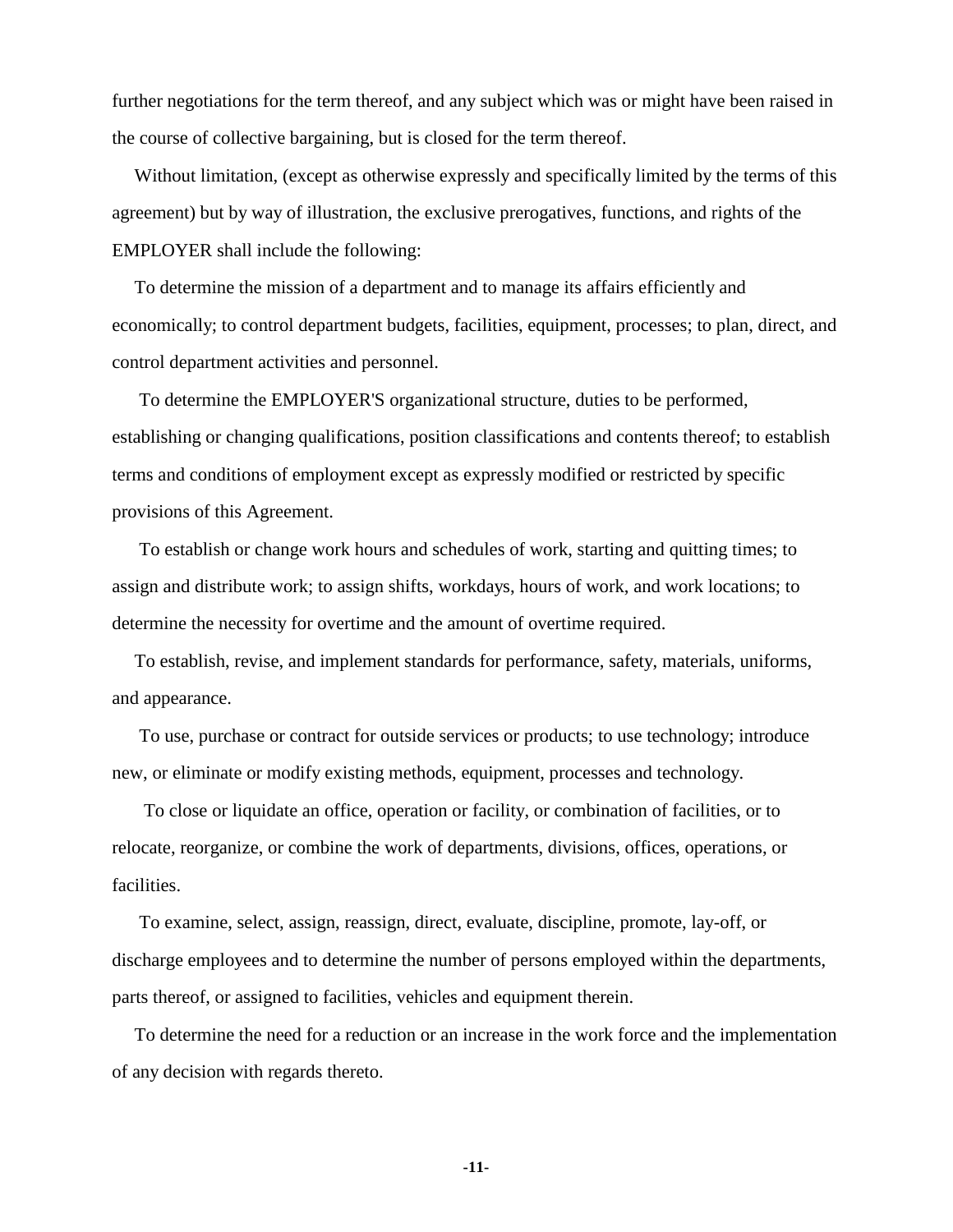further negotiations for the term thereof, and any subject which was or might have been raised in the course of collective bargaining, but is closed for the term thereof.

Without limitation, (except as otherwise expressly and specifically limited by the terms of this agreement) but by way of illustration, the exclusive prerogatives, functions, and rights of the EMPLOYER shall include the following:

To determine the mission of a department and to manage its affairs efficiently and economically; to control department budgets, facilities, equipment, processes; to plan, direct, and control department activities and personnel.

To determine the EMPLOYER'S organizational structure, duties to be performed, establishing or changing qualifications, position classifications and contents thereof; to establish terms and conditions of employment except as expressly modified or restricted by specific provisions of this Agreement.

To establish or change work hours and schedules of work, starting and quitting times; to assign and distribute work; to assign shifts, workdays, hours of work, and work locations; to determine the necessity for overtime and the amount of overtime required.

To establish, revise, and implement standards for performance, safety, materials, uniforms, and appearance.

To use, purchase or contract for outside services or products; to use technology; introduce new, or eliminate or modify existing methods, equipment, processes and technology.

To close or liquidate an office, operation or facility, or combination of facilities, or to relocate, reorganize, or combine the work of departments, divisions, offices, operations, or facilities.

To examine, select, assign, reassign, direct, evaluate, discipline, promote, lay-off, or discharge employees and to determine the number of persons employed within the departments, parts thereof, or assigned to facilities, vehicles and equipment therein.

To determine the need for a reduction or an increase in the work force and the implementation of any decision with regards thereto.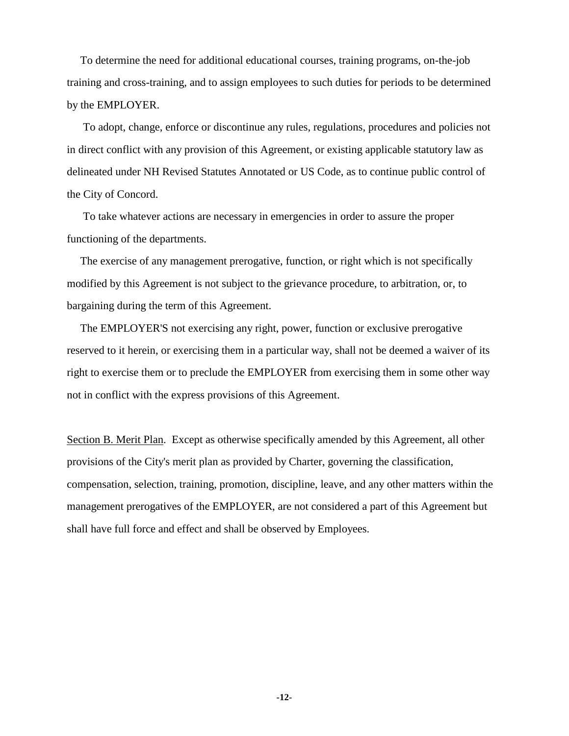To determine the need for additional educational courses, training programs, on-the-job training and cross-training, and to assign employees to such duties for periods to be determined by the EMPLOYER.

To adopt, change, enforce or discontinue any rules, regulations, procedures and policies not in direct conflict with any provision of this Agreement, or existing applicable statutory law as delineated under NH Revised Statutes Annotated or US Code, as to continue public control of the City of Concord.

To take whatever actions are necessary in emergencies in order to assure the proper functioning of the departments.

The exercise of any management prerogative, function, or right which is not specifically modified by this Agreement is not subject to the grievance procedure, to arbitration, or, to bargaining during the term of this Agreement.

The EMPLOYER'S not exercising any right, power, function or exclusive prerogative reserved to it herein, or exercising them in a particular way, shall not be deemed a waiver of its right to exercise them or to preclude the EMPLOYER from exercising them in some other way not in conflict with the express provisions of this Agreement.

Section B. Merit Plan. Except as otherwise specifically amended by this Agreement, all other provisions of the City's merit plan as provided by Charter, governing the classification, compensation, selection, training, promotion, discipline, leave, and any other matters within the management prerogatives of the EMPLOYER, are not considered a part of this Agreement but shall have full force and effect and shall be observed by Employees.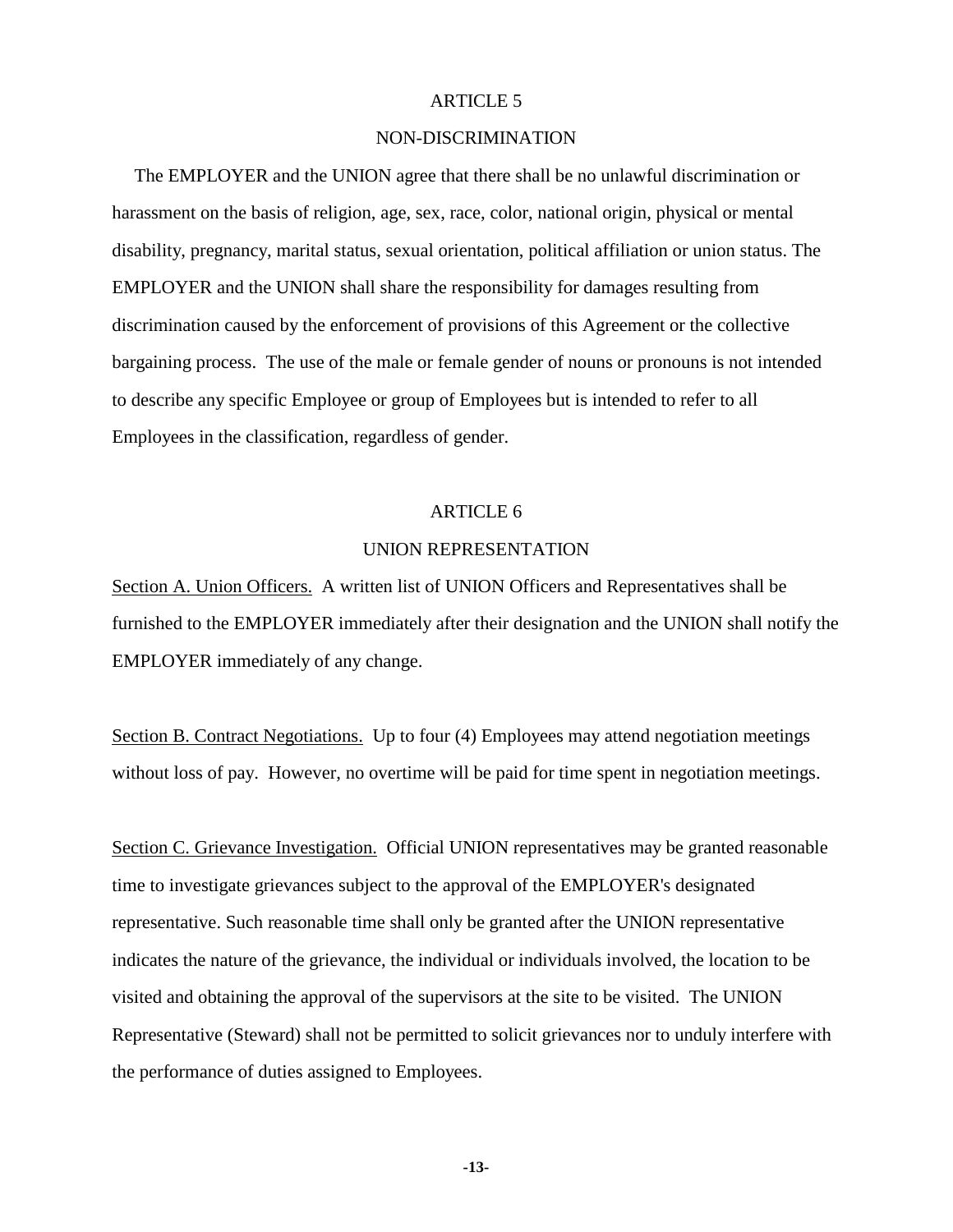## ARTICLE 5

## NON-DISCRIMINATION

The EMPLOYER and the UNION agree that there shall be no unlawful discrimination or harassment on the basis of religion, age, sex, race, color, national origin, physical or mental disability, pregnancy, marital status, sexual orientation, political affiliation or union status. The EMPLOYER and the UNION shall share the responsibility for damages resulting from discrimination caused by the enforcement of provisions of this Agreement or the collective bargaining process. The use of the male or female gender of nouns or pronouns is not intended to describe any specific Employee or group of Employees but is intended to refer to all Employees in the classification, regardless of gender.

## ARTICLE 6

## UNION REPRESENTATION

Section A. Union Officers. A written list of UNION Officers and Representatives shall be furnished to the EMPLOYER immediately after their designation and the UNION shall notify the EMPLOYER immediately of any change.

Section B. Contract Negotiations. Up to four (4) Employees may attend negotiation meetings without loss of pay. However, no overtime will be paid for time spent in negotiation meetings.

Section C. Grievance Investigation. Official UNION representatives may be granted reasonable time to investigate grievances subject to the approval of the EMPLOYER's designated representative. Such reasonable time shall only be granted after the UNION representative indicates the nature of the grievance, the individual or individuals involved, the location to be visited and obtaining the approval of the supervisors at the site to be visited. The UNION Representative (Steward) shall not be permitted to solicit grievances nor to unduly interfere with the performance of duties assigned to Employees.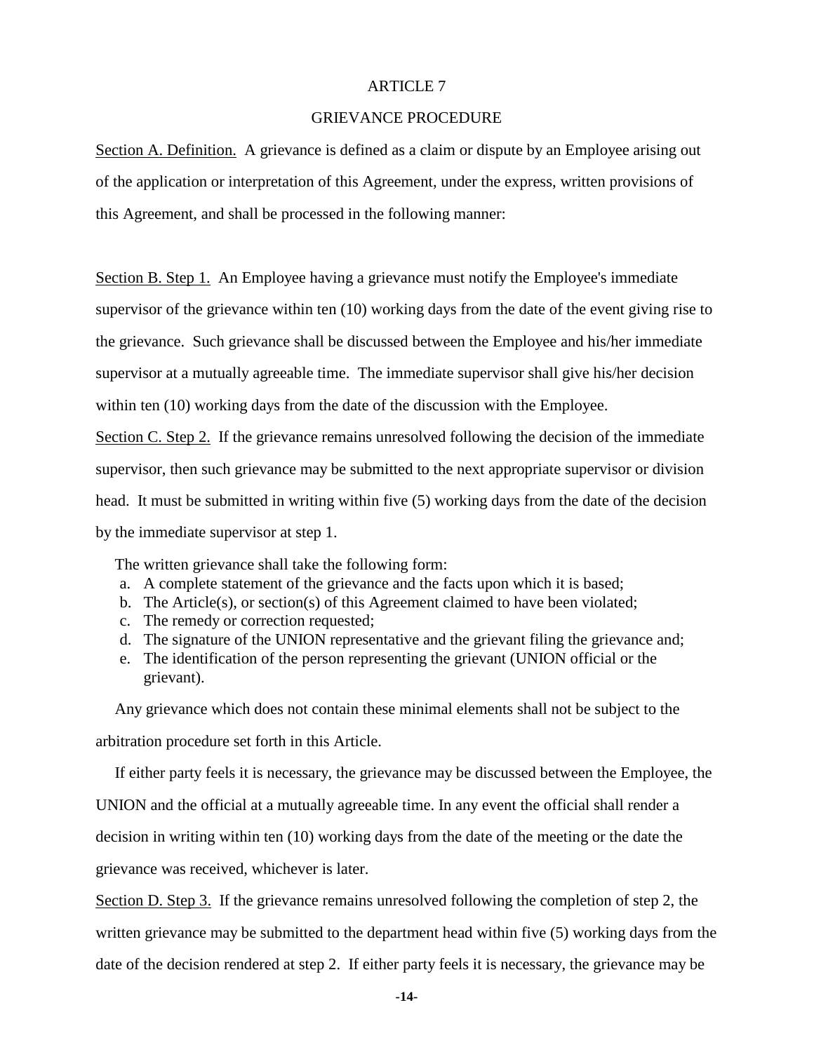# ARTICLE 7

## GRIEVANCE PROCEDURE

<u>Section A. Definition.</u> A grievance is defined as a claim or dispute by an Employee arising out of the application or interpretation of this Agreement, under the express, written provisions of this Agreement, and shall be processed in the following manner:

<u>Section B. Step 1.</u> An Employee having a grievance must notify the Employee's immediate supervisor of the grievance within ten (10) working days from the date of the event giving rise to the grievance. Such grievance shall be discussed between the Employee and his/her immediate supervisor at a mutually agreeable time. The immediate supervisor shall give his/her decision within ten (10) working days from the date of the discussion with the Employee.

<u>Section C. Step 2.</u> If the grievance remains unresolved following the decision of the immediate supervisor, then such grievance may be submitted to the next appropriate supervisor or division head. It must be submitted in writing within five (5) working days from the date of the decision by the immediate supervisor at step 1.

The written grievance shall take the following form:

a. A complete statement of the grievance and the facts upon which it is based;
b. The Article(s), or section(s) of this Agreement claimed to have been violated;
c. The remedy or correction requested;
d. The signature of the UNION representative and the grievant filing the grievance and;
e. The identification of the person representing the grievant (UNION official or the grievant).

Any grievance which does not contain these minimal elements shall not be subject to the arbitration procedure set forth in this Article.

If either party feels it is necessary, the grievance may be discussed between the Employee, the UNION and the official at a mutually agreeable time. In any event the official shall render a decision in writing within ten (10) working days from the date of the meeting or the date the grievance was received, whichever is later.

<u>Section D. Step 3.</u> If the grievance remains unresolved following the completion of step 2, the written grievance may be submitted to the department head within five (5) working days from the date of the decision rendered at step 2. If either party feels it is necessary, the grievance may be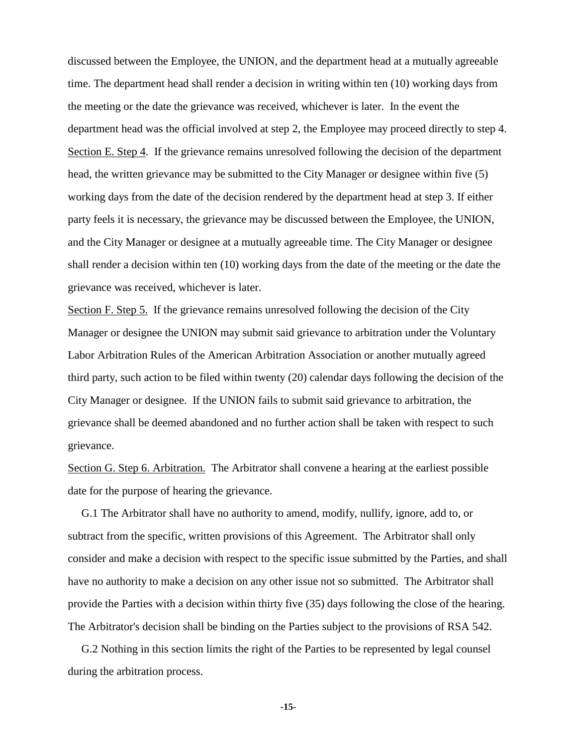discussed between the Employee, the UNION, and the department head at a mutually agreeable time. The department head shall render a decision in writing within ten (10) working days from the meeting or the date the grievance was received, whichever is later. In the event the department head was the official involved at step 2, the Employee may proceed directly to step 4.

Section E. Step 4. If the grievance remains unresolved following the decision of the department head, the written grievance may be submitted to the City Manager or designee within five (5) working days from the date of the decision rendered by the department head at step 3. If either party feels it is necessary, the grievance may be discussed between the Employee, the UNION, and the City Manager or designee at a mutually agreeable time. The City Manager or designee shall render a decision within ten (10) working days from the date of the meeting or the date the grievance was received, whichever is later.

Section F. Step 5. If the grievance remains unresolved following the decision of the City Manager or designee the UNION may submit said grievance to arbitration under the Voluntary Labor Arbitration Rules of the American Arbitration Association or another mutually agreed third party, such action to be filed within twenty (20) calendar days following the decision of the City Manager or designee. If the UNION fails to submit said grievance to arbitration, the grievance shall be deemed abandoned and no further action shall be taken with respect to such grievance.

Section G. Step 6. Arbitration. The Arbitrator shall convene a hearing at the earliest possible date for the purpose of hearing the grievance.

G.1 The Arbitrator shall have no authority to amend, modify, nullify, ignore, add to, or subtract from the specific, written provisions of this Agreement. The Arbitrator shall only consider and make a decision with respect to the specific issue submitted by the Parties, and shall have no authority to make a decision on any other issue not so submitted. The Arbitrator shall provide the Parties with a decision within thirty five (35) days following the close of the hearing. The Arbitrator's decision shall be binding on the Parties subject to the provisions of RSA 542.

G.2 Nothing in this section limits the right of the Parties to be represented by legal counsel during the arbitration process.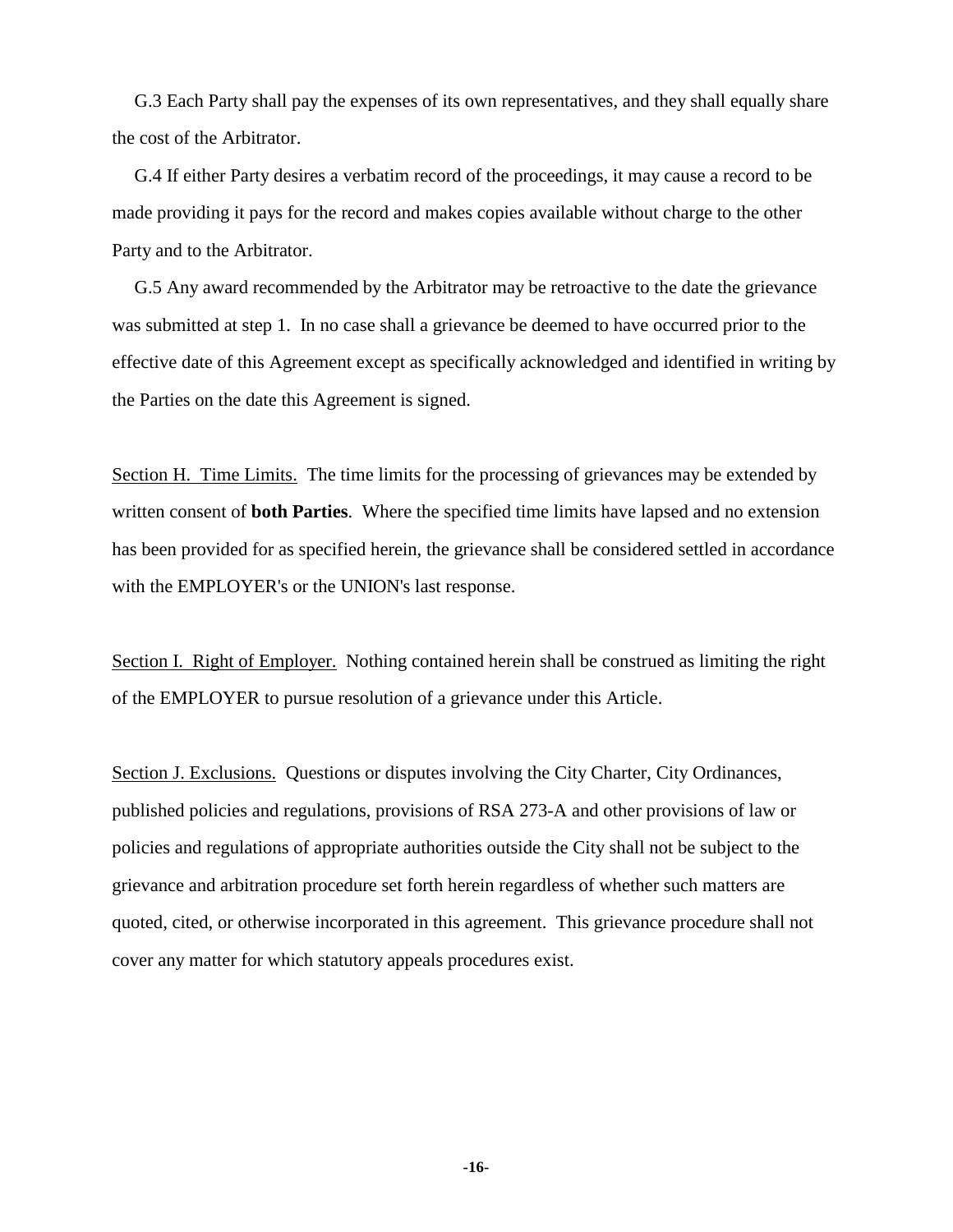G.3 Each Party shall pay the expenses of its own representatives, and they shall equally share the cost of the Arbitrator.

G.4 If either Party desires a verbatim record of the proceedings, it may cause a record to be made providing it pays for the record and makes copies available without charge to the other Party and to the Arbitrator.

G.5 Any award recommended by the Arbitrator may be retroactive to the date the grievance was submitted at step 1. In no case shall a grievance be deemed to have occurred prior to the effective date of this Agreement except as specifically acknowledged and identified in writing by the Parties on the date this Agreement is signed.

Section H. Time Limits. The time limits for the processing of grievances may be extended by written consent of **both Parties**. Where the specified time limits have lapsed and no extension has been provided for as specified herein, the grievance shall be considered settled in accordance with the EMPLOYER's or the UNION's last response.

Section I. Right of Employer. Nothing contained herein shall be construed as limiting the right of the EMPLOYER to pursue resolution of a grievance under this Article.

Section J. Exclusions. Questions or disputes involving the City Charter, City Ordinances, published policies and regulations, provisions of RSA 273-A and other provisions of law or policies and regulations of appropriate authorities outside the City shall not be subject to the grievance and arbitration procedure set forth herein regardless of whether such matters are quoted, cited, or otherwise incorporated in this agreement. This grievance procedure shall not cover any matter for which statutory appeals procedures exist.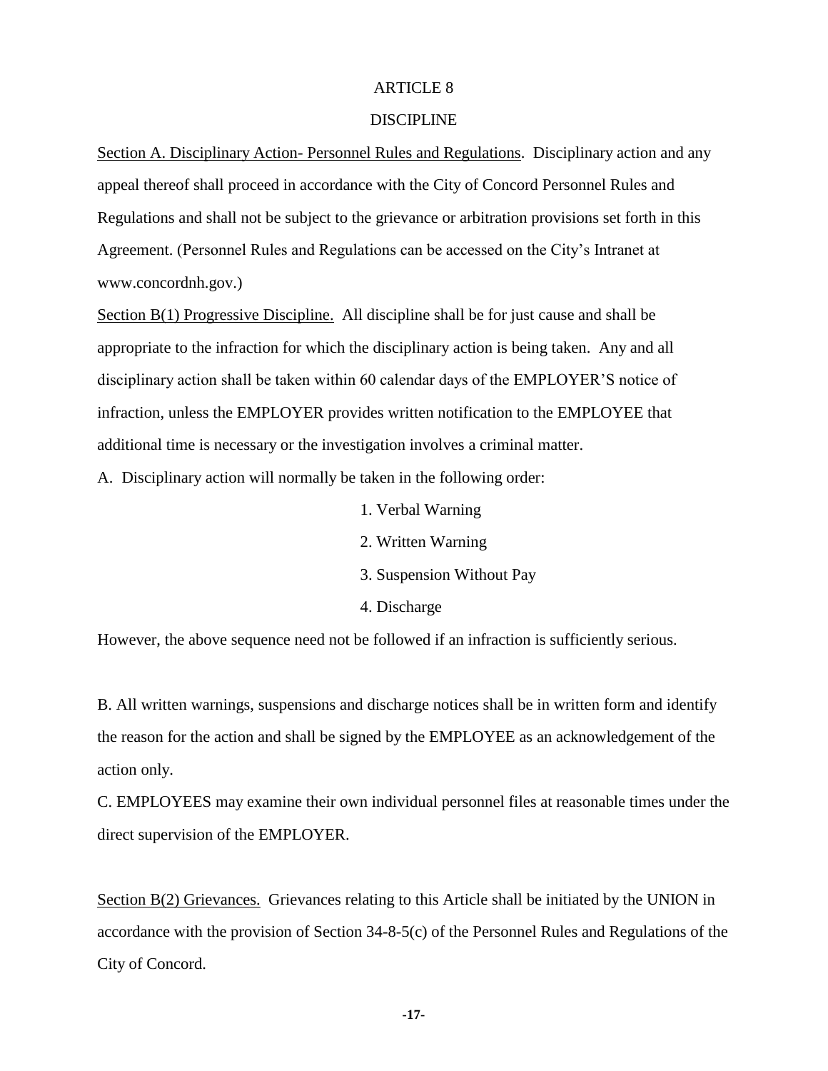# ARTICLE 8

## DISCIPLINE

Section A. Disciplinary Action- Personnel Rules and Regulations. Disciplinary action and any appeal thereof shall proceed in accordance with the City of Concord Personnel Rules and Regulations and shall not be subject to the grievance or arbitration provisions set forth in this Agreement. (Personnel Rules and Regulations can be accessed on the City's Intranet at www.concordnh.gov.)

Section B(1) Progressive Discipline. All discipline shall be for just cause and shall be appropriate to the infraction for which the disciplinary action is being taken. Any and all disciplinary action shall be taken within 60 calendar days of the EMPLOYER'S notice of infraction, unless the EMPLOYER provides written notification to the EMPLOYEE that additional time is necessary or the investigation involves a criminal matter.

A. Disciplinary action will normally be taken in the following order:

1. Verbal Warning
2. Written Warning
3. Suspension Without Pay
4. Discharge

However, the above sequence need not be followed if an infraction is sufficiently serious.

B. All written warnings, suspensions and discharge notices shall be in written form and identify the reason for the action and shall be signed by the EMPLOYEE as an acknowledgement of the action only.

C. EMPLOYEES may examine their own individual personnel files at reasonable times under the direct supervision of the EMPLOYER.

Section B(2) Grievances. Grievances relating to this Article shall be initiated by the UNION in accordance with the provision of Section 34-8-5(c) of the Personnel Rules and Regulations of the City of Concord.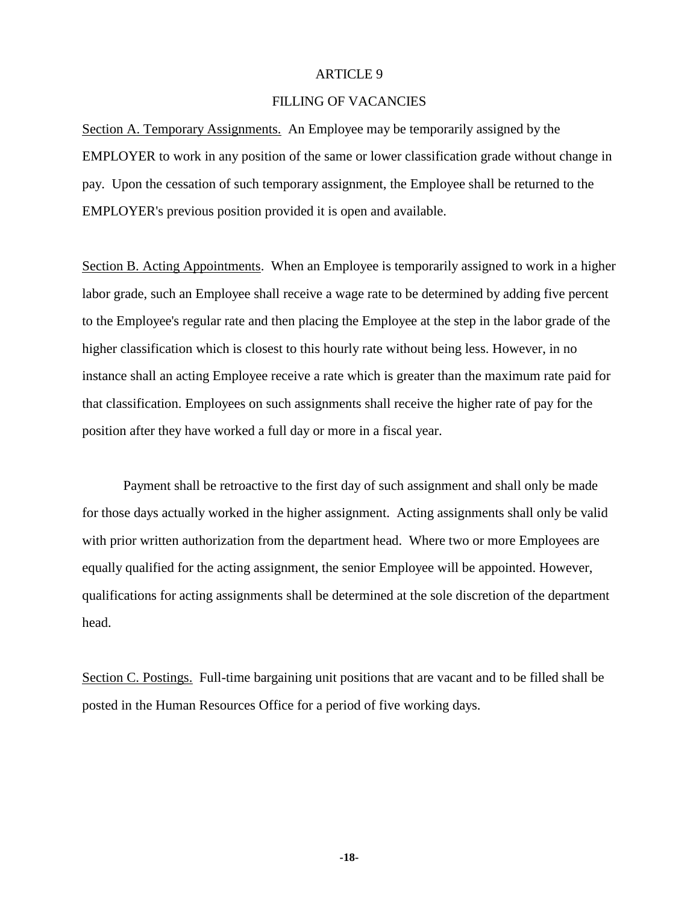# ARTICLE 9

## FILLING OF VACANCIES

Section A. Temporary Assignments. An Employee may be temporarily assigned by the EMPLOYER to work in any position of the same or lower classification grade without change in pay. Upon the cessation of such temporary assignment, the Employee shall be returned to the EMPLOYER's previous position provided it is open and available.

Section B. Acting Appointments. When an Employee is temporarily assigned to work in a higher labor grade, such an Employee shall receive a wage rate to be determined by adding five percent to the Employee's regular rate and then placing the Employee at the step in the labor grade of the higher classification which is closest to this hourly rate without being less. However, in no instance shall an acting Employee receive a rate which is greater than the maximum rate paid for that classification. Employees on such assignments shall receive the higher rate of pay for the position after they have worked a full day or more in a fiscal year.

Payment shall be retroactive to the first day of such assignment and shall only be made for those days actually worked in the higher assignment. Acting assignments shall only be valid with prior written authorization from the department head. Where two or more Employees are equally qualified for the acting assignment, the senior Employee will be appointed. However, qualifications for acting assignments shall be determined at the sole discretion of the department head.

Section C. Postings. Full-time bargaining unit positions that are vacant and to be filled shall be posted in the Human Resources Office for a period of five working days.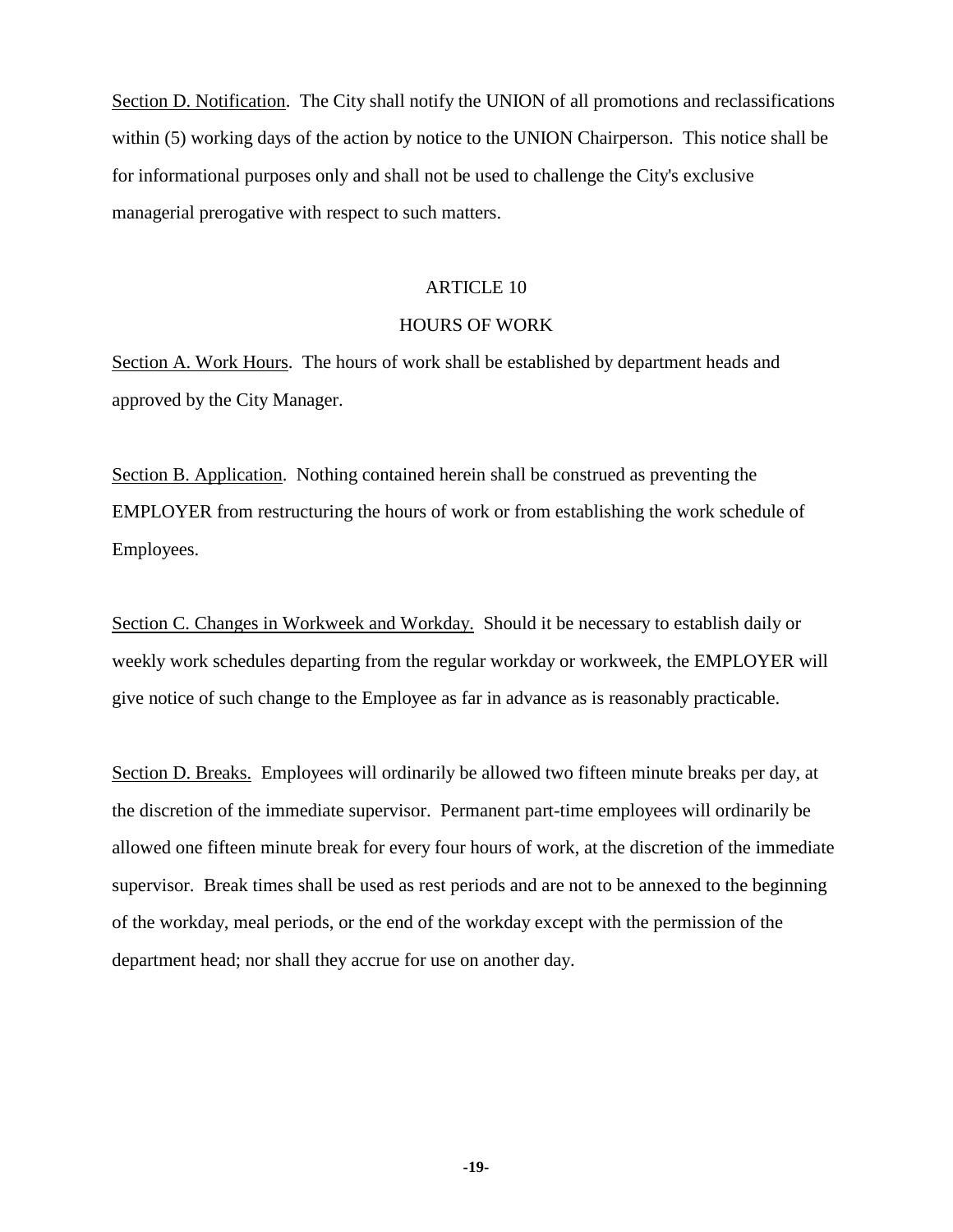<u>Section D. Notification</u>. The City shall notify the UNION of all promotions and reclassifications within (5) working days of the action by notice to the UNION Chairperson. This notice shall be for informational purposes only and shall not be used to challenge the City's exclusive managerial prerogative with respect to such matters.

## ARTICLE 10

## HOURS OF WORK

<u>Section A. Work Hours</u>. The hours of work shall be established by department heads and approved by the City Manager.

<u>Section B. Application</u>. Nothing contained herein shall be construed as preventing the EMPLOYER from restructuring the hours of work or from establishing the work schedule of Employees.

<u>Section C. Changes in Workweek and Workday.</u> Should it be necessary to establish daily or weekly work schedules departing from the regular workday or workweek, the EMPLOYER will give notice of such change to the Employee as far in advance as is reasonably practicable.

<u>Section D. Breaks.</u> Employees will ordinarily be allowed two fifteen minute breaks per day, at the discretion of the immediate supervisor. Permanent part-time employees will ordinarily be allowed one fifteen minute break for every four hours of work, at the discretion of the immediate supervisor. Break times shall be used as rest periods and are not to be annexed to the beginning of the workday, meal periods, or the end of the workday except with the permission of the department head; nor shall they accrue for use on another day.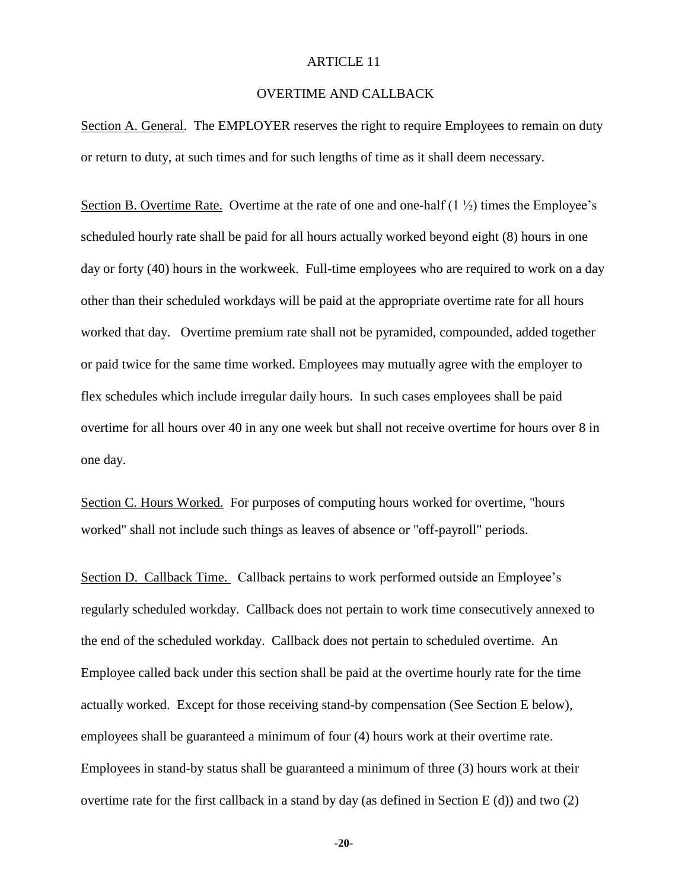# ARTICLE 11

## OVERTIME AND CALLBACK

Section A. General. The EMPLOYER reserves the right to require Employees to remain on duty or return to duty, at such times and for such lengths of time as it shall deem necessary.

Section B. Overtime Rate. Overtime at the rate of one and one-half (1 ½) times the Employee's scheduled hourly rate shall be paid for all hours actually worked beyond eight (8) hours in one day or forty (40) hours in the workweek. Full-time employees who are required to work on a day other than their scheduled workdays will be paid at the appropriate overtime rate for all hours worked that day. Overtime premium rate shall not be pyramided, compounded, added together or paid twice for the same time worked. Employees may mutually agree with the employer to flex schedules which include irregular daily hours. In such cases employees shall be paid overtime for all hours over 40 in any one week but shall not receive overtime for hours over 8 in one day.

Section C. Hours Worked. For purposes of computing hours worked for overtime, "hours worked" shall not include such things as leaves of absence or "off-payroll" periods.

Section D. Callback Time. Callback pertains to work performed outside an Employee's regularly scheduled workday. Callback does not pertain to work time consecutively annexed to the end of the scheduled workday. Callback does not pertain to scheduled overtime. An Employee called back under this section shall be paid at the overtime hourly rate for the time actually worked. Except for those receiving stand-by compensation (See Section E below), employees shall be guaranteed a minimum of four (4) hours work at their overtime rate. Employees in stand-by status shall be guaranteed a minimum of three (3) hours work at their overtime rate for the first callback in a stand by day (as defined in Section E (d)) and two (2)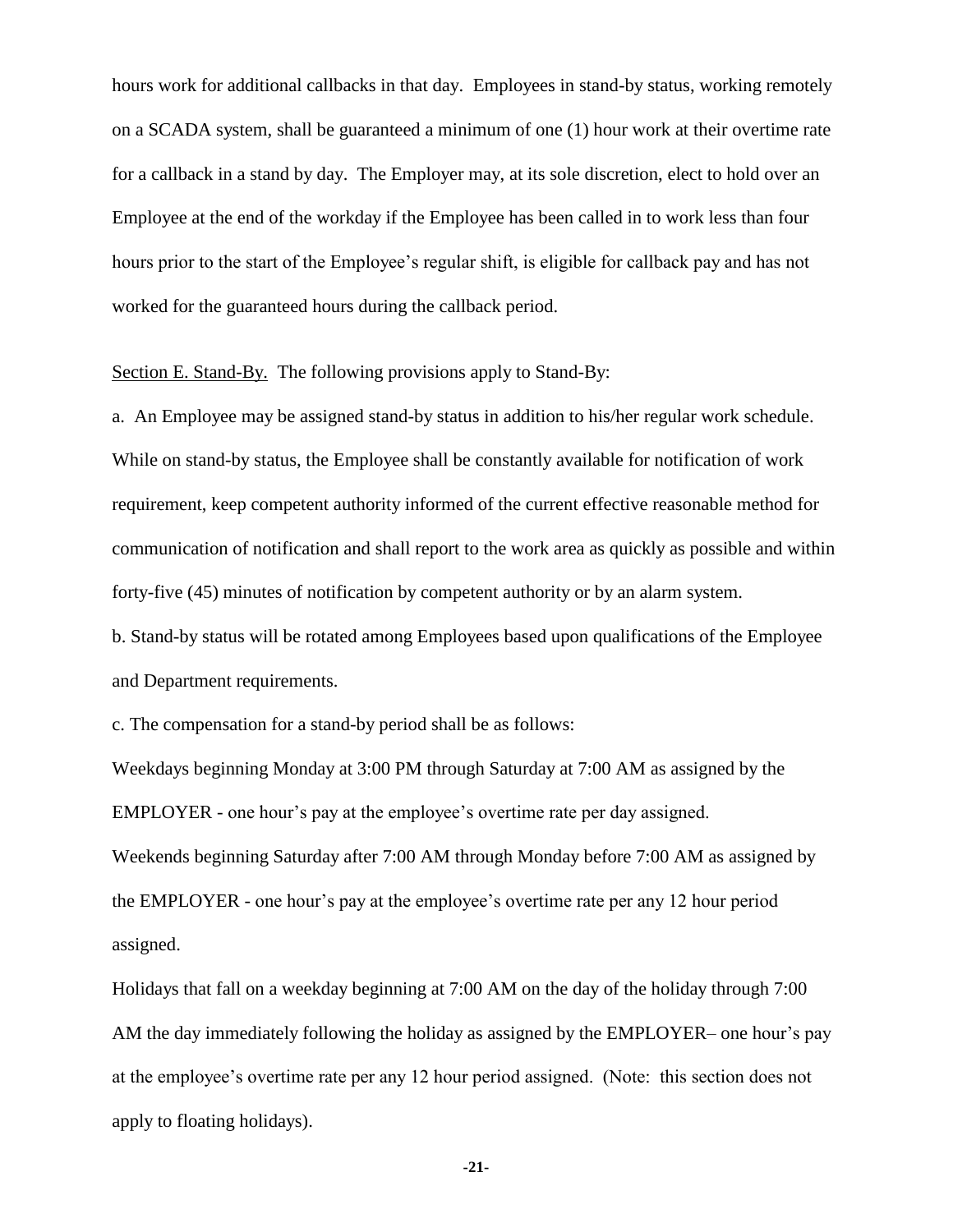hours work for additional callbacks in that day. Employees in stand-by status, working remotely on a SCADA system, shall be guaranteed a minimum of one (1) hour work at their overtime rate for a callback in a stand by day. The Employer may, at its sole discretion, elect to hold over an Employee at the end of the workday if the Employee has been called in to work less than four hours prior to the start of the Employee's regular shift, is eligible for callback pay and has not worked for the guaranteed hours during the callback period.

<u>Section E. Stand-By.</u> The following provisions apply to Stand-By:

a. An Employee may be assigned stand-by status in addition to his/her regular work schedule. While on stand-by status, the Employee shall be constantly available for notification of work requirement, keep competent authority informed of the current effective reasonable method for communication of notification and shall report to the work area as quickly as possible and within forty-five (45) minutes of notification by competent authority or by an alarm system.

b. Stand-by status will be rotated among Employees based upon qualifications of the Employee and Department requirements.

c. The compensation for a stand-by period shall be as follows:

Weekdays beginning Monday at 3:00 PM through Saturday at 7:00 AM as assigned by the EMPLOYER - one hour's pay at the employee's overtime rate per day assigned.

Weekends beginning Saturday after 7:00 AM through Monday before 7:00 AM as assigned by the EMPLOYER - one hour's pay at the employee's overtime rate per any 12 hour period assigned.

Holidays that fall on a weekday beginning at 7:00 AM on the day of the holiday through 7:00 AM the day immediately following the holiday as assigned by the EMPLOYER– one hour's pay at the employee's overtime rate per any 12 hour period assigned. (Note: this section does not apply to floating holidays).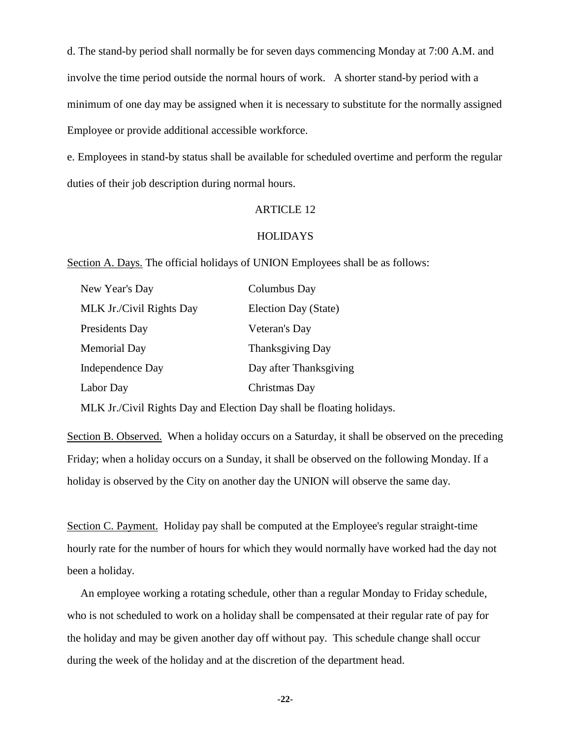d. The stand-by period shall normally be for seven days commencing Monday at 7:00 A.M. and involve the time period outside the normal hours of work. A shorter stand-by period with a minimum of one day may be assigned when it is necessary to substitute for the normally assigned Employee or provide additional accessible workforce.

e. Employees in stand-by status shall be available for scheduled overtime and perform the regular duties of their job description during normal hours.

## ARTICLE 12

## HOLIDAYS

Section A. Days. The official holidays of UNION Employees shall be as follows:

| | |
|---|---|
| New Year's Day | Columbus Day |
| MLK Jr./Civil Rights Day | Election Day (State) |
| Presidents Day | Veteran's Day |
| Memorial Day | Thanksgiving Day |
| Independence Day | Day after Thanksgiving |
| Labor Day | Christmas Day |

MLK Jr./Civil Rights Day and Election Day shall be floating holidays.

Section B. Observed. When a holiday occurs on a Saturday, it shall be observed on the preceding Friday; when a holiday occurs on a Sunday, it shall be observed on the following Monday. If a holiday is observed by the City on another day the UNION will observe the same day.

Section C. Payment. Holiday pay shall be computed at the Employee's regular straight-time hourly rate for the number of hours for which they would normally have worked had the day not been a holiday.

An employee working a rotating schedule, other than a regular Monday to Friday schedule, who is not scheduled to work on a holiday shall be compensated at their regular rate of pay for the holiday and may be given another day off without pay. This schedule change shall occur during the week of the holiday and at the discretion of the department head.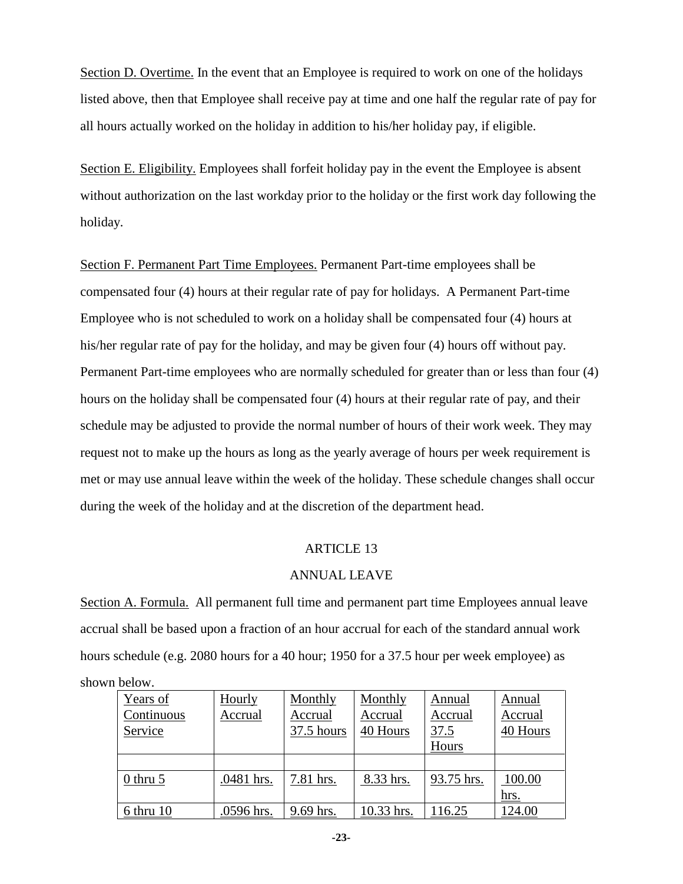Section D. Overtime. In the event that an Employee is required to work on one of the holidays listed above, then that Employee shall receive pay at time and one half the regular rate of pay for all hours actually worked on the holiday in addition to his/her holiday pay, if eligible.

Section E. Eligibility. Employees shall forfeit holiday pay in the event the Employee is absent without authorization on the last workday prior to the holiday or the first work day following the holiday.

Section F. Permanent Part Time Employees. Permanent Part-time employees shall be compensated four (4) hours at their regular rate of pay for holidays. A Permanent Part-time Employee who is not scheduled to work on a holiday shall be compensated four (4) hours at his/her regular rate of pay for the holiday, and may be given four (4) hours off without pay. Permanent Part-time employees who are normally scheduled for greater than or less than four (4) hours on the holiday shall be compensated four (4) hours at their regular rate of pay, and their schedule may be adjusted to provide the normal number of hours of their work week. They may request not to make up the hours as long as the yearly average of hours per week requirement is met or may use annual leave within the week of the holiday. These schedule changes shall occur during the week of the holiday and at the discretion of the department head.

## ARTICLE 13

## ANNUAL LEAVE

Section A. Formula. All permanent full time and permanent part time Employees annual leave accrual shall be based upon a fraction of an hour accrual for each of the standard annual work hours schedule (e.g. 2080 hours for a 40 hour; 1950 for a 37.5 hour per week employee) as shown below.

| Years of Continuous Service | Hourly Accrual | Monthly Accrual 37.5 hours | Monthly Accrual 40 Hours | Annual Accrual 37.5 Hours | Annual Accrual 40 Hours |
|---|---|---|---|---|---|
| | | | | | |
| 0 thru 5 | .0481 hrs. | 7.81 hrs. | 8.33 hrs. | 93.75 hrs. | 100.00 hrs. |
| 6 thru 10 | .0596 hrs. | 9.69 hrs. | 10.33 hrs. | 116.25 | 124.00 |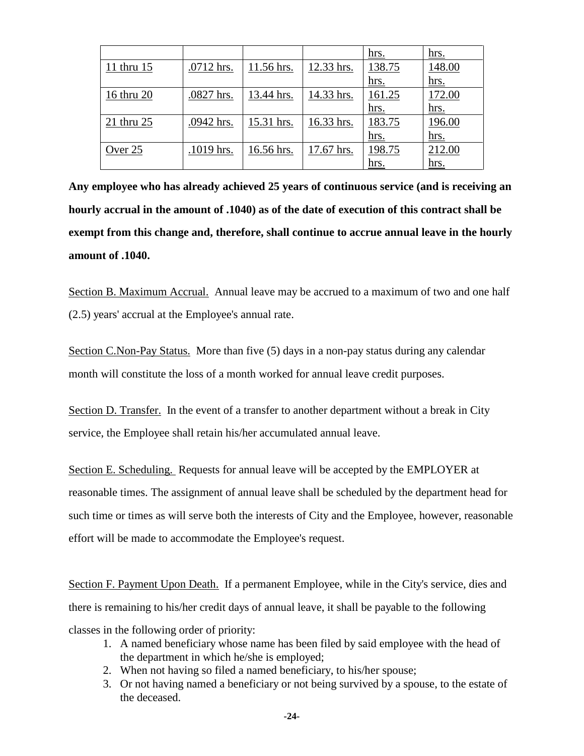|  |  |  |  | hrs. | hrs. |
| --- | --- | --- | --- | --- | --- |
| 11 thru 15 | .0712 hrs. | 11.56 hrs. | 12.33 hrs. | 138.75 hrs. | 148.00 hrs. |
| 16 thru 20 | .0827 hrs. | 13.44 hrs. | 14.33 hrs. | 161.25 hrs. | 172.00 hrs. |
| 21 thru 25 | .0942 hrs. | 15.31 hrs. | 16.33 hrs. | 183.75 hrs. | 196.00 hrs. |
| Over 25 | .1019 hrs. | 16.56 hrs. | 17.67 hrs. | 198.75 hrs. | 212.00 hrs. |

**Any employee who has already achieved 25 years of continuous service (and is receiving an hourly accrual in the amount of .1040) as of the date of execution of this contract shall be exempt from this change and, therefore, shall continue to accrue annual leave in the hourly amount of .1040.**

Section B. Maximum Accrual. Annual leave may be accrued to a maximum of two and one half (2.5) years' accrual at the Employee's annual rate.

Section C.Non-Pay Status. More than five (5) days in a non-pay status during any calendar month will constitute the loss of a month worked for annual leave credit purposes.

Section D. Transfer. In the event of a transfer to another department without a break in City service, the Employee shall retain his/her accumulated annual leave.

Section E. Scheduling. Requests for annual leave will be accepted by the EMPLOYER at reasonable times. The assignment of annual leave shall be scheduled by the department head for such time or times as will serve both the interests of City and the Employee, however, reasonable effort will be made to accommodate the Employee's request.

Section F. Payment Upon Death. If a permanent Employee, while in the City's service, dies and there is remaining to his/her credit days of annual leave, it shall be payable to the following classes in the following order of priority:

1. A named beneficiary whose name has been filed by said employee with the head of the department in which he/she is employed;
2. When not having so filed a named beneficiary, to his/her spouse;
3. Or not having named a beneficiary or not being survived by a spouse, to the estate of the deceased.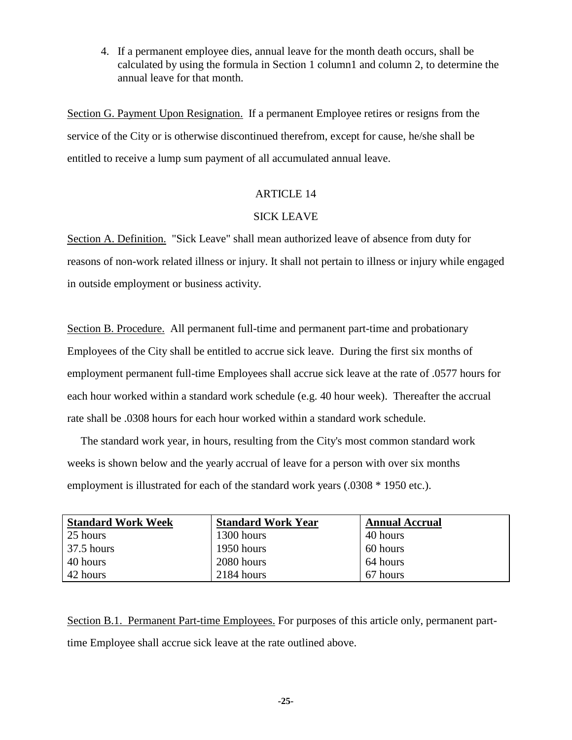4. If a permanent employee dies, annual leave for the month death occurs, shall be calculated by using the formula in Section 1 column1 and column 2, to determine the annual leave for that month.

Section G. Payment Upon Resignation. If a permanent Employee retires or resigns from the service of the City or is otherwise discontinued therefrom, except for cause, he/she shall be entitled to receive a lump sum payment of all accumulated annual leave.

## ARTICLE 14

## SICK LEAVE

Section A. Definition. "Sick Leave" shall mean authorized leave of absence from duty for reasons of non-work related illness or injury. It shall not pertain to illness or injury while engaged in outside employment or business activity.

Section B. Procedure. All permanent full-time and permanent part-time and probationary Employees of the City shall be entitled to accrue sick leave. During the first six months of employment permanent full-time Employees shall accrue sick leave at the rate of .0577 hours for each hour worked within a standard work schedule (e.g. 40 hour week). Thereafter the accrual rate shall be .0308 hours for each hour worked within a standard work schedule.

The standard work year, in hours, resulting from the City's most common standard work weeks is shown below and the yearly accrual of leave for a person with over six months employment is illustrated for each of the standard work years (.0308 * 1950 etc.).

| Standard Work Week | Standard Work Year | Annual Accrual |
|---|---|---|
| 25 hours | 1300 hours | 40 hours |
| 37.5 hours | 1950 hours | 60 hours |
| 40 hours | 2080 hours | 64 hours |
| 42 hours | 2184 hours | 67 hours |

Section B.1. Permanent Part-time Employees. For purposes of this article only, permanent part-time Employee shall accrue sick leave at the rate outlined above.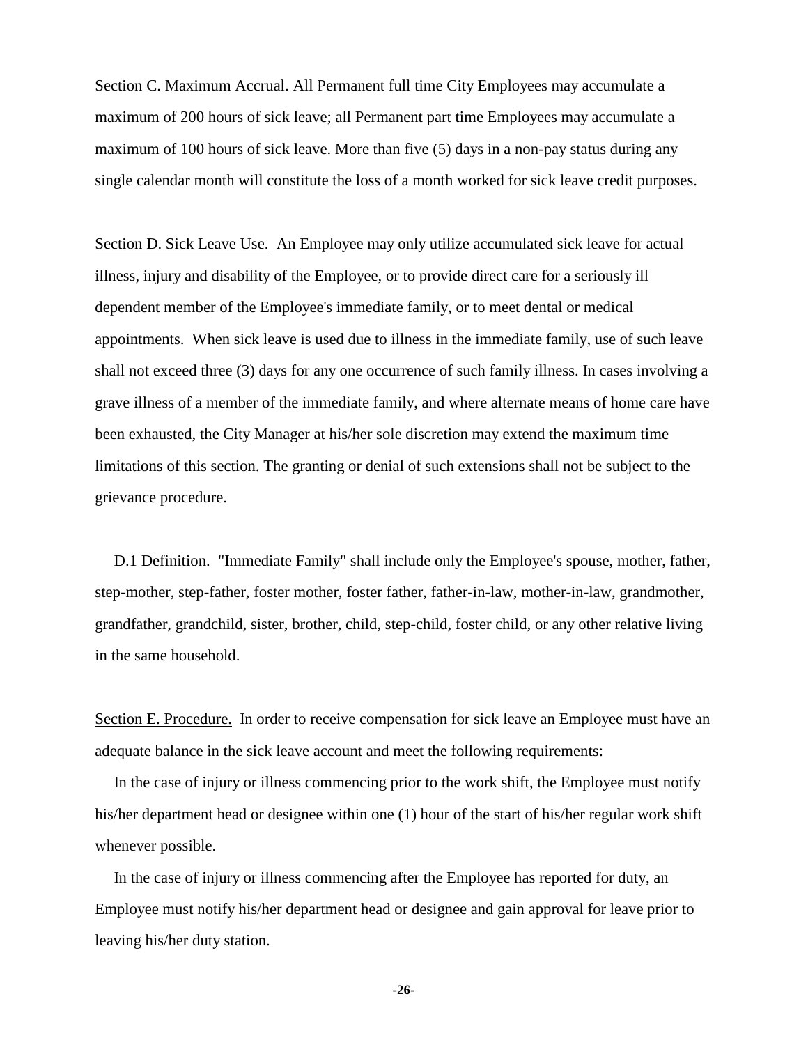<u>Section C. Maximum Accrual.</u> All Permanent full time City Employees may accumulate a maximum of 200 hours of sick leave; all Permanent part time Employees may accumulate a maximum of 100 hours of sick leave. More than five (5) days in a non-pay status during any single calendar month will constitute the loss of a month worked for sick leave credit purposes.

<u>Section D. Sick Leave Use.</u> An Employee may only utilize accumulated sick leave for actual illness, injury and disability of the Employee, or to provide direct care for a seriously ill dependent member of the Employee's immediate family, or to meet dental or medical appointments. When sick leave is used due to illness in the immediate family, use of such leave shall not exceed three (3) days for any one occurrence of such family illness. In cases involving a grave illness of a member of the immediate family, and where alternate means of home care have been exhausted, the City Manager at his/her sole discretion may extend the maximum time limitations of this section. The granting or denial of such extensions shall not be subject to the grievance procedure.

<u>D.1 Definition.</u> "Immediate Family" shall include only the Employee's spouse, mother, father, step-mother, step-father, foster mother, foster father, father-in-law, mother-in-law, grandmother, grandfather, grandchild, sister, brother, child, step-child, foster child, or any other relative living in the same household.

<u>Section E. Procedure.</u> In order to receive compensation for sick leave an Employee must have an adequate balance in the sick leave account and meet the following requirements:

In the case of injury or illness commencing prior to the work shift, the Employee must notify his/her department head or designee within one (1) hour of the start of his/her regular work shift whenever possible.

In the case of injury or illness commencing after the Employee has reported for duty, an Employee must notify his/her department head or designee and gain approval for leave prior to leaving his/her duty station.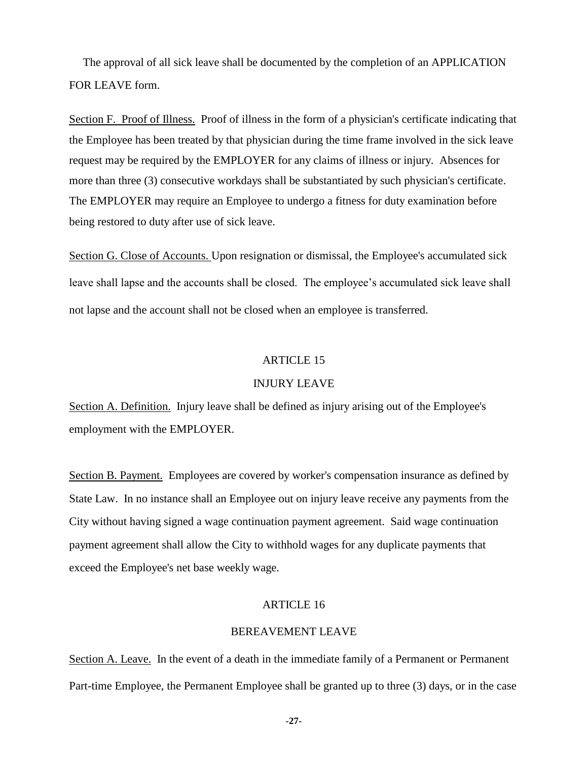The approval of all sick leave shall be documented by the completion of an APPLICATION FOR LEAVE form.

<u>Section F. Proof of Illness.</u> Proof of illness in the form of a physician's certificate indicating that the Employee has been treated by that physician during the time frame involved in the sick leave request may be required by the EMPLOYER for any claims of illness or injury. Absences for more than three (3) consecutive workdays shall be substantiated by such physician's certificate. The EMPLOYER may require an Employee to undergo a fitness for duty examination before being restored to duty after use of sick leave.

<u>Section G. Close of Accounts.</u> Upon resignation or dismissal, the Employee's accumulated sick leave shall lapse and the accounts shall be closed. The employee's accumulated sick leave shall not lapse and the account shall not be closed when an employee is transferred.

## ARTICLE 15

## INJURY LEAVE

<u>Section A. Definition.</u> Injury leave shall be defined as injury arising out of the Employee's employment with the EMPLOYER.

<u>Section B. Payment.</u> Employees are covered by worker's compensation insurance as defined by State Law. In no instance shall an Employee out on injury leave receive any payments from the City without having signed a wage continuation payment agreement. Said wage continuation payment agreement shall allow the City to withhold wages for any duplicate payments that exceed the Employee's net base weekly wage.

## ARTICLE 16

## BEREAVEMENT LEAVE

<u>Section A. Leave.</u> In the event of a death in the immediate family of a Permanent or Permanent Part-time Employee, the Permanent Employee shall be granted up to three (3) days, or in the case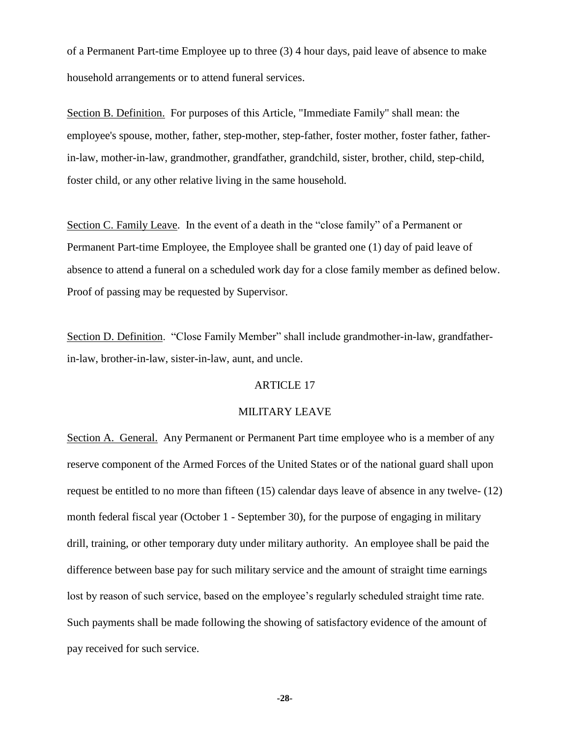of a Permanent Part-time Employee up to three (3) 4 hour days, paid leave of absence to make household arrangements or to attend funeral services.

<u>Section B. Definition.</u> For purposes of this Article, "Immediate Family" shall mean: the employee's spouse, mother, father, step-mother, step-father, foster mother, foster father, father-in-law, mother-in-law, grandmother, grandfather, grandchild, sister, brother, child, step-child, foster child, or any other relative living in the same household.

<u>Section C. Family Leave</u>. In the event of a death in the "close family" of a Permanent or Permanent Part-time Employee, the Employee shall be granted one (1) day of paid leave of absence to attend a funeral on a scheduled work day for a close family member as defined below. Proof of passing may be requested by Supervisor.

<u>Section D. Definition</u>. "Close Family Member" shall include grandmother-in-law, grandfather-in-law, brother-in-law, sister-in-law, aunt, and uncle.

## ARTICLE 17

## MILITARY LEAVE

<u>Section A. General.</u> Any Permanent or Permanent Part time employee who is a member of any reserve component of the Armed Forces of the United States or of the national guard shall upon request be entitled to no more than fifteen (15) calendar days leave of absence in any twelve- (12) month federal fiscal year (October 1 - September 30), for the purpose of engaging in military drill, training, or other temporary duty under military authority. An employee shall be paid the difference between base pay for such military service and the amount of straight time earnings lost by reason of such service, based on the employee's regularly scheduled straight time rate. Such payments shall be made following the showing of satisfactory evidence of the amount of pay received for such service.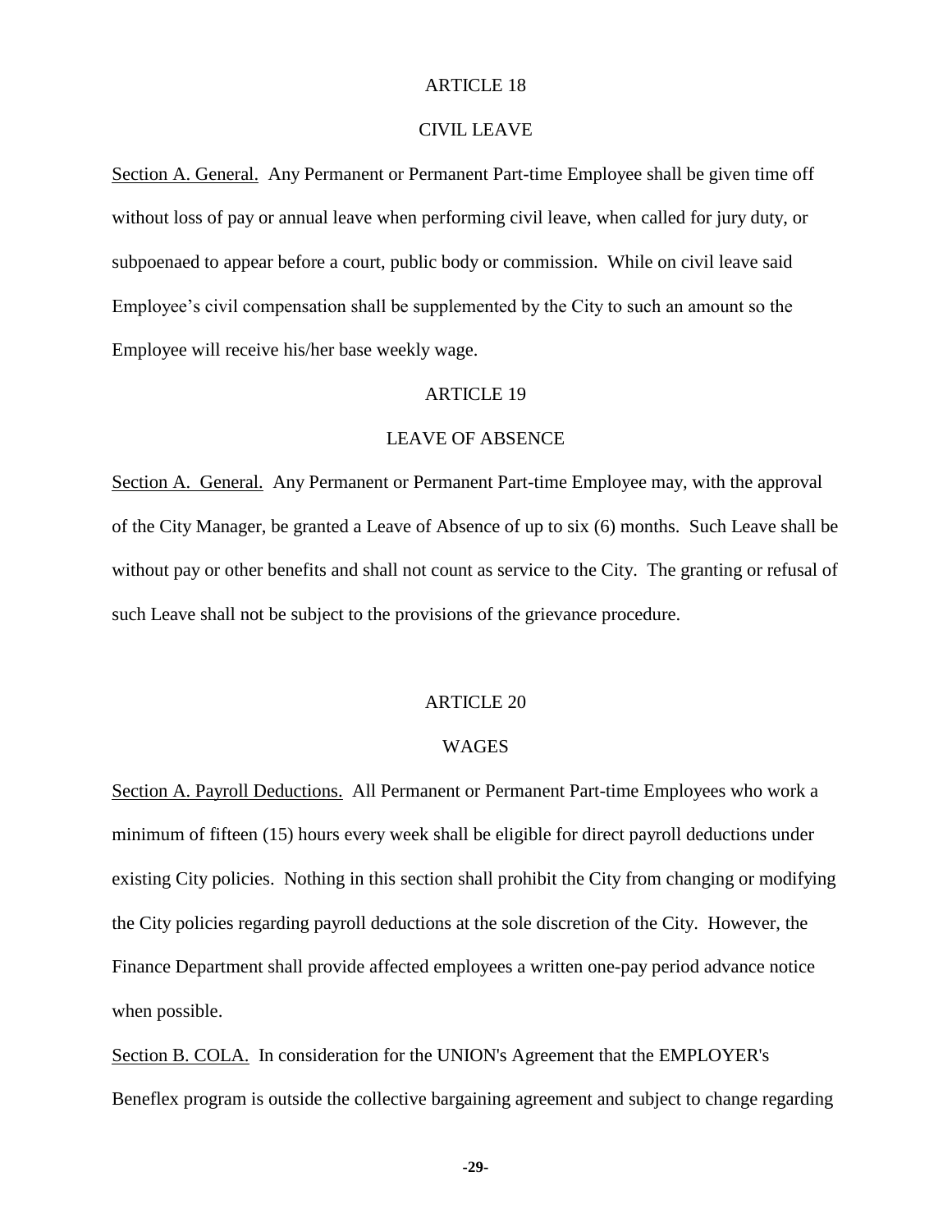## ARTICLE 18

## CIVIL LEAVE

Section A. General. Any Permanent or Permanent Part-time Employee shall be given time off without loss of pay or annual leave when performing civil leave, when called for jury duty, or subpoenaed to appear before a court, public body or commission. While on civil leave said Employee's civil compensation shall be supplemented by the City to such an amount so the Employee will receive his/her base weekly wage.

## ARTICLE 19

## LEAVE OF ABSENCE

Section A. General. Any Permanent or Permanent Part-time Employee may, with the approval of the City Manager, be granted a Leave of Absence of up to six (6) months. Such Leave shall be without pay or other benefits and shall not count as service to the City. The granting or refusal of such Leave shall not be subject to the provisions of the grievance procedure.

## ARTICLE 20

## WAGES

Section A. Payroll Deductions. All Permanent or Permanent Part-time Employees who work a minimum of fifteen (15) hours every week shall be eligible for direct payroll deductions under existing City policies. Nothing in this section shall prohibit the City from changing or modifying the City policies regarding payroll deductions at the sole discretion of the City. However, the Finance Department shall provide affected employees a written one-pay period advance notice when possible.

Section B. COLA. In consideration for the UNION's Agreement that the EMPLOYER's Beneflex program is outside the collective bargaining agreement and subject to change regarding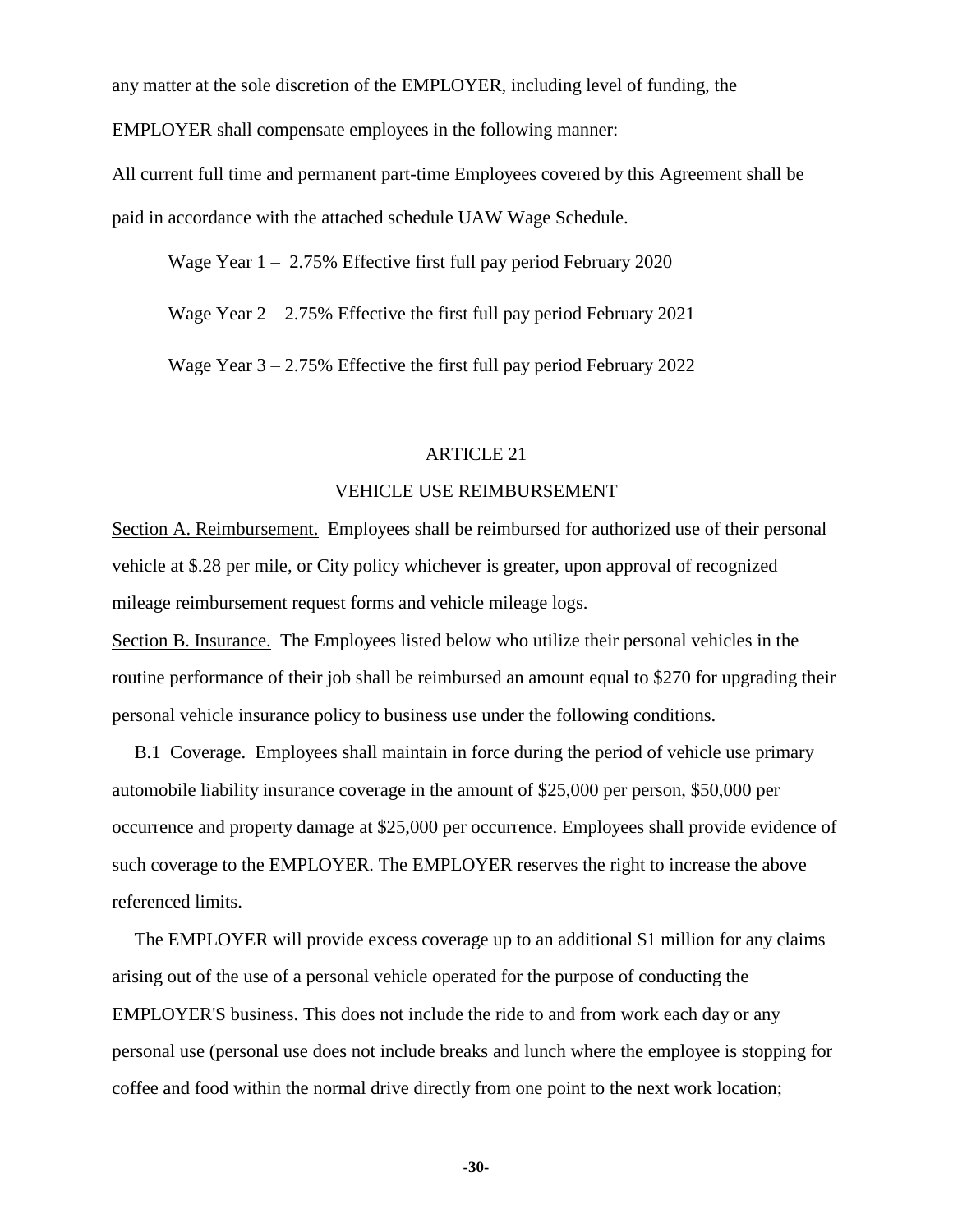any matter at the sole discretion of the EMPLOYER, including level of funding, the EMPLOYER shall compensate employees in the following manner:

All current full time and permanent part-time Employees covered by this Agreement shall be paid in accordance with the attached schedule UAW Wage Schedule.

Wage Year 1 – 2.75% Effective first full pay period February 2020

Wage Year 2 – 2.75% Effective the first full pay period February 2021

Wage Year 3 – 2.75% Effective the first full pay period February 2022

## ARTICLE 21

## VEHICLE USE REIMBURSEMENT

Section A. Reimbursement. Employees shall be reimbursed for authorized use of their personal vehicle at $.28 per mile, or City policy whichever is greater, upon approval of recognized mileage reimbursement request forms and vehicle mileage logs.

Section B. Insurance. The Employees listed below who utilize their personal vehicles in the routine performance of their job shall be reimbursed an amount equal to $270 for upgrading their personal vehicle insurance policy to business use under the following conditions.

B.1 Coverage. Employees shall maintain in force during the period of vehicle use primary automobile liability insurance coverage in the amount of $25,000 per person, $50,000 per occurrence and property damage at $25,000 per occurrence. Employees shall provide evidence of such coverage to the EMPLOYER. The EMPLOYER reserves the right to increase the above referenced limits.

The EMPLOYER will provide excess coverage up to an additional $1 million for any claims arising out of the use of a personal vehicle operated for the purpose of conducting the EMPLOYER'S business. This does not include the ride to and from work each day or any personal use (personal use does not include breaks and lunch where the employee is stopping for coffee and food within the normal drive directly from one point to the next work location;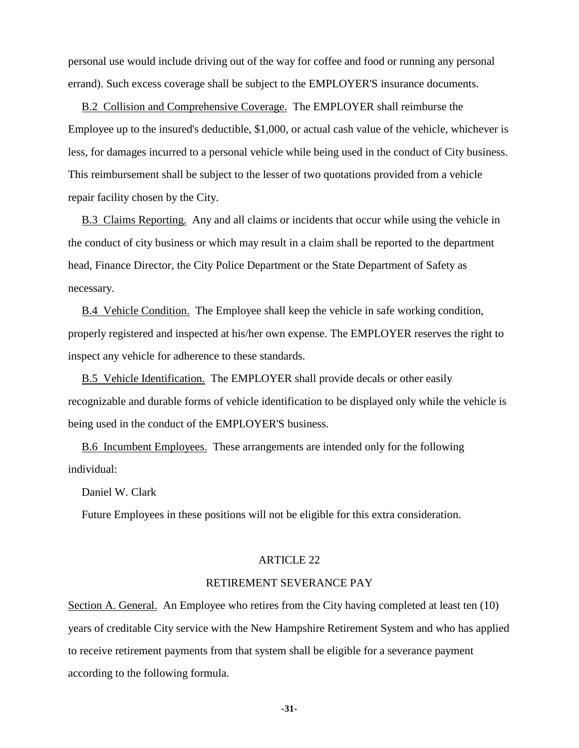personal use would include driving out of the way for coffee and food or running any personal errand). Such excess coverage shall be subject to the EMPLOYER'S insurance documents.

<u>B.2 Collision and Comprehensive Coverage.</u> The EMPLOYER shall reimburse the Employee up to the insured's deductible, $1,000, or actual cash value of the vehicle, whichever is less, for damages incurred to a personal vehicle while being used in the conduct of City business. This reimbursement shall be subject to the lesser of two quotations provided from a vehicle repair facility chosen by the City.

<u>B.3 Claims Reporting.</u> Any and all claims or incidents that occur while using the vehicle in the conduct of city business or which may result in a claim shall be reported to the department head, Finance Director, the City Police Department or the State Department of Safety as necessary.

<u>B.4 Vehicle Condition.</u> The Employee shall keep the vehicle in safe working condition, properly registered and inspected at his/her own expense. The EMPLOYER reserves the right to inspect any vehicle for adherence to these standards.

<u>B.5 Vehicle Identification.</u> The EMPLOYER shall provide decals or other easily recognizable and durable forms of vehicle identification to be displayed only while the vehicle is being used in the conduct of the EMPLOYER'S business.

<u>B.6 Incumbent Employees.</u> These arrangements are intended only for the following individual:

Daniel W. Clark

Future Employees in these positions will not be eligible for this extra consideration.

## ARTICLE 22

## RETIREMENT SEVERANCE PAY

<u>Section A. General.</u> An Employee who retires from the City having completed at least ten (10) years of creditable City service with the New Hampshire Retirement System and who has applied to receive retirement payments from that system shall be eligible for a severance payment according to the following formula.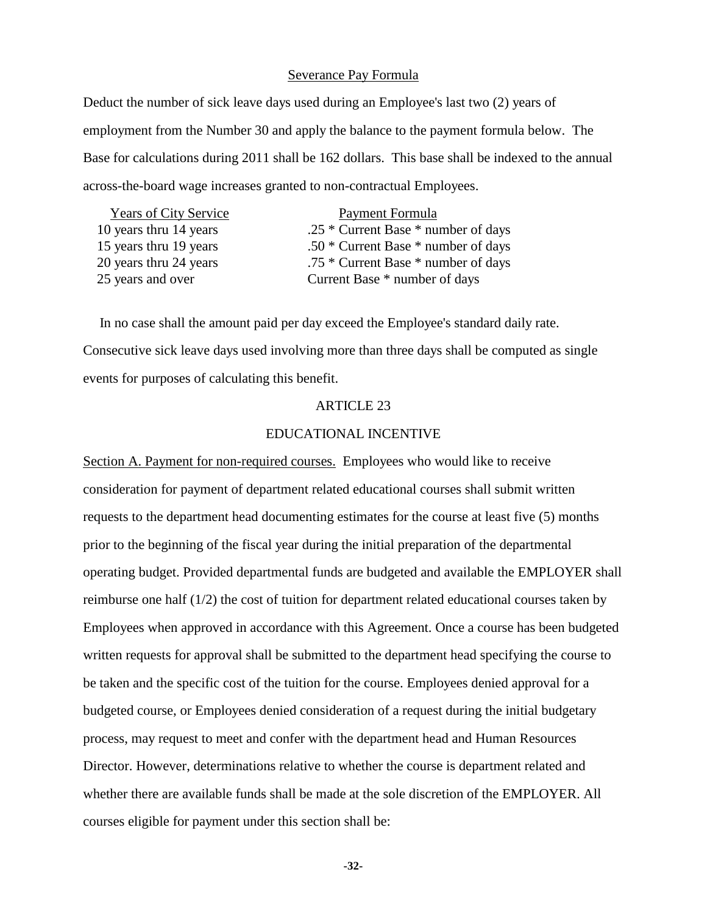<u>Severance Pay Formula</u>

Deduct the number of sick leave days used during an Employee's last two (2) years of employment from the Number 30 and apply the balance to the payment formula below. The Base for calculations during 2011 shall be 162 dollars. This base shall be indexed to the annual across-the-board wage increases granted to non-contractual Employees.

| Years of City Service | Payment Formula |
|---|---|
| 10 years thru 14 years | .25 * Current Base * number of days |
| 15 years thru 19 years | .50 * Current Base * number of days |
| 20 years thru 24 years | .75 * Current Base * number of days |
| 25 years and over | Current Base * number of days |

In no case shall the amount paid per day exceed the Employee's standard daily rate. Consecutive sick leave days used involving more than three days shall be computed as single events for purposes of calculating this benefit.

## ARTICLE 23

## EDUCATIONAL INCENTIVE

<u>Section A. Payment for non-required courses.</u> Employees who would like to receive consideration for payment of department related educational courses shall submit written requests to the department head documenting estimates for the course at least five (5) months prior to the beginning of the fiscal year during the initial preparation of the departmental operating budget. Provided departmental funds are budgeted and available the EMPLOYER shall reimburse one half (1/2) the cost of tuition for department related educational courses taken by Employees when approved in accordance with this Agreement. Once a course has been budgeted written requests for approval shall be submitted to the department head specifying the course to be taken and the specific cost of the tuition for the course. Employees denied approval for a budgeted course, or Employees denied consideration of a request during the initial budgetary process, may request to meet and confer with the department head and Human Resources Director. However, determinations relative to whether the course is department related and whether there are available funds shall be made at the sole discretion of the EMPLOYER. All courses eligible for payment under this section shall be: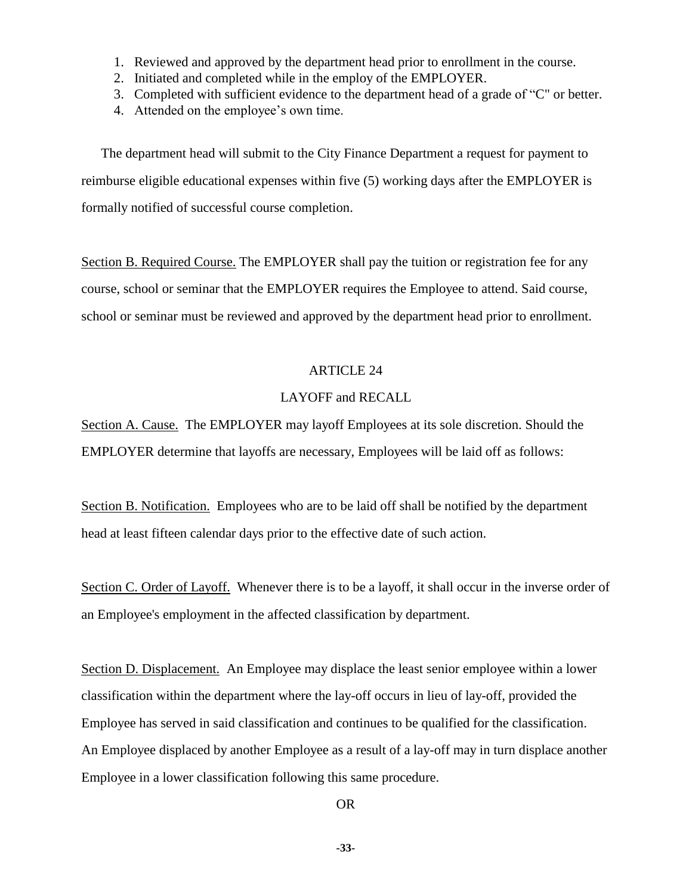1. Reviewed and approved by the department head prior to enrollment in the course.
2. Initiated and completed while in the employ of the EMPLOYER.
3. Completed with sufficient evidence to the department head of a grade of "C" or better.
4. Attended on the employee's own time.

The department head will submit to the City Finance Department a request for payment to reimburse eligible educational expenses within five (5) working days after the EMPLOYER is formally notified of successful course completion.

Section B. Required Course. The EMPLOYER shall pay the tuition or registration fee for any course, school or seminar that the EMPLOYER requires the Employee to attend. Said course, school or seminar must be reviewed and approved by the department head prior to enrollment.

## ARTICLE 24

## LAYOFF and RECALL

Section A. Cause. The EMPLOYER may layoff Employees at its sole discretion. Should the EMPLOYER determine that layoffs are necessary, Employees will be laid off as follows:

Section B. Notification. Employees who are to be laid off shall be notified by the department head at least fifteen calendar days prior to the effective date of such action.

Section C. Order of Layoff. Whenever there is to be a layoff, it shall occur in the inverse order of an Employee's employment in the affected classification by department.

Section D. Displacement. An Employee may displace the least senior employee within a lower classification within the department where the lay-off occurs in lieu of lay-off, provided the Employee has served in said classification and continues to be qualified for the classification. An Employee displaced by another Employee as a result of a lay-off may in turn displace another Employee in a lower classification following this same procedure.

OR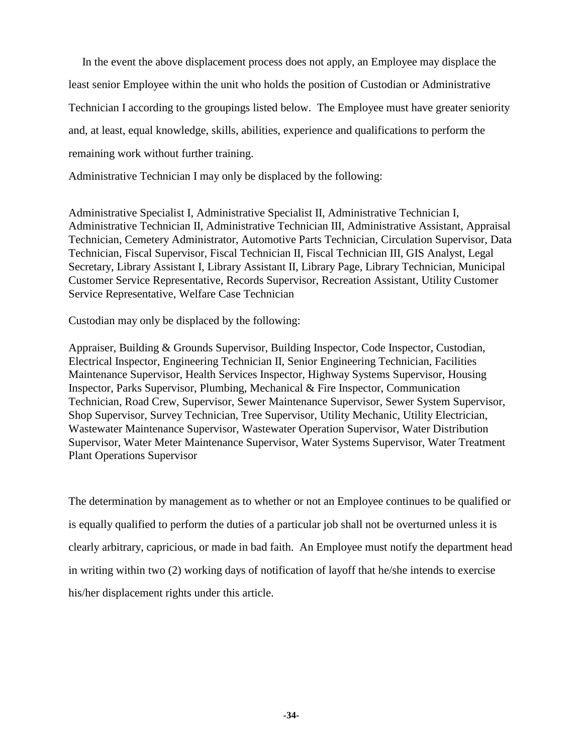In the event the above displacement process does not apply, an Employee may displace the least senior Employee within the unit who holds the position of Custodian or Administrative Technician I according to the groupings listed below. The Employee must have greater seniority and, at least, equal knowledge, skills, abilities, experience and qualifications to perform the remaining work without further training.

Administrative Technician I may only be displaced by the following:

Administrative Specialist I, Administrative Specialist II, Administrative Technician I, Administrative Technician II, Administrative Technician III, Administrative Assistant, Appraisal Technician, Cemetery Administrator, Automotive Parts Technician, Circulation Supervisor, Data Technician, Fiscal Supervisor, Fiscal Technician II, Fiscal Technician III, GIS Analyst, Legal Secretary, Library Assistant I, Library Assistant II, Library Page, Library Technician, Municipal Customer Service Representative, Records Supervisor, Recreation Assistant, Utility Customer Service Representative, Welfare Case Technician

Custodian may only be displaced by the following:

Appraiser, Building & Grounds Supervisor, Building Inspector, Code Inspector, Custodian, Electrical Inspector, Engineering Technician II, Senior Engineering Technician, Facilities Maintenance Supervisor, Health Services Inspector, Highway Systems Supervisor, Housing Inspector, Parks Supervisor, Plumbing, Mechanical & Fire Inspector, Communication Technician, Road Crew, Supervisor, Sewer Maintenance Supervisor, Sewer System Supervisor, Shop Supervisor, Survey Technician, Tree Supervisor, Utility Mechanic, Utility Electrician, Wastewater Maintenance Supervisor, Wastewater Operation Supervisor, Water Distribution Supervisor, Water Meter Maintenance Supervisor, Water Systems Supervisor, Water Treatment Plant Operations Supervisor

The determination by management as to whether or not an Employee continues to be qualified or is equally qualified to perform the duties of a particular job shall not be overturned unless it is clearly arbitrary, capricious, or made in bad faith. An Employee must notify the department head in writing within two (2) working days of notification of layoff that he/she intends to exercise his/her displacement rights under this article.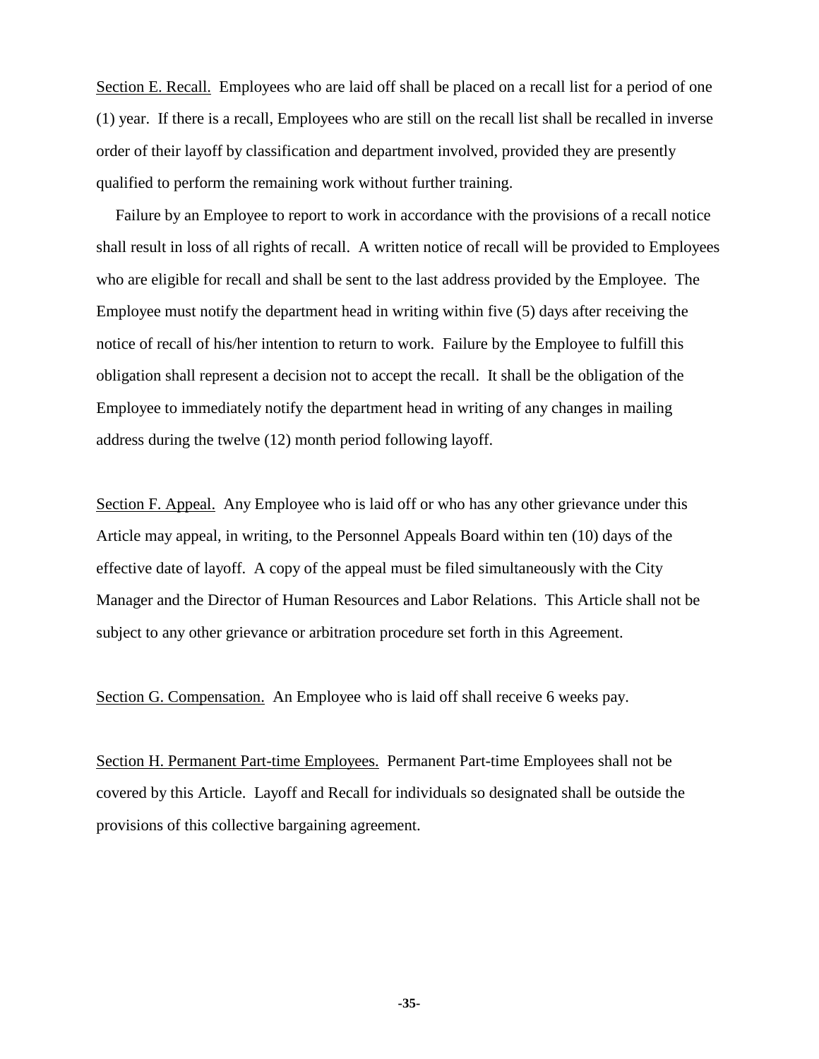<u>Section E. Recall.</u> Employees who are laid off shall be placed on a recall list for a period of one (1) year. If there is a recall, Employees who are still on the recall list shall be recalled in inverse order of their layoff by classification and department involved, provided they are presently qualified to perform the remaining work without further training.

Failure by an Employee to report to work in accordance with the provisions of a recall notice shall result in loss of all rights of recall. A written notice of recall will be provided to Employees who are eligible for recall and shall be sent to the last address provided by the Employee. The Employee must notify the department head in writing within five (5) days after receiving the notice of recall of his/her intention to return to work. Failure by the Employee to fulfill this obligation shall represent a decision not to accept the recall. It shall be the obligation of the Employee to immediately notify the department head in writing of any changes in mailing address during the twelve (12) month period following layoff.

<u>Section F. Appeal.</u> Any Employee who is laid off or who has any other grievance under this Article may appeal, in writing, to the Personnel Appeals Board within ten (10) days of the effective date of layoff. A copy of the appeal must be filed simultaneously with the City Manager and the Director of Human Resources and Labor Relations. This Article shall not be subject to any other grievance or arbitration procedure set forth in this Agreement.

<u>Section G. Compensation.</u> An Employee who is laid off shall receive 6 weeks pay.

<u>Section H. Permanent Part-time Employees.</u> Permanent Part-time Employees shall not be covered by this Article. Layoff and Recall for individuals so designated shall be outside the provisions of this collective bargaining agreement.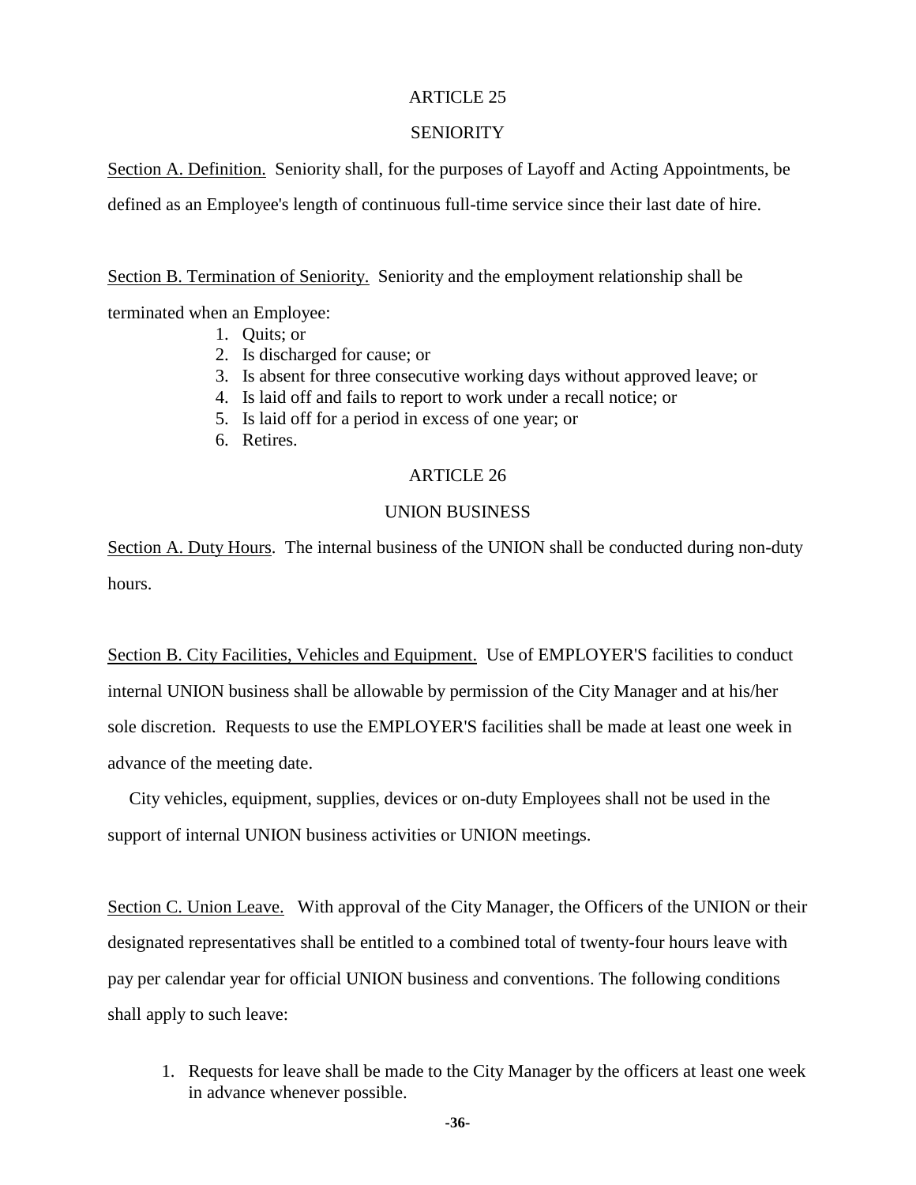## ARTICLE 25

## SENIORITY

<u>Section A. Definition.</u> Seniority shall, for the purposes of Layoff and Acting Appointments, be defined as an Employee's length of continuous full-time service since their last date of hire.

<u>Section B. Termination of Seniority.</u> Seniority and the employment relationship shall be terminated when an Employee:

1. Quits; or
2. Is discharged for cause; or
3. Is absent for three consecutive working days without approved leave; or
4. Is laid off and fails to report to work under a recall notice; or
5. Is laid off for a period in excess of one year; or
6. Retires.

## ARTICLE 26

## UNION BUSINESS

<u>Section A. Duty Hours</u>. The internal business of the UNION shall be conducted during non-duty hours.

<u>Section B. City Facilities, Vehicles and Equipment.</u> Use of EMPLOYER'S facilities to conduct internal UNION business shall be allowable by permission of the City Manager and at his/her sole discretion. Requests to use the EMPLOYER'S facilities shall be made at least one week in advance of the meeting date.

City vehicles, equipment, supplies, devices or on-duty Employees shall not be used in the support of internal UNION business activities or UNION meetings.

<u>Section C. Union Leave.</u> With approval of the City Manager, the Officers of the UNION or their designated representatives shall be entitled to a combined total of twenty-four hours leave with pay per calendar year for official UNION business and conventions. The following conditions shall apply to such leave:

1. Requests for leave shall be made to the City Manager by the officers at least one week in advance whenever possible.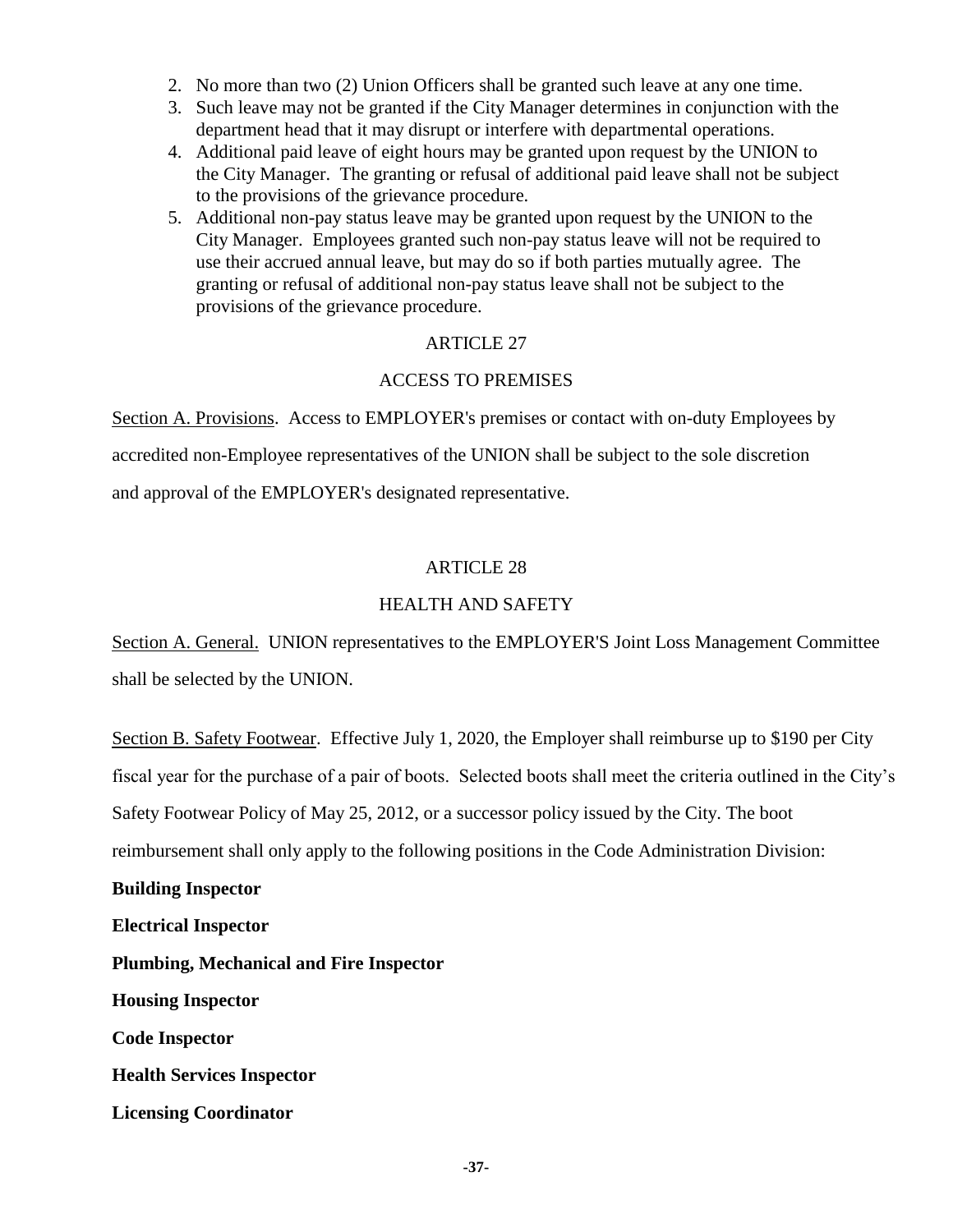2. No more than two (2) Union Officers shall be granted such leave at any one time.
3. Such leave may not be granted if the City Manager determines in conjunction with the department head that it may disrupt or interfere with departmental operations.
4. Additional paid leave of eight hours may be granted upon request by the UNION to the City Manager. The granting or refusal of additional paid leave shall not be subject to the provisions of the grievance procedure.
5. Additional non-pay status leave may be granted upon request by the UNION to the City Manager. Employees granted such non-pay status leave will not be required to use their accrued annual leave, but may do so if both parties mutually agree. The granting or refusal of additional non-pay status leave shall not be subject to the provisions of the grievance procedure.

## ARTICLE 27

## ACCESS TO PREMISES

Section A. Provisions. Access to EMPLOYER's premises or contact with on-duty Employees by accredited non-Employee representatives of the UNION shall be subject to the sole discretion and approval of the EMPLOYER's designated representative.

## ARTICLE 28

## HEALTH AND SAFETY

Section A. General. UNION representatives to the EMPLOYER'S Joint Loss Management Committee shall be selected by the UNION.

Section B. Safety Footwear. Effective July 1, 2020, the Employer shall reimburse up to $190 per City fiscal year for the purchase of a pair of boots. Selected boots shall meet the criteria outlined in the City's Safety Footwear Policy of May 25, 2012, or a successor policy issued by the City. The boot reimbursement shall only apply to the following positions in the Code Administration Division:

**Building Inspector**

**Electrical Inspector**

**Plumbing, Mechanical and Fire Inspector**

**Housing Inspector**

**Code Inspector**

**Health Services Inspector**

**Licensing Coordinator**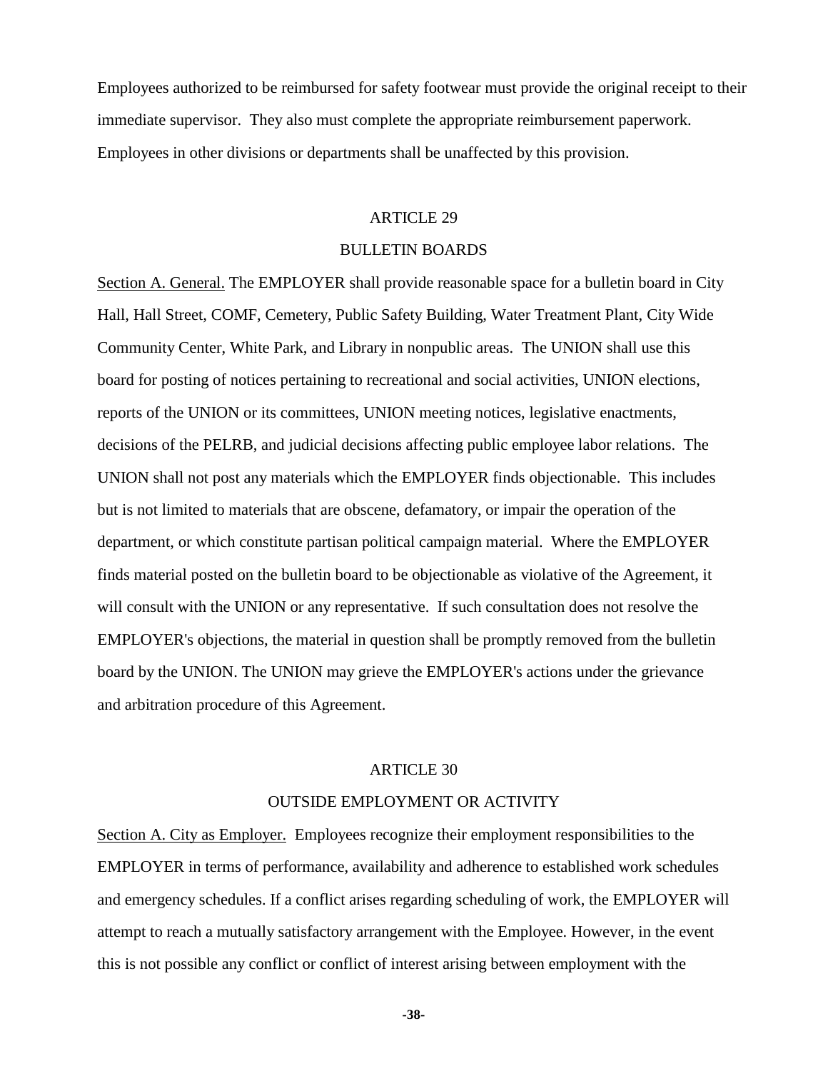Employees authorized to be reimbursed for safety footwear must provide the original receipt to their immediate supervisor. They also must complete the appropriate reimbursement paperwork. Employees in other divisions or departments shall be unaffected by this provision.

## ARTICLE 29

## BULLETIN BOARDS

Section A. General. The EMPLOYER shall provide reasonable space for a bulletin board in City Hall, Hall Street, COMF, Cemetery, Public Safety Building, Water Treatment Plant, City Wide Community Center, White Park, and Library in nonpublic areas. The UNION shall use this board for posting of notices pertaining to recreational and social activities, UNION elections, reports of the UNION or its committees, UNION meeting notices, legislative enactments, decisions of the PELRB, and judicial decisions affecting public employee labor relations. The UNION shall not post any materials which the EMPLOYER finds objectionable. This includes but is not limited to materials that are obscene, defamatory, or impair the operation of the department, or which constitute partisan political campaign material. Where the EMPLOYER finds material posted on the bulletin board to be objectionable as violative of the Agreement, it will consult with the UNION or any representative. If such consultation does not resolve the EMPLOYER's objections, the material in question shall be promptly removed from the bulletin board by the UNION. The UNION may grieve the EMPLOYER's actions under the grievance and arbitration procedure of this Agreement.

## ARTICLE 30

## OUTSIDE EMPLOYMENT OR ACTIVITY

Section A. City as Employer. Employees recognize their employment responsibilities to the EMPLOYER in terms of performance, availability and adherence to established work schedules and emergency schedules. If a conflict arises regarding scheduling of work, the EMPLOYER will attempt to reach a mutually satisfactory arrangement with the Employee. However, in the event this is not possible any conflict or conflict of interest arising between employment with the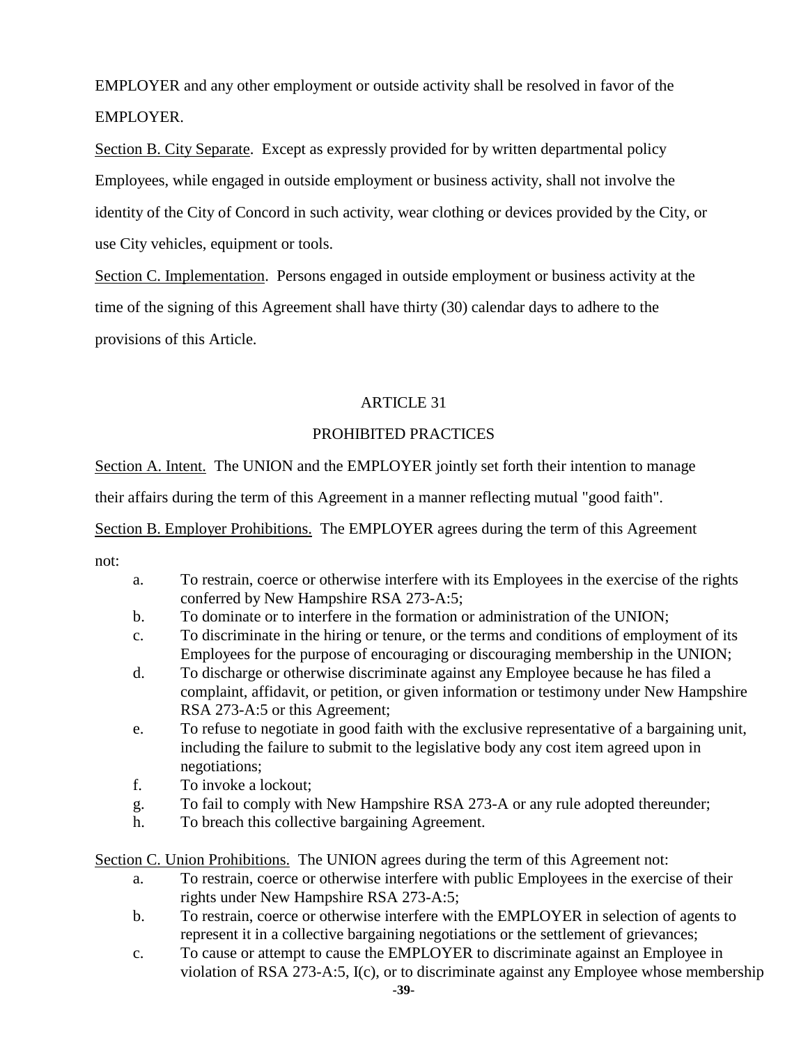EMPLOYER and any other employment or outside activity shall be resolved in favor of the EMPLOYER.

Section B. City Separate. Except as expressly provided for by written departmental policy Employees, while engaged in outside employment or business activity, shall not involve the identity of the City of Concord in such activity, wear clothing or devices provided by the City, or use City vehicles, equipment or tools.

Section C. Implementation. Persons engaged in outside employment or business activity at the time of the signing of this Agreement shall have thirty (30) calendar days to adhere to the provisions of this Article.

## ARTICLE 31

## PROHIBITED PRACTICES

Section A. Intent. The UNION and the EMPLOYER jointly set forth their intention to manage their affairs during the term of this Agreement in a manner reflecting mutual "good faith".

Section B. Employer Prohibitions. The EMPLOYER agrees during the term of this Agreement not:

a. To restrain, coerce or otherwise interfere with its Employees in the exercise of the rights conferred by New Hampshire RSA 273-A:5;
b. To dominate or to interfere in the formation or administration of the UNION;
c. To discriminate in the hiring or tenure, or the terms and conditions of employment of its Employees for the purpose of encouraging or discouraging membership in the UNION;
d. To discharge or otherwise discriminate against any Employee because he has filed a complaint, affidavit, or petition, or given information or testimony under New Hampshire RSA 273-A:5 or this Agreement;
e. To refuse to negotiate in good faith with the exclusive representative of a bargaining unit, including the failure to submit to the legislative body any cost item agreed upon in negotiations;
f. To invoke a lockout;
g. To fail to comply with New Hampshire RSA 273-A or any rule adopted thereunder;
h. To breach this collective bargaining Agreement.

Section C. Union Prohibitions. The UNION agrees during the term of this Agreement not:

a. To restrain, coerce or otherwise interfere with public Employees in the exercise of their rights under New Hampshire RSA 273-A:5;
b. To restrain, coerce or otherwise interfere with the EMPLOYER in selection of agents to represent it in a collective bargaining negotiations or the settlement of grievances;
c. To cause or attempt to cause the EMPLOYER to discriminate against an Employee in violation of RSA 273-A:5, I(c), or to discriminate against any Employee whose membership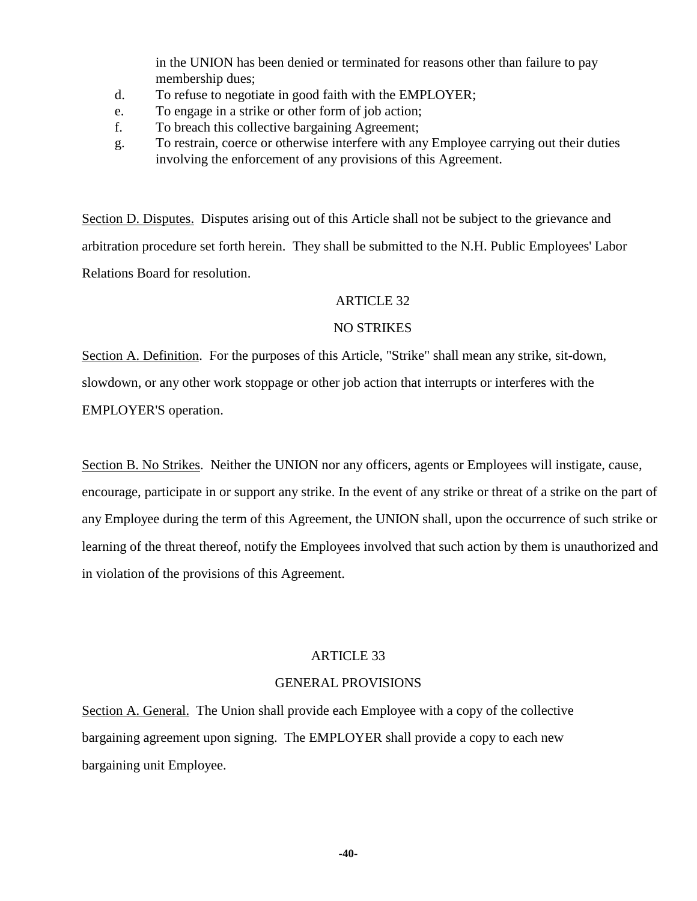in the UNION has been denied or terminated for reasons other than failure to pay membership dues;

d. To refuse to negotiate in good faith with the EMPLOYER;
e. To engage in a strike or other form of job action;
f. To breach this collective bargaining Agreement;
g. To restrain, coerce or otherwise interfere with any Employee carrying out their duties involving the enforcement of any provisions of this Agreement.

Section D. Disputes. Disputes arising out of this Article shall not be subject to the grievance and arbitration procedure set forth herein. They shall be submitted to the N.H. Public Employees' Labor Relations Board for resolution.

## ARTICLE 32

## NO STRIKES

Section A. Definition. For the purposes of this Article, "Strike" shall mean any strike, sit-down, slowdown, or any other work stoppage or other job action that interrupts or interferes with the EMPLOYER'S operation.

Section B. No Strikes. Neither the UNION nor any officers, agents or Employees will instigate, cause, encourage, participate in or support any strike. In the event of any strike or threat of a strike on the part of any Employee during the term of this Agreement, the UNION shall, upon the occurrence of such strike or learning of the threat thereof, notify the Employees involved that such action by them is unauthorized and in violation of the provisions of this Agreement.

## ARTICLE 33

## GENERAL PROVISIONS

Section A. General. The Union shall provide each Employee with a copy of the collective bargaining agreement upon signing. The EMPLOYER shall provide a copy to each new bargaining unit Employee.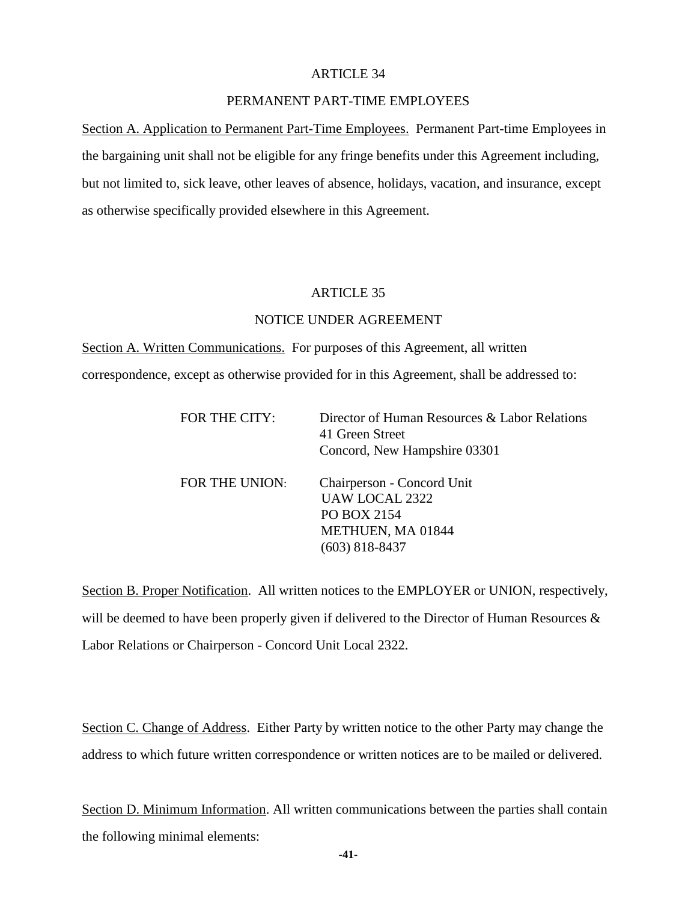# ARTICLE 34

## PERMANENT PART-TIME EMPLOYEES

Section A. Application to Permanent Part-Time Employees. Permanent Part-time Employees in the bargaining unit shall not be eligible for any fringe benefits under this Agreement including, but not limited to, sick leave, other leaves of absence, holidays, vacation, and insurance, except as otherwise specifically provided elsewhere in this Agreement.

# ARTICLE 35

## NOTICE UNDER AGREEMENT

Section A. Written Communications. For purposes of this Agreement, all written correspondence, except as otherwise provided for in this Agreement, shall be addressed to:

FOR THE CITY: Director of Human Resources & Labor Relations
41 Green Street
Concord, New Hampshire 03301

FOR THE UNION: Chairperson - Concord Unit
UAW LOCAL 2322
PO BOX 2154
METHUEN, MA 01844
(603) 818-8437

Section B. Proper Notification. All written notices to the EMPLOYER or UNION, respectively, will be deemed to have been properly given if delivered to the Director of Human Resources & Labor Relations or Chairperson - Concord Unit Local 2322.

Section C. Change of Address. Either Party by written notice to the other Party may change the address to which future written correspondence or written notices are to be mailed or delivered.

Section D. Minimum Information. All written communications between the parties shall contain the following minimal elements: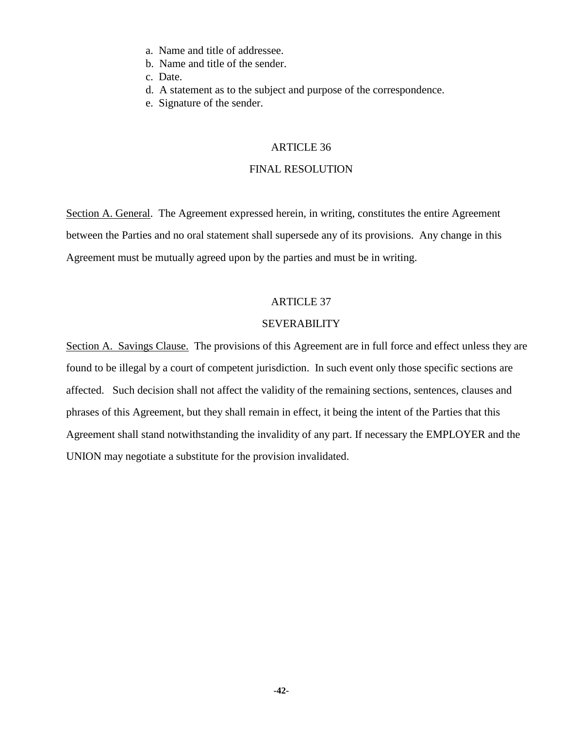a. Name and title of addressee.
b. Name and title of the sender.
c. Date.
d. A statement as to the subject and purpose of the correspondence.
e. Signature of the sender.

## ARTICLE 36

## FINAL RESOLUTION

Section A. General. The Agreement expressed herein, in writing, constitutes the entire Agreement between the Parties and no oral statement shall supersede any of its provisions. Any change in this Agreement must be mutually agreed upon by the parties and must be in writing.

## ARTICLE 37

## SEVERABILITY

Section A. Savings Clause. The provisions of this Agreement are in full force and effect unless they are found to be illegal by a court of competent jurisdiction. In such event only those specific sections are affected. Such decision shall not affect the validity of the remaining sections, sentences, clauses and phrases of this Agreement, but they shall remain in effect, it being the intent of the Parties that this Agreement shall stand notwithstanding the invalidity of any part. If necessary the EMPLOYER and the UNION may negotiate a substitute for the provision invalidated.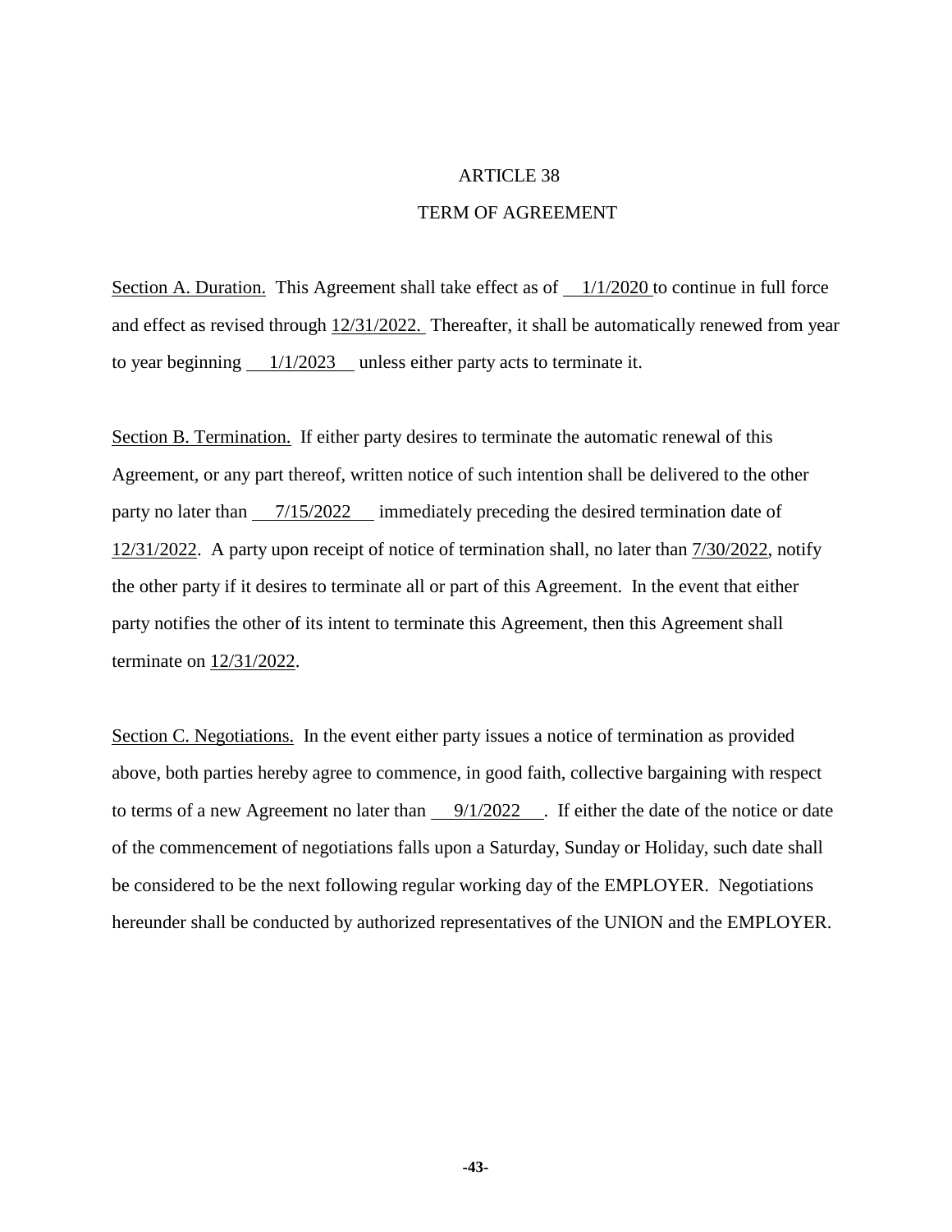# ARTICLE 38

## TERM OF AGREEMENT

Section A. Duration. This Agreement shall take effect as of 1/1/2020 to continue in full force and effect as revised through 12/31/2022. Thereafter, it shall be automatically renewed from year to year beginning 1/1/2023 unless either party acts to terminate it.

Section B. Termination. If either party desires to terminate the automatic renewal of this Agreement, or any part thereof, written notice of such intention shall be delivered to the other party no later than 7/15/2022 immediately preceding the desired termination date of 12/31/2022. A party upon receipt of notice of termination shall, no later than 7/30/2022, notify the other party if it desires to terminate all or part of this Agreement. In the event that either party notifies the other of its intent to terminate this Agreement, then this Agreement shall terminate on 12/31/2022.

Section C. Negotiations. In the event either party issues a notice of termination as provided above, both parties hereby agree to commence, in good faith, collective bargaining with respect to terms of a new Agreement no later than 9/1/2022. If either the date of the notice or date of the commencement of negotiations falls upon a Saturday, Sunday or Holiday, such date shall be considered to be the next following regular working day of the EMPLOYER. Negotiations hereunder shall be conducted by authorized representatives of the UNION and the EMPLOYER.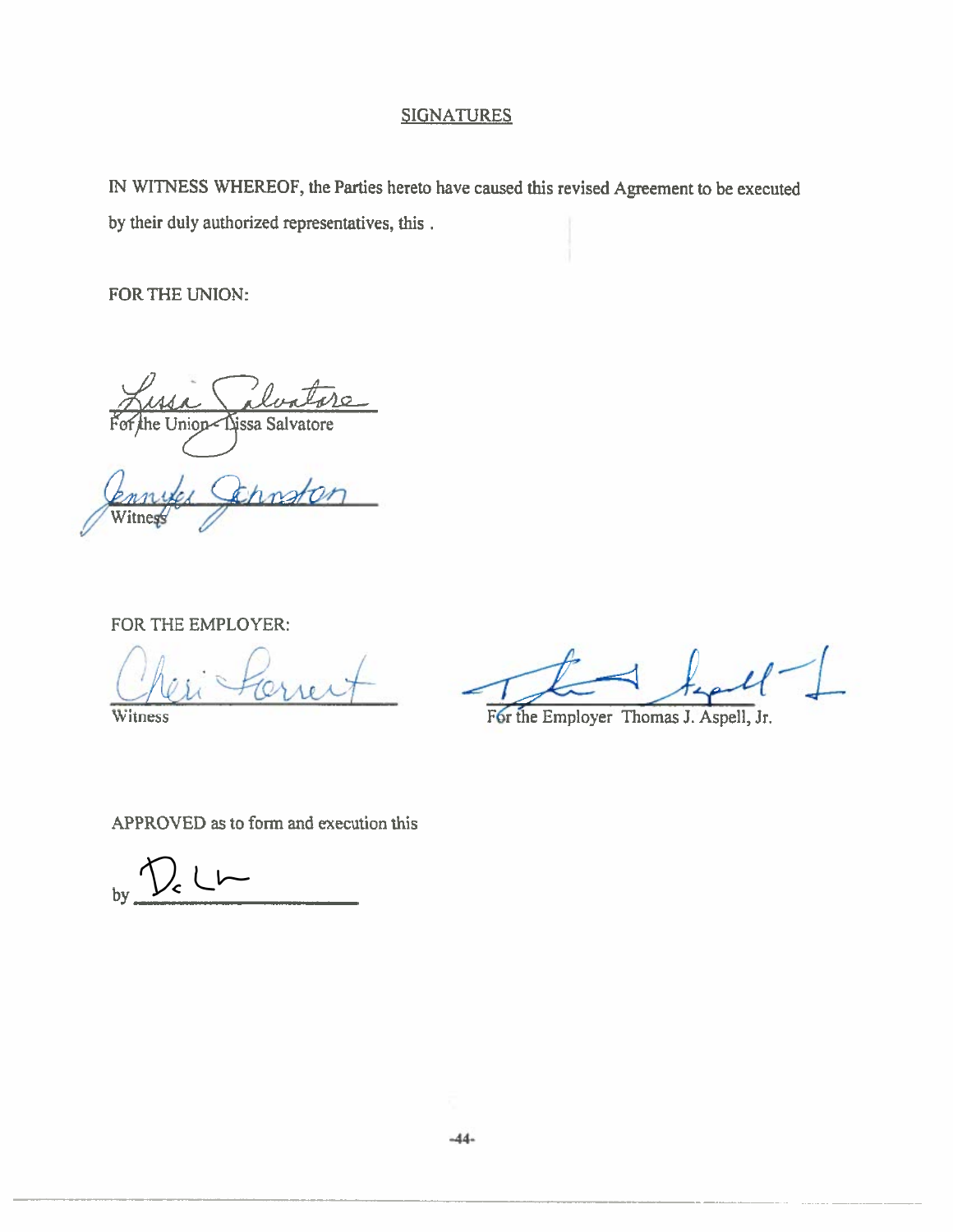## SIGNATURES

IN WITNESS WHEREOF, the Parties hereto have caused this revised Agreement to be executed by their duly authorized representatives, this .

FOR THE UNION:

For the Union - Lissa Salvatore

Witness

FOR THE EMPLOYER:

Witness

For the Employer Thomas J. Aspell, Jr.

APPROVED as to form and execution this

by ______________________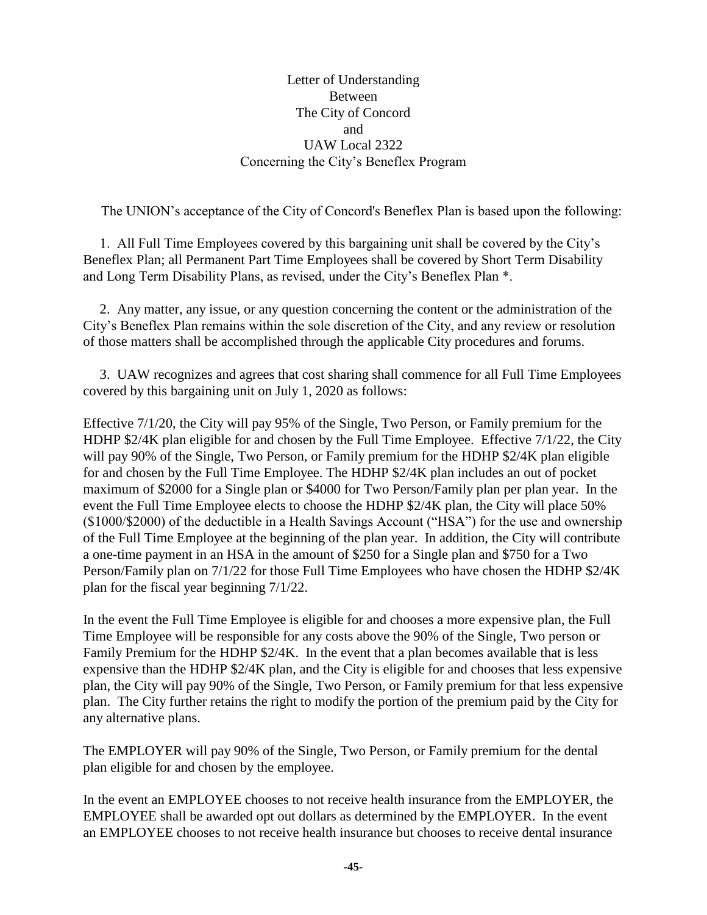# Letter of Understanding Between The City of Concord and UAW Local 2322 Concerning the City's Beneflex Program

The UNION's acceptance of the City of Concord's Beneflex Plan is based upon the following:

1. All Full Time Employees covered by this bargaining unit shall be covered by the City's Beneflex Plan; all Permanent Part Time Employees shall be covered by Short Term Disability and Long Term Disability Plans, as revised, under the City's Beneflex Plan *.

2. Any matter, any issue, or any question concerning the content or the administration of the City's Beneflex Plan remains within the sole discretion of the City, and any review or resolution of those matters shall be accomplished through the applicable City procedures and forums.

3. UAW recognizes and agrees that cost sharing shall commence for all Full Time Employees covered by this bargaining unit on July 1, 2020 as follows:

Effective 7/1/20, the City will pay 95% of the Single, Two Person, or Family premium for the HDHP $2/4K plan eligible for and chosen by the Full Time Employee. Effective 7/1/22, the City will pay 90% of the Single, Two Person, or Family premium for the HDHP $2/4K plan eligible for and chosen by the Full Time Employee. The HDHP $2/4K plan includes an out of pocket maximum of $2000 for a Single plan or $4000 for Two Person/Family plan per plan year. In the event the Full Time Employee elects to choose the HDHP $2/4K plan, the City will place 50% ($1000/$2000) of the deductible in a Health Savings Account ("HSA") for the use and ownership of the Full Time Employee at the beginning of the plan year. In addition, the City will contribute a one-time payment in an HSA in the amount of $250 for a Single plan and $750 for a Two Person/Family plan on 7/1/22 for those Full Time Employees who have chosen the HDHP $2/4K plan for the fiscal year beginning 7/1/22.

In the event the Full Time Employee is eligible for and chooses a more expensive plan, the Full Time Employee will be responsible for any costs above the 90% of the Single, Two person or Family Premium for the HDHP $2/4K. In the event that a plan becomes available that is less expensive than the HDHP $2/4K plan, and the City is eligible for and chooses that less expensive plan, the City will pay 90% of the Single, Two Person, or Family premium for that less expensive plan. The City further retains the right to modify the portion of the premium paid by the City for any alternative plans.

The EMPLOYER will pay 90% of the Single, Two Person, or Family premium for the dental plan eligible for and chosen by the employee.

In the event an EMPLOYEE chooses to not receive health insurance from the EMPLOYER, the EMPLOYEE shall be awarded opt out dollars as determined by the EMPLOYER. In the event an EMPLOYEE chooses to not receive health insurance but chooses to receive dental insurance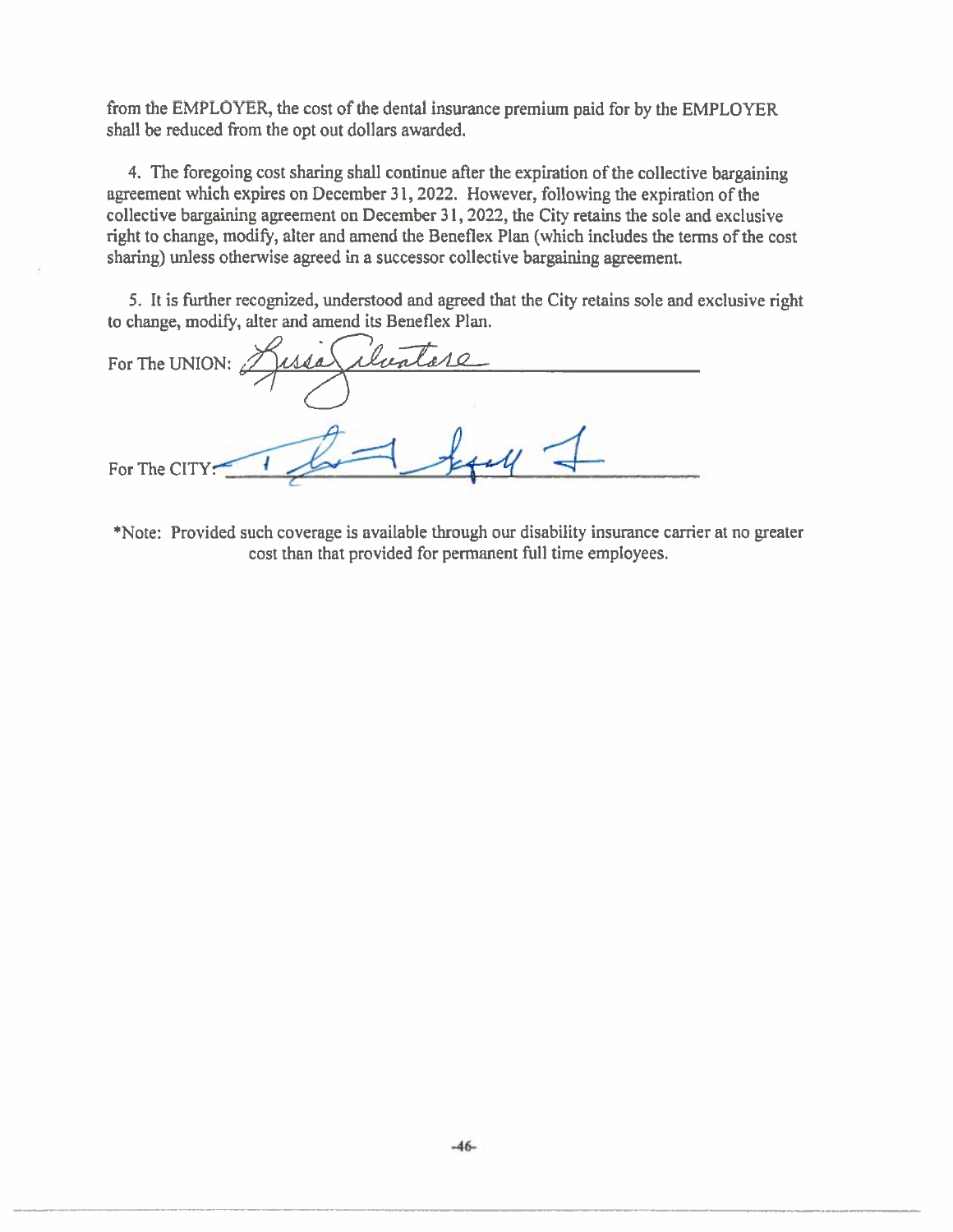from the EMPLOYER, the cost of the dental insurance premium paid for by the EMPLOYER shall be reduced from the opt out dollars awarded.

4. The foregoing cost sharing shall continue after the expiration of the collective bargaining agreement which expires on December 31, 2022. However, following the expiration of the collective bargaining agreement on December 31, 2022, the City retains the sole and exclusive right to change, modify, alter and amend the Beneflex Plan (which includes the terms of the cost sharing) unless otherwise agreed in a successor collective bargaining agreement.

5. It is further recognized, understood and agreed that the City retains sole and exclusive right to change, modify, alter and amend its Beneflex Plan.

For The UNION: ______________________________

For The CITY: ______________________________

*Note: Provided such coverage is available through our disability insurance carrier at no greater cost than that provided for permanent full time employees.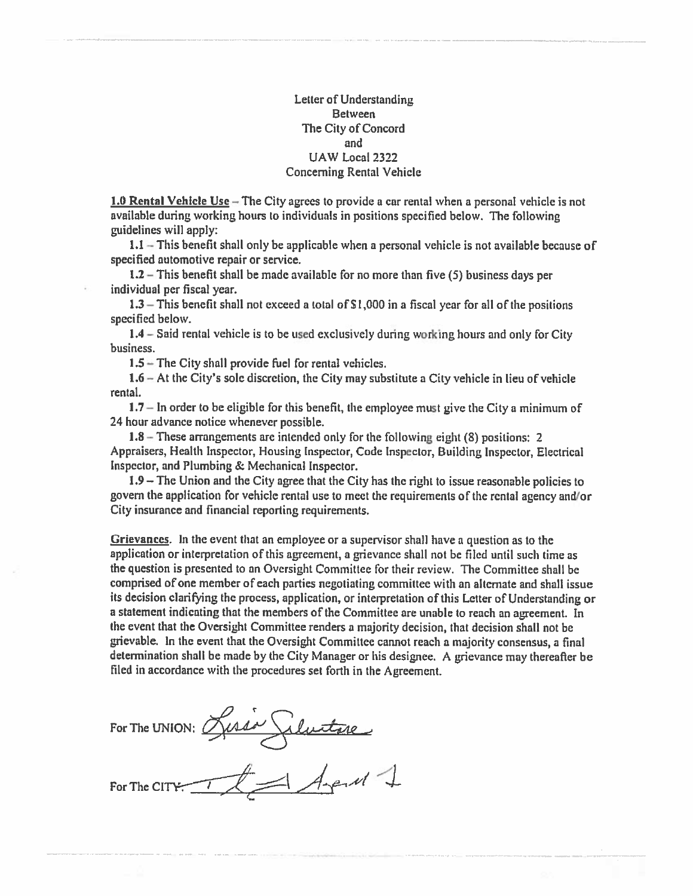Letter of Understanding
Between
The City of Concord
and
UAW Local 2322
Concerning Rental Vehicle

**1.0 Rental Vehicle Use** – The City agrees to provide a car rental when a personal vehicle is not available during working hours to individuals in positions specified below. The following guidelines will apply:

1.1 – This benefit shall only be applicable when a personal vehicle is not available because of specified automotive repair or service.

1.2 – This benefit shall be made available for no more than five (5) business days per individual per fiscal year.

1.3 – This benefit shall not exceed a total of $1,000 in a fiscal year for all of the positions specified below.

1.4 – Said rental vehicle is to be used exclusively during working hours and only for City business.

1.5 – The City shall provide fuel for rental vehicles.

1.6 – At the City's sole discretion, the City may substitute a City vehicle in lieu of vehicle rental.

1.7 – In order to be eligible for this benefit, the employee must give the City a minimum of 24 hour advance notice whenever possible.

1.8 – These arrangements are intended only for the following eight (8) positions: 2 Appraisers, Health Inspector, Housing Inspector, Code Inspector, Building Inspector, Electrical Inspector, and Plumbing & Mechanical Inspector.

1.9 – The Union and the City agree that the City has the right to issue reasonable policies to govern the application for vehicle rental use to meet the requirements of the rental agency and/or City insurance and financial reporting requirements.

**Grievances**. In the event that an employee or a supervisor shall have a question as to the application or interpretation of this agreement, a grievance shall not be filed until such time as the question is presented to an Oversight Committee for their review. The Committee shall be comprised of one member of each parties negotiating committee with an alternate and shall issue its decision clarifying the process, application, or interpretation of this Letter of Understanding or a statement indicating that the members of the Committee are unable to reach an agreement. In the event that the Oversight Committee renders a majority decision, that decision shall not be grievable. In the event that the Oversight Committee cannot reach a majority consensus, a final determination shall be made by the City Manager or his designee. A grievance may thereafter be filed in accordance with the procedures set forth in the Agreement.

For The UNION: [signature]

For The CITY: [signature]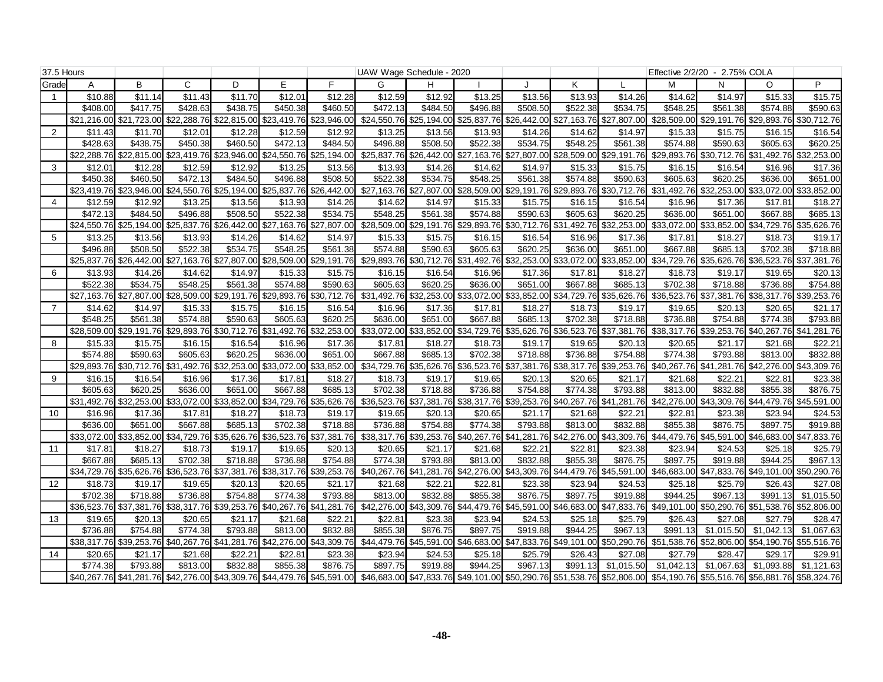| 37.5 Hours | | | | | | | UAW Wage Schedule - 2020 | | | | | | Effective 2/2/20 - 2.75% COLA | | | |
|---|---|---|---|---|---|---|---|---|---|---|---|---|---|---|---|---|
| Grade | A | B | C | D | E | F | G | H | I | J | K | L | M | N | O | P |
| 1 | $10.88 | $11.14 | $11.43 | $11.70 | $12.01 | $12.28 | $12.59 | $12.92 | $13.25 | $13.56 | $13.93 | $14.26 | $14.62 | $14.97 | $15.33 | $15.75 |
| | $408.00 | $417.75 | $428.63 | $438.75 | $450.38 | $460.50 | $472.13 | $484.50 | $496.88 | $508.50 | $522.38 | $534.75 | $548.25 | $561.38 | $574.88 | $590.63 |
| | $21,216.00 | $21,723.00 | $22,288.76 | $22,815.00 | $23,419.76 | $23,946.00 | $24,550.76 | $25,194.00 | $25,837.76 | $26,442.00 | $27,163.76 | $27,807.00 | $28,509.00 | $29,191.76 | $29,893.76 | $30,712.76 |
| 2 | $11.43 | $11.70 | $12.01 | $12.28 | $12.59 | $12.92 | $13.25 | $13.56 | $13.93 | $14.26 | $14.62 | $14.97 | $15.33 | $15.75 | $16.15 | $16.54 |
| | $428.63 | $438.75 | $450.38 | $460.50 | $472.13 | $484.50 | $496.88 | $508.50 | $522.38 | $534.75 | $548.25 | $561.38 | $574.88 | $590.63 | $605.63 | $620.25 |
| | $22,288.76 | $22,815.00 | $23,419.76 | $23,946.00 | $24,550.76 | $25,194.00 | $25,837.76 | $26,442.00 | $27,163.76 | $27,807.00 | $28,509.00 | $29,191.76 | $29,893.76 | $30,712.76 | $31,492.76 | $32,253.00 |
| 3 | $12.01 | $12.28 | $12.59 | $12.92 | $13.25 | $13.56 | $13.93 | $14.26 | $14.62 | $14.97 | $15.33 | $15.75 | $16.15 | $16.54 | $16.96 | $17.36 |
| | $450.38 | $460.50 | $472.13 | $484.50 | $496.88 | $508.50 | $522.38 | $534.75 | $548.25 | $561.38 | $574.88 | $590.63 | $605.63 | $620.25 | $636.00 | $651.00 |
| | $23,419.76 | $23,946.00 | $24,550.76 | $25,194.00 | $25,837.76 | $26,442.00 | $27,163.76 | $27,807.00 | $28,509.00 | $29,191.76 | $29,893.76 | $30,712.76 | $31,492.76 | $32,253.00 | $33,072.00 | $33,852.00 |
| 4 | $12.59 | $12.92 | $13.25 | $13.56 | $13.93 | $14.26 | $14.62 | $14.97 | $15.33 | $15.75 | $16.15 | $16.54 | $16.96 | $17.36 | $17.81 | $18.27 |
| | $472.13 | $484.50 | $496.88 | $508.50 | $522.38 | $534.75 | $548.25 | $561.38 | $574.88 | $590.63 | $605.63 | $620.25 | $636.00 | $651.00 | $667.88 | $685.13 |
| | $24,550.76 | $25,194.00 | $25,837.76 | $26,442.00 | $27,163.76 | $27,807.00 | $28,509.00 | $29,191.76 | $29,893.76 | $30,712.76 | $31,492.76 | $32,253.00 | $33,072.00 | $33,852.00 | $34,729.76 | $35,626.76 |
| 5 | $13.25 | $13.56 | $13.93 | $14.26 | $14.62 | $14.97 | $15.33 | $15.75 | $16.15 | $16.54 | $16.96 | $17.36 | $17.81 | $18.27 | $18.73 | $19.17 |
| | $496.88 | $508.50 | $522.38 | $534.75 | $548.25 | $561.38 | $574.88 | $590.63 | $605.63 | $620.25 | $636.00 | $651.00 | $667.88 | $685.13 | $702.38 | $718.88 |
| | $25,837.76 | $26,442.00 | $27,163.76 | $27,807.00 | $28,509.00 | $29,191.76 | $29,893.76 | $30,712.76 | $31,492.76 | $32,253.00 | $33,072.00 | $33,852.00 | $34,729.76 | $35,626.76 | $36,523.76 | $37,381.76 |
| 6 | $13.93 | $14.26 | $14.62 | $14.97 | $15.33 | $15.75 | $16.15 | $16.54 | $16.96 | $17.36 | $17.81 | $18.27 | $18.73 | $19.17 | $19.65 | $20.13 |
| | $522.38 | $534.75 | $548.25 | $561.38 | $574.88 | $590.63 | $605.63 | $620.25 | $636.00 | $651.00 | $667.88 | $685.13 | $702.38 | $718.88 | $736.88 | $754.88 |
| | $27,163.76 | $27,807.00 | $28,509.00 | $29,191.76 | $29,893.76 | $30,712.76 | $31,492.76 | $32,253.00 | $33,072.00 | $33,852.00 | $34,729.76 | $35,626.76 | $36,523.76 | $37,381.76 | $38,317.76 | $39,253.76 |
| 7 | $14.62 | $14.97 | $15.33 | $15.75 | $16.15 | $16.54 | $16.96 | $17.36 | $17.81 | $18.27 | $18.73 | $19.17 | $19.65 | $20.13 | $20.65 | $21.17 |
| | $548.25 | $561.38 | $574.88 | $590.63 | $605.63 | $620.25 | $636.00 | $651.00 | $667.88 | $685.13 | $702.38 | $718.88 | $736.88 | $754.88 | $774.38 | $793.88 |
| | $28,509.00 | $29,191.76 | $29,893.76 | $30,712.76 | $31,492.76 | $32,253.00 | $33,072.00 | $33,852.00 | $34,729.76 | $35,626.76 | $36,523.76 | $37,381.76 | $38,317.76 | $39,253.76 | $40,267.76 | $41,281.76 |
| 8 | $15.33 | $15.75 | $16.15 | $16.54 | $16.96 | $17.36 | $17.81 | $18.27 | $18.73 | $19.17 | $19.65 | $20.13 | $20.65 | $21.17 | $21.68 | $22.21 |
| | $574.88 | $590.63 | $605.63 | $620.25 | $636.00 | $651.00 | $667.88 | $685.13 | $702.38 | $718.88 | $736.88 | $754.88 | $774.38 | $793.88 | $813.00 | $832.88 |
| | $29,893.76 | $30,712.76 | $31,492.76 | $32,253.00 | $33,072.00 | $33,852.00 | $34,729.76 | $35,626.76 | $36,523.76 | $37,381.76 | $38,317.76 | $39,253.76 | $40,267.76 | $41,281.76 | $42,276.00 | $43,309.76 |
| 9 | $16.15 | $16.54 | $16.96 | $17.36 | $17.81 | $18.27 | $18.73 | $19.17 | $19.65 | $20.13 | $20.65 | $21.17 | $21.68 | $22.21 | $22.81 | $23.38 |
| | $605.63 | $620.25 | $636.00 | $651.00 | $667.88 | $685.13 | $702.38 | $718.88 | $736.88 | $754.88 | $774.38 | $793.88 | $813.00 | $832.88 | $855.38 | $876.75 |
| | $31,492.76 | $32,253.00 | $33,072.00 | $33,852.00 | $34,729.76 | $35,626.76 | $36,523.76 | $37,381.76 | $38,317.76 | $39,253.76 | $40,267.76 | $41,281.76 | $42,276.00 | $43,309.76 | $44,479.76 | $45,591.00 |
| 10 | $16.96 | $17.36 | $17.81 | $18.27 | $18.73 | $19.17 | $19.65 | $20.13 | $20.65 | $21.17 | $21.68 | $22.21 | $22.81 | $23.38 | $23.94 | $24.53 |
| | $636.00 | $651.00 | $667.88 | $685.13 | $702.38 | $718.88 | $736.88 | $754.88 | $774.38 | $793.88 | $813.00 | $832.88 | $855.38 | $876.75 | $897.75 | $919.88 |
| | $33,072.00 | $33,852.00 | $34,729.76 | $35,626.76 | $36,523.76 | $37,381.76 | $38,317.76 | $39,253.76 | $40,267.76 | $41,281.76 | $42,276.00 | $43,309.76 | $44,479.76 | $45,591.00 | $46,683.00 | $47,833.76 |
| 11 | $17.81 | $18.27 | $18.73 | $19.17 | $19.65 | $20.13 | $20.65 | $21.17 | $21.68 | $22.21 | $22.81 | $23.38 | $23.94 | $24.53 | $25.18 | $25.79 |
| | $667.88 | $685.13 | $702.38 | $718.88 | $736.88 | $754.88 | $774.38 | $793.88 | $813.00 | $832.88 | $855.38 | $876.75 | $897.75 | $919.88 | $944.25 | $967.13 |
| | $34,729.76 | $35,626.76 | $36,523.76 | $37,381.76 | $38,317.76 | $39,253.76 | $40,267.76 | $41,281.76 | $42,276.00 | $43,309.76 | $44,479.76 | $45,591.00 | $46,683.00 | $47,833.76 | $49,101.00 | $50,290.76 |
| 12 | $18.73 | $19.17 | $19.65 | $20.13 | $20.65 | $21.17 | $21.68 | $22.21 | $22.81 | $23.38 | $23.94 | $24.53 | $25.18 | $25.79 | $26.43 | $27.08 |
| | $702.38 | $718.88 | $736.88 | $754.88 | $774.38 | $793.88 | $813.00 | $832.88 | $855.38 | $876.75 | $897.75 | $919.88 | $944.25 | $967.13 | $991.13 | $1,015.50 |
| | $36,523.76 | $37,381.76 | $38,317.76 | $39,253.76 | $40,267.76 | $41,281.76 | $42,276.00 | $43,309.76 | $44,479.76 | $45,591.00 | $46,683.00 | $47,833.76 | $49,101.00 | $50,290.76 | $51,538.76 | $52,806.00 |
| 13 | $19.65 | $20.13 | $20.65 | $21.17 | $21.68 | $22.21 | $22.81 | $23.38 | $23.94 | $24.53 | $25.18 | $25.79 | $26.43 | $27.08 | $27.79 | $28.47 |
| | $736.88 | $754.88 | $774.38 | $793.88 | $813.00 | $832.88 | $855.38 | $876.75 | $897.75 | $919.88 | $944.25 | $967.13 | $991.13 | $1,015.50 | $1,042.13 | $1,067.63 |
| | $38,317.76 | $39,253.76 | $40,267.76 | $41,281.76 | $42,276.00 | $43,309.76 | $44,479.76 | $45,591.00 | $46,683.00 | $47,833.76 | $49,101.00 | $50,290.76 | $51,538.76 | $52,806.00 | $54,190.76 | $55,516.76 |
| 14 | $20.65 | $21.17 | $21.68 | $22.21 | $22.81 | $23.38 | $23.94 | $24.53 | $25.18 | $25.79 | $26.43 | $27.08 | $27.79 | $28.47 | $29.17 | $29.91 |
| | $774.38 | $793.88 | $813.00 | $832.88 | $855.38 | $876.75 | $897.75 | $919.88 | $944.25 | $967.13 | $991.13 | $1,015.50 | $1,042.13 | $1,067.63 | $1,093.88 | $1,121.63 |
| | $40,267.76 | $41,281.76 | $42,276.00 | $43,309.76 | $44,479.76 | $45,591.00 | $46,683.00 | $47,833.76 | $49,101.00 | $50,290.76 | $51,538.76 | $52,806.00 | $54,190.76 | $55,516.76 | $56,881.76 | $58,324.76 |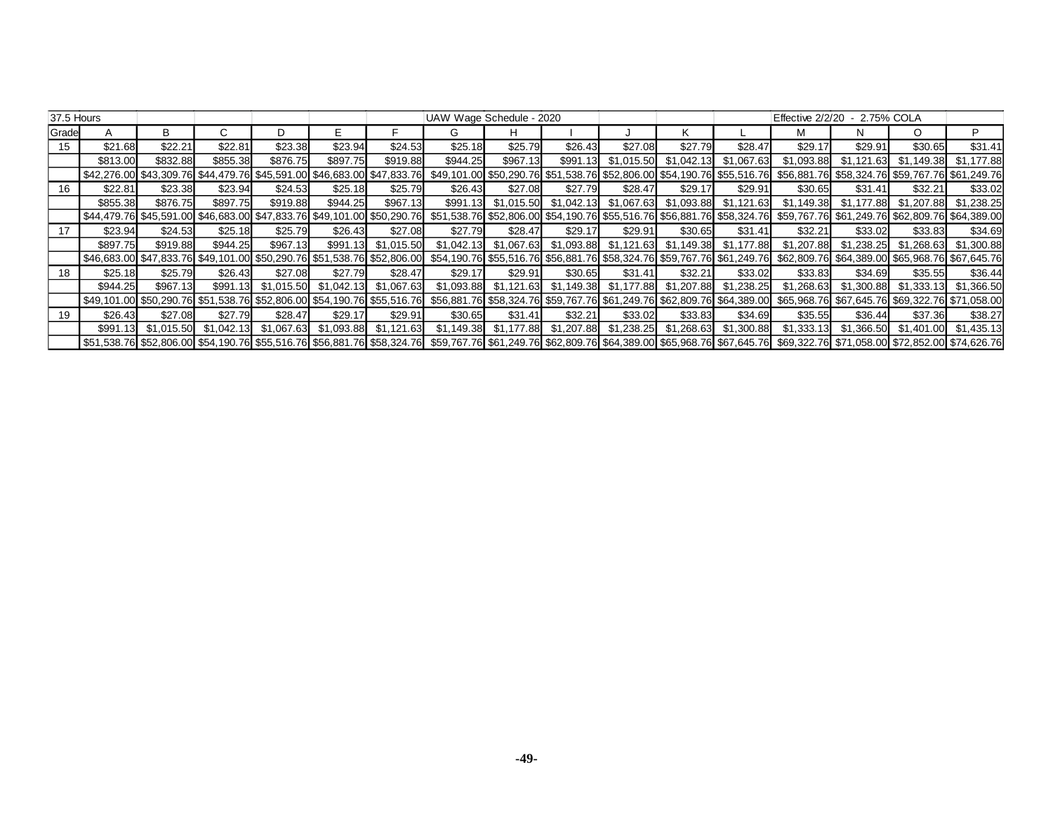| 37.5 Hours | | | | | | | UAW Wage Schedule - 2020 | | | | | | Effective 2/2/20 - 2.75% COLA | | | |
|---|---|---|---|---|---|---|---|---|---|---|---|---|---|---|---|---|
| Grade | A | B | C | D | E | F | G | H | I | J | K | L | M | N | O | P |
| 15 | $21.68 | $22.21 | $22.81 | $23.38 | $23.94 | $24.53 | $25.18 | $25.79 | $26.43 | $27.08 | $27.79 | $28.47 | $29.17 | $29.91 | $30.65 | $31.41 |
| | $813.00 | $832.88 | $855.38 | $876.75 | $897.75 | $919.88 | $944.25 | $967.13 | $991.13 | $1,015.50 | $1,042.13 | $1,067.63 | $1,093.88 | $1,121.63 | $1,149.38 | $1,177.88 |
| | $42,276.00 | $43,309.76 | $44,479.76 | $45,591.00 | $46,683.00 | $47,833.76 | $49,101.00 | $50,290.76 | $51,538.76 | $52,806.00 | $54,190.76 | $55,516.76 | $56,881.76 | $58,324.76 | $59,767.76 | $61,249.76 |
| 16 | $22.81 | $23.38 | $23.94 | $24.53 | $25.18 | $25.79 | $26.43 | $27.08 | $27.79 | $28.47 | $29.17 | $29.91 | $30.65 | $31.41 | $32.21 | $33.02 |
| | $855.38 | $876.75 | $897.75 | $919.88 | $944.25 | $967.13 | $991.13 | $1,015.50 | $1,042.13 | $1,067.63 | $1,093.88 | $1,121.63 | $1,149.38 | $1,177.88 | $1,207.88 | $1,238.25 |
| | $44,479.76 | $45,591.00 | $46,683.00 | $47,833.76 | $49,101.00 | $50,290.76 | $51,538.76 | $52,806.00 | $54,190.76 | $55,516.76 | $56,881.76 | $58,324.76 | $59,767.76 | $61,249.76 | $62,809.76 | $64,389.00 |
| 17 | $23.94 | $24.53 | $25.18 | $25.79 | $26.43 | $27.08 | $27.79 | $28.47 | $29.17 | $29.91 | $30.65 | $31.41 | $32.21 | $33.02 | $33.83 | $34.69 |
| | $897.75 | $919.88 | $944.25 | $967.13 | $991.13 | $1,015.50 | $1,042.13 | $1,067.63 | $1,093.88 | $1,121.63 | $1,149.38 | $1,177.88 | $1,207.88 | $1,238.25 | $1,268.63 | $1,300.88 |
| | $46,683.00 | $47,833.76 | $49,101.00 | $50,290.76 | $51,538.76 | $52,806.00 | $54,190.76 | $55,516.76 | $56,881.76 | $58,324.76 | $59,767.76 | $61,249.76 | $62,809.76 | $64,389.00 | $65,968.76 | $67,645.76 |
| 18 | $25.18 | $25.79 | $26.43 | $27.08 | $27.79 | $28.47 | $29.17 | $29.91 | $30.65 | $31.41 | $32.21 | $33.02 | $33.83 | $34.69 | $35.55 | $36.44 |
| | $944.25 | $967.13 | $991.13 | $1,015.50 | $1,042.13 | $1,067.63 | $1,093.88 | $1,121.63 | $1,149.38 | $1,177.88 | $1,207.88 | $1,238.25 | $1,268.63 | $1,300.88 | $1,333.13 | $1,366.50 |
| | $49,101.00 | $50,290.76 | $51,538.76 | $52,806.00 | $54,190.76 | $55,516.76 | $56,881.76 | $58,324.76 | $59,767.76 | $61,249.76 | $62,809.76 | $64,389.00 | $65,968.76 | $67,645.76 | $69,322.76 | $71,058.00 |
| 19 | $26.43 | $27.08 | $27.79 | $28.47 | $29.17 | $29.91 | $30.65 | $31.41 | $32.21 | $33.02 | $33.83 | $34.69 | $35.55 | $36.44 | $37.36 | $38.27 |
| | $991.13 | $1,015.50 | $1,042.13 | $1,067.63 | $1,093.88 | $1,121.63 | $1,149.38 | $1,177.88 | $1,207.88 | $1,238.25 | $1,268.63 | $1,300.88 | $1,333.13 | $1,366.50 | $1,401.00 | $1,435.13 |
| | $51,538.76 | $52,806.00 | $54,190.76 | $55,516.76 | $56,881.76 | $58,324.76 | $59,767.76 | $61,249.76 | $62,809.76 | $64,389.00 | $65,968.76 | $67,645.76 | $69,322.76 | $71,058.00 | $72,852.00 | $74,626.76 |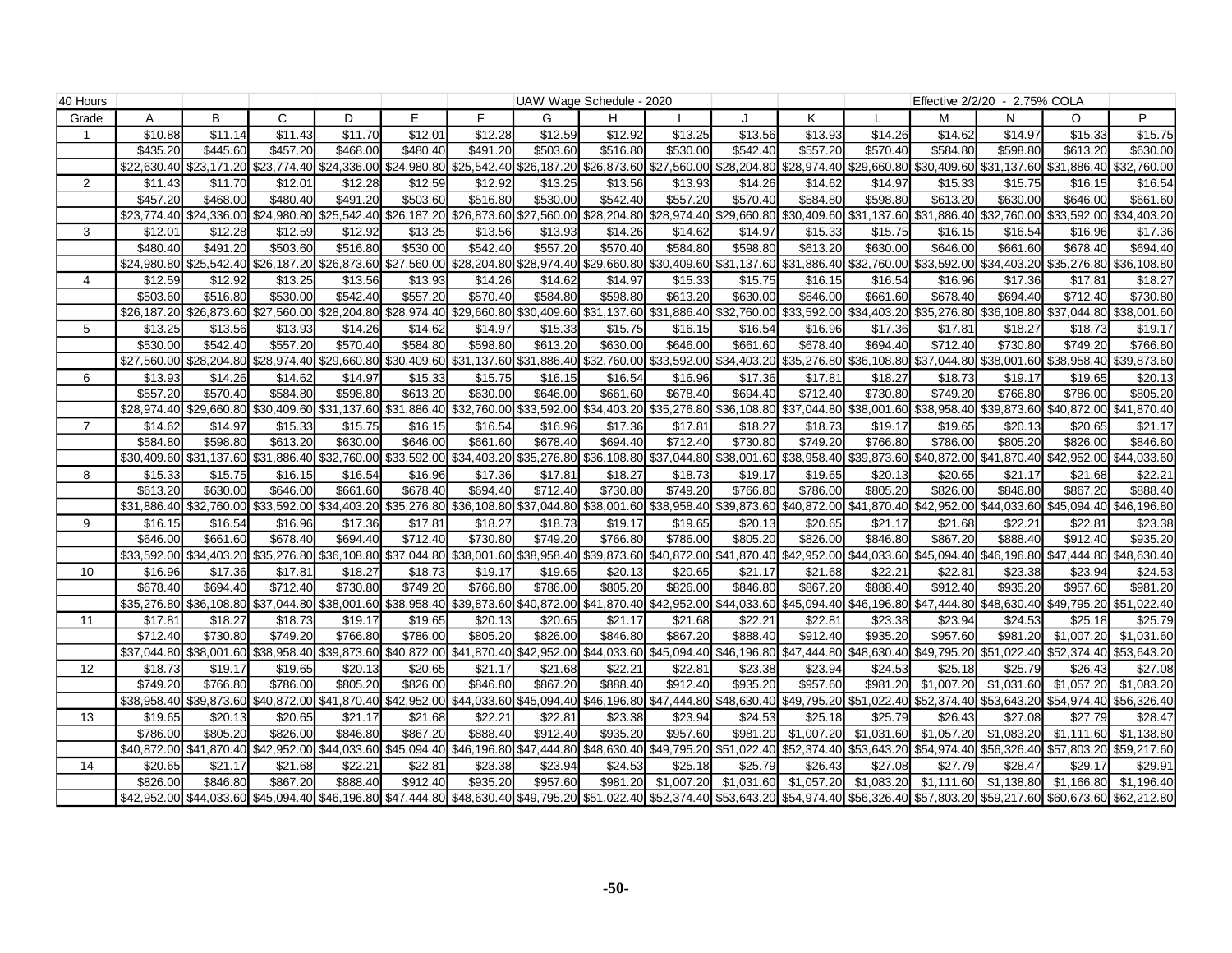| 40 Hours | | | | | | | UAW Wage Schedule - 2020 | | | | | | Effective 2/2/20 - 2.75% COLA | | | |
|---|---|---|---|---|---|---|---|---|---|---|---|---|---|---|---|---|
| Grade | A | B | C | D | E | F | G | H | I | J | K | L | M | N | O | P |
| 1 | $10.88 | $11.14 | $11.43 | $11.70 | $12.01 | $12.28 | $12.59 | $12.92 | $13.25 | $13.56 | $13.93 | $14.26 | $14.62 | $14.97 | $15.33 | $15.75 |
| | $435.20 | $445.60 | $457.20 | $468.00 | $480.40 | $491.20 | $503.60 | $516.80 | $530.00 | $542.40 | $557.20 | $570.40 | $584.80 | $598.80 | $613.20 | $630.00 |
| | $22,630.40 | $23,171.20 | $23,774.40 | $24,336.00 | $24,980.80 | $25,542.40 | $26,187.20 | $26,873.60 | $27,560.00 | $28,204.80 | $28,974.40 | $29,660.80 | $30,409.60 | $31,137.60 | $31,886.40 | $32,760.00 |
| 2 | $11.43 | $11.70 | $12.01 | $12.28 | $12.59 | $12.92 | $13.25 | $13.56 | $13.93 | $14.26 | $14.62 | $14.97 | $15.33 | $15.75 | $16.15 | $16.54 |
| | $457.20 | $468.00 | $480.40 | $491.20 | $503.60 | $516.80 | $530.00 | $542.40 | $557.20 | $570.40 | $584.80 | $598.80 | $613.20 | $630.00 | $646.00 | $661.60 |
| | $23,774.40 | $24,336.00 | $24,980.80 | $25,542.40 | $26,187.20 | $26,873.60 | $27,560.00 | $28,204.80 | $28,974.40 | $29,660.80 | $30,409.60 | $31,137.60 | $31,886.40 | $32,760.00 | $33,592.00 | $34,403.20 |
| 3 | $12.01 | $12.28 | $12.59 | $12.92 | $13.25 | $13.56 | $13.93 | $14.26 | $14.62 | $14.97 | $15.33 | $15.75 | $16.15 | $16.54 | $16.96 | $17.36 |
| | $480.40 | $491.20 | $503.60 | $516.80 | $530.00 | $542.40 | $557.20 | $570.40 | $584.80 | $598.80 | $613.20 | $630.00 | $646.00 | $661.60 | $678.40 | $694.40 |
| | $24,980.80 | $25,542.40 | $26,187.20 | $26,873.60 | $27,560.00 | $28,204.80 | $28,974.40 | $29,660.80 | $30,409.60 | $31,137.60 | $31,886.40 | $32,760.00 | $33,592.00 | $34,403.20 | $35,276.80 | $36,108.80 |
| 4 | $12.59 | $12.92 | $13.25 | $13.56 | $13.93 | $14.26 | $14.62 | $14.97 | $15.33 | $15.75 | $16.15 | $16.54 | $16.96 | $17.36 | $17.81 | $18.27 |
| | $503.60 | $516.80 | $530.00 | $542.40 | $557.20 | $570.40 | $584.80 | $598.80 | $613.20 | $630.00 | $646.00 | $661.60 | $678.40 | $694.40 | $712.40 | $730.80 |
| | $26,187.20 | $26,873.60 | $27,560.00 | $28,204.80 | $28,974.40 | $29,660.80 | $30,409.60 | $31,137.60 | $31,886.40 | $32,760.00 | $33,592.00 | $34,403.20 | $35,276.80 | $36,108.80 | $37,044.80 | $38,001.60 |
| 5 | $13.25 | $13.56 | $13.93 | $14.26 | $14.62 | $14.97 | $15.33 | $15.75 | $16.15 | $16.54 | $16.96 | $17.36 | $17.81 | $18.27 | $18.73 | $19.17 |
| | $530.00 | $542.40 | $557.20 | $570.40 | $584.80 | $598.80 | $613.20 | $630.00 | $646.00 | $661.60 | $678.40 | $694.40 | $712.40 | $730.80 | $749.20 | $766.80 |
| | $27,560.00 | $28,204.80 | $28,974.40 | $29,660.80 | $30,409.60 | $31,137.60 | $31,886.40 | $32,760.00 | $33,592.00 | $34,403.20 | $35,276.80 | $36,108.80 | $37,044.80 | $38,001.60 | $38,958.40 | $39,873.60 |
| 6 | $13.93 | $14.26 | $14.62 | $14.97 | $15.33 | $15.75 | $16.15 | $16.54 | $16.96 | $17.36 | $17.81 | $18.27 | $18.73 | $19.17 | $19.65 | $20.13 |
| | $557.20 | $570.40 | $584.80 | $598.80 | $613.20 | $630.00 | $646.00 | $661.60 | $678.40 | $694.40 | $712.40 | $730.80 | $749.20 | $766.80 | $786.00 | $805.20 |
| | $28,974.40 | $29,660.80 | $30,409.60 | $31,137.60 | $31,886.40 | $32,760.00 | $33,592.00 | $34,403.20 | $35,276.80 | $36,108.80 | $37,044.80 | $38,001.60 | $38,958.40 | $39,873.60 | $40,872.00 | $41,870.40 |
| 7 | $14.62 | $14.97 | $15.33 | $15.75 | $16.15 | $16.54 | $16.96 | $17.36 | $17.81 | $18.27 | $18.73 | $19.17 | $19.65 | $20.13 | $20.65 | $21.17 |
| | $584.80 | $598.80 | $613.20 | $630.00 | $646.00 | $661.60 | $678.40 | $694.40 | $712.40 | $730.80 | $749.20 | $766.80 | $786.00 | $805.20 | $826.00 | $846.80 |
| | $30,409.60 | $31,137.60 | $31,886.40 | $32,760.00 | $33,592.00 | $34,403.20 | $35,276.80 | $36,108.80 | $37,044.80 | $38,001.60 | $38,958.40 | $39,873.60 | $40,872.00 | $41,870.40 | $42,952.00 | $44,033.60 |
| 8 | $15.33 | $15.75 | $16.15 | $16.54 | $16.96 | $17.36 | $17.81 | $18.27 | $18.73 | $19.17 | $19.65 | $20.13 | $20.65 | $21.17 | $21.68 | $22.21 |
| | $613.20 | $630.00 | $646.00 | $661.60 | $678.40 | $694.40 | $712.40 | $730.80 | $749.20 | $766.80 | $786.00 | $805.20 | $826.00 | $846.80 | $867.20 | $888.40 |
| | $31,886.40 | $32,760.00 | $33,592.00 | $34,403.20 | $35,276.80 | $36,108.80 | $37,044.80 | $38,001.60 | $38,958.40 | $39,873.60 | $40,872.00 | $41,870.40 | $42,952.00 | $44,033.60 | $45,094.40 | $46,196.80 |
| 9 | $16.15 | $16.54 | $16.96 | $17.36 | $17.81 | $18.27 | $18.73 | $19.17 | $19.65 | $20.13 | $20.65 | $21.17 | $21.68 | $22.21 | $22.81 | $23.38 |
| | $646.00 | $661.60 | $678.40 | $694.40 | $712.40 | $730.80 | $749.20 | $766.80 | $786.00 | $805.20 | $826.00 | $846.80 | $867.20 | $888.40 | $912.40 | $935.20 |
| | $33,592.00 | $34,403.20 | $35,276.80 | $36,108.80 | $37,044.80 | $38,001.60 | $38,958.40 | $39,873.60 | $40,872.00 | $41,870.40 | $42,952.00 | $44,033.60 | $45,094.40 | $46,196.80 | $47,444.80 | $48,630.40 |
| 10 | $16.96 | $17.36 | $17.81 | $18.27 | $18.73 | $19.17 | $19.65 | $20.13 | $20.65 | $21.17 | $21.68 | $22.21 | $22.81 | $23.38 | $23.94 | $24.53 |
| | $678.40 | $694.40 | $712.40 | $730.80 | $749.20 | $766.80 | $786.00 | $805.20 | $826.00 | $846.80 | $867.20 | $888.40 | $912.40 | $935.20 | $957.60 | $981.20 |
| | $35,276.80 | $36,108.80 | $37,044.80 | $38,001.60 | $38,958.40 | $39,873.60 | $40,872.00 | $41,870.40 | $42,952.00 | $44,033.60 | $45,094.40 | $46,196.80 | $47,444.80 | $48,630.40 | $49,795.20 | $51,022.40 |
| 11 | $17.81 | $18.27 | $18.73 | $19.17 | $19.65 | $20.13 | $20.65 | $21.17 | $21.68 | $22.21 | $22.81 | $23.38 | $23.94 | $24.53 | $25.18 | $25.79 |
| | $712.40 | $730.80 | $749.20 | $766.80 | $786.00 | $805.20 | $826.00 | $846.80 | $867.20 | $888.40 | $912.40 | $935.20 | $957.60 | $981.20 | $1,007.20 | $1,031.60 |
| | $37,044.80 | $38,001.60 | $38,958.40 | $39,873.60 | $40,872.00 | $41,870.40 | $42,952.00 | $44,033.60 | $45,094.40 | $46,196.80 | $47,444.80 | $48,630.40 | $49,795.20 | $51,022.40 | $52,374.40 | $53,643.20 |
| 12 | $18.73 | $19.17 | $19.65 | $20.13 | $20.65 | $21.17 | $21.68 | $22.21 | $22.81 | $23.38 | $23.94 | $24.53 | $25.18 | $25.79 | $26.43 | $27.08 |
| | $749.20 | $766.80 | $786.00 | $805.20 | $826.00 | $846.80 | $867.20 | $888.40 | $912.40 | $935.20 | $957.60 | $981.20 | $1,007.20 | $1,031.60 | $1,057.20 | $1,083.20 |
| | $38,958.40 | $39,873.60 | $40,872.00 | $41,870.40 | $42,952.00 | $44,033.60 | $45,094.40 | $46,196.80 | $47,444.80 | $48,630.40 | $49,795.20 | $51,022.40 | $52,374.40 | $53,643.20 | $54,974.40 | $56,326.40 |
| 13 | $19.65 | $20.13 | $20.65 | $21.17 | $21.68 | $22.21 | $22.81 | $23.38 | $23.94 | $24.53 | $25.18 | $25.79 | $26.43 | $27.08 | $27.79 | $28.47 |
| | $786.00 | $805.20 | $826.00 | $846.80 | $867.20 | $888.40 | $912.40 | $935.20 | $957.60 | $981.20 | $1,007.20 | $1,031.60 | $1,057.20 | $1,083.20 | $1,111.60 | $1,138.80 |
| | $40,872.00 | $41,870.40 | $42,952.00 | $44,033.60 | $45,094.40 | $46,196.80 | $47,444.80 | $48,630.40 | $49,795.20 | $51,022.40 | $52,374.40 | $53,643.20 | $54,974.40 | $56,326.40 | $57,803.20 | $59,217.60 |
| 14 | $20.65 | $21.17 | $21.68 | $22.21 | $22.81 | $23.38 | $23.94 | $24.53 | $25.18 | $25.79 | $26.43 | $27.08 | $27.79 | $28.47 | $29.17 | $29.91 |
| | $826.00 | $846.80 | $867.20 | $888.40 | $912.40 | $935.20 | $957.60 | $981.20 | $1,007.20 | $1,031.60 | $1,057.20 | $1,083.20 | $1,111.60 | $1,138.80 | $1,166.80 | $1,196.40 |
| | $42,952.00 | $44,033.60 | $45,094.40 | $46,196.80 | $47,444.80 | $48,630.40 | $49,795.20 | $51,022.40 | $52,374.40 | $53,643.20 | $54,974.40 | $56,326.40 | $57,803.20 | $59,217.60 | $60,673.60 | $62,212.80 |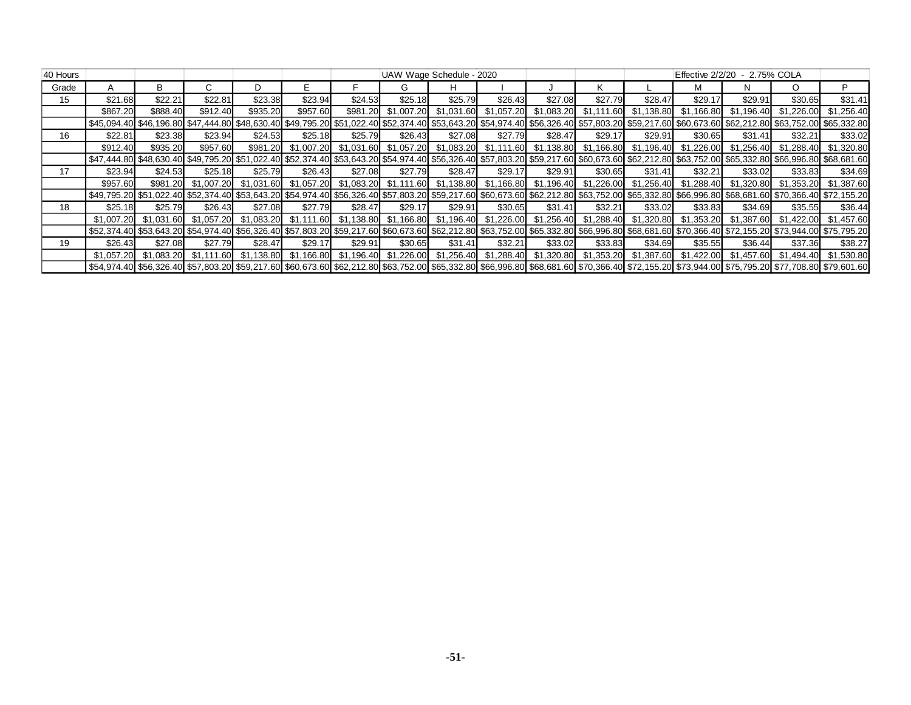| 40 Hours | | | | | | | UAW Wage Schedule - 2020 | | | | | | Effective 2/2/20 - 2.75% COLA | | | |
|---|---|---|---|---|---|---|---|---|---|---|---|---|---|---|---|---|
| Grade | A | B | C | D | E | F | G | H | I | J | K | L | M | N | O | P |
| 15 | $21.68 | $22.21 | $22.81 | $23.38 | $23.94 | $24.53 | $25.18 | $25.79 | $26.43 | $27.08 | $27.79 | $28.47 | $29.17 | $29.91 | $30.65 | $31.41 |
| | $867.20 | $888.40 | $912.40 | $935.20 | $957.60 | $981.20 | $1,007.20 | $1,031.60 | $1,057.20 | $1,083.20 | $1,111.60 | $1,138.80 | $1,166.80 | $1,196.40 | $1,226.00 | $1,256.40 |
| | $45,094.40 | $46,196.80 | $47,444.80 | $48,630.40 | $49,795.20 | $51,022.40 | $52,374.40 | $53,643.20 | $54,974.40 | $56,326.40 | $57,803.20 | $59,217.60 | $60,673.60 | $62,212.80 | $63,752.00 | $65,332.80 |
| 16 | $22.81 | $23.38 | $23.94 | $24.53 | $25.18 | $25.79 | $26.43 | $27.08 | $27.79 | $28.47 | $29.17 | $29.91 | $30.65 | $31.41 | $32.21 | $33.02 |
| | $912.40 | $935.20 | $957.60 | $981.20 | $1,007.20 | $1,031.60 | $1,057.20 | $1,083.20 | $1,111.60 | $1,138.80 | $1,166.80 | $1,196.40 | $1,226.00 | $1,256.40 | $1,288.40 | $1,320.80 |
| | $47,444.80 | $48,630.40 | $49,795.20 | $51,022.40 | $52,374.40 | $53,643.20 | $54,974.40 | $56,326.40 | $57,803.20 | $59,217.60 | $60,673.60 | $62,212.80 | $63,752.00 | $65,332.80 | $66,996.80 | $68,681.60 |
| 17 | $23.94 | $24.53 | $25.18 | $25.79 | $26.43 | $27.08 | $27.79 | $28.47 | $29.17 | $29.91 | $30.65 | $31.41 | $32.21 | $33.02 | $33.83 | $34.69 |
| | $957.60 | $981.20 | $1,007.20 | $1,031.60 | $1,057.20 | $1,083.20 | $1,111.60 | $1,138.80 | $1,166.80 | $1,196.40 | $1,226.00 | $1,256.40 | $1,288.40 | $1,320.80 | $1,353.20 | $1,387.60 |
| | $49,795.20 | $51,022.40 | $52,374.40 | $53,643.20 | $54,974.40 | $56,326.40 | $57,803.20 | $59,217.60 | $60,673.60 | $62,212.80 | $63,752.00 | $65,332.80 | $66,996.80 | $68,681.60 | $70,366.40 | $72,155.20 |
| 18 | $25.18 | $25.79 | $26.43 | $27.08 | $27.79 | $28.47 | $29.17 | $29.91 | $30.65 | $31.41 | $32.21 | $33.02 | $33.83 | $34.69 | $35.55 | $36.44 |
| | $1,007.20 | $1,031.60 | $1,057.20 | $1,083.20 | $1,111.60 | $1,138.80 | $1,166.80 | $1,196.40 | $1,226.00 | $1,256.40 | $1,288.40 | $1,320.80 | $1,353.20 | $1,387.60 | $1,422.00 | $1,457.60 |
| | $52,374.40 | $53,643.20 | $54,974.40 | $56,326.40 | $57,803.20 | $59,217.60 | $60,673.60 | $62,212.80 | $63,752.00 | $65,332.80 | $66,996.80 | $68,681.60 | $70,366.40 | $72,155.20 | $73,944.00 | $75,795.20 |
| 19 | $26.43 | $27.08 | $27.79 | $28.47 | $29.17 | $29.91 | $30.65 | $31.41 | $32.21 | $33.02 | $33.83 | $34.69 | $35.55 | $36.44 | $37.36 | $38.27 |
| | $1,057.20 | $1,083.20 | $1,111.60 | $1,138.80 | $1,166.80 | $1,196.40 | $1,226.00 | $1,256.40 | $1,288.40 | $1,320.80 | $1,353.20 | $1,387.60 | $1,422.00 | $1,457.60 | $1,494.40 | $1,530.80 |
| | $54,974.40 | $56,326.40 | $57,803.20 | $59,217.60 | $60,673.60 | $62,212.80 | $63,752.00 | $65,332.80 | $66,996.80 | $68,681.60 | $70,366.40 | $72,155.20 | $73,944.00 | $75,795.20 | $77,708.80 | $79,601.60 |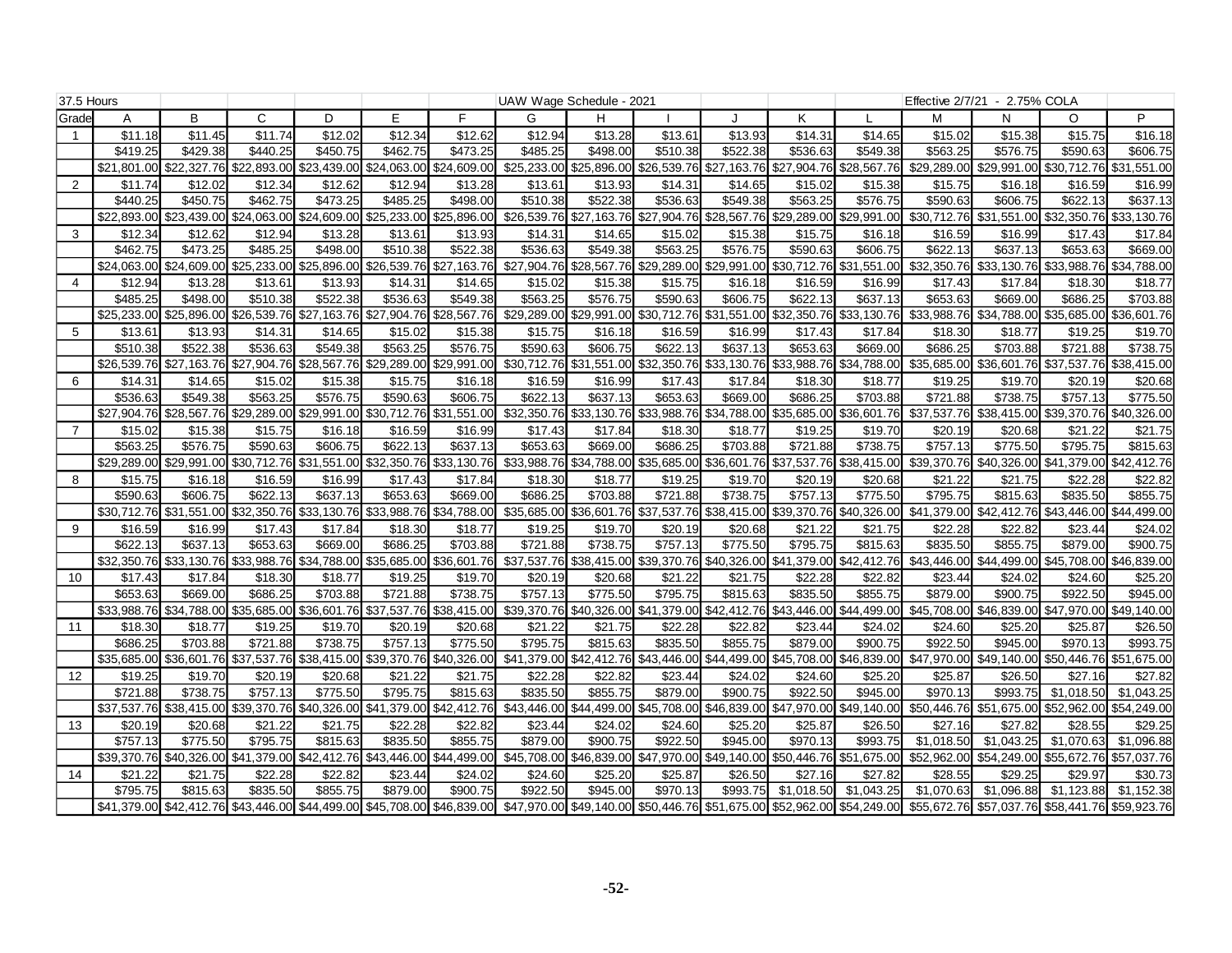| 37.5 Hours | | | | | | UAW Wage Schedule - 2021 | | | | | | Effective 2/7/21 - 2.75% COLA | | | |
|---|---|---|---|---|---|---|---|---|---|---|---|---|---|---|---|
| Grade | A | B | C | D | E | F | G | H | I | J | K | L | M | N | O | P |
| 1 | $11.18 | $11.45 | $11.74 | $12.02 | $12.34 | $12.62 | $12.94 | $13.28 | $13.61 | $13.93 | $14.31 | $14.65 | $15.02 | $15.38 | $15.75 | $16.18 |
| | $419.25 | $429.38 | $440.25 | $450.75 | $462.75 | $473.25 | $485.25 | $498.00 | $510.38 | $522.38 | $536.63 | $549.38 | $563.25 | $576.75 | $590.63 | $606.75 |
| | $21,801.00 | $22,327.76 | $22,893.00 | $23,439.00 | $24,063.00 | $24,609.00 | $25,233.00 | $25,896.00 | $26,539.76 | $27,163.76 | $27,904.76 | $28,567.76 | $29,289.00 | $29,991.00 | $30,712.76 | $31,551.00 |
| 2 | $11.74 | $12.02 | $12.34 | $12.62 | $12.94 | $13.28 | $13.61 | $13.93 | $14.31 | $14.65 | $15.02 | $15.38 | $15.75 | $16.18 | $16.59 | $16.99 |
| | $440.25 | $450.75 | $462.75 | $473.25 | $485.25 | $498.00 | $510.38 | $522.38 | $536.63 | $549.38 | $563.25 | $576.75 | $590.63 | $606.75 | $622.13 | $637.13 |
| | $22,893.00 | $23,439.00 | $24,063.00 | $24,609.00 | $25,233.00 | $25,896.00 | $26,539.76 | $27,163.76 | $27,904.76 | $28,567.76 | $29,289.00 | $29,991.00 | $30,712.76 | $31,551.00 | $32,350.76 | $33,130.76 |
| 3 | $12.34 | $12.62 | $12.94 | $13.28 | $13.61 | $13.93 | $14.31 | $14.65 | $15.02 | $15.38 | $15.75 | $16.18 | $16.59 | $16.99 | $17.43 | $17.84 |
| | $462.75 | $473.25 | $485.25 | $498.00 | $510.38 | $522.38 | $536.63 | $549.38 | $563.25 | $576.75 | $590.63 | $606.75 | $622.13 | $637.13 | $653.63 | $669.00 |
| | $24,063.00 | $24,609.00 | $25,233.00 | $25,896.00 | $26,539.76 | $27,163.76 | $27,904.76 | $28,567.76 | $29,289.00 | $29,991.00 | $30,712.76 | $31,551.00 | $32,350.76 | $33,130.76 | $33,988.76 | $34,788.00 |
| 4 | $12.94 | $13.28 | $13.61 | $13.93 | $14.31 | $14.65 | $15.02 | $15.38 | $15.75 | $16.18 | $16.59 | $16.99 | $17.43 | $17.84 | $18.30 | $18.77 |
| | $485.25 | $498.00 | $510.38 | $522.38 | $536.63 | $549.38 | $563.25 | $576.75 | $590.63 | $606.75 | $622.13 | $637.13 | $653.63 | $669.00 | $686.25 | $703.88 |
| | $25,233.00 | $25,896.00 | $26,539.76 | $27,163.76 | $27,904.76 | $28,567.76 | $29,289.00 | $29,991.00 | $30,712.76 | $31,551.00 | $32,350.76 | $33,130.76 | $33,988.76 | $34,788.00 | $35,685.00 | $36,601.76 |
| 5 | $13.61 | $13.93 | $14.31 | $14.65 | $15.02 | $15.38 | $15.75 | $16.18 | $16.59 | $16.99 | $17.43 | $17.84 | $18.30 | $18.77 | $19.25 | $19.70 |
| | $510.38 | $522.38 | $536.63 | $549.38 | $563.25 | $576.75 | $590.63 | $606.75 | $622.13 | $637.13 | $653.63 | $669.00 | $686.25 | $703.88 | $721.88 | $738.75 |
| | $26,539.76 | $27,163.76 | $27,904.76 | $28,567.76 | $29,289.00 | $29,991.00 | $30,712.76 | $31,551.00 | $32,350.76 | $33,130.76 | $33,988.76 | $34,788.00 | $35,685.00 | $36,601.76 | $37,537.76 | $38,415.00 |
| 6 | $14.31 | $14.65 | $15.02 | $15.38 | $15.75 | $16.18 | $16.59 | $16.99 | $17.43 | $17.84 | $18.30 | $18.77 | $19.25 | $19.70 | $20.19 | $20.68 |
| | $536.63 | $549.38 | $563.25 | $576.75 | $590.63 | $606.75 | $622.13 | $637.13 | $653.63 | $669.00 | $686.25 | $703.88 | $721.88 | $738.75 | $757.13 | $775.50 |
| | $27,904.76 | $28,567.76 | $29,289.00 | $29,991.00 | $30,712.76 | $31,551.00 | $32,350.76 | $33,130.76 | $33,988.76 | $34,788.00 | $35,685.00 | $36,601.76 | $37,537.76 | $38,415.00 | $39,370.76 | $40,326.00 |
| 7 | $15.02 | $15.38 | $15.75 | $16.18 | $16.59 | $16.99 | $17.43 | $17.84 | $18.30 | $18.77 | $19.25 | $19.70 | $20.19 | $20.68 | $21.22 | $21.75 |
| | $563.25 | $576.75 | $590.63 | $606.75 | $622.13 | $637.13 | $653.63 | $669.00 | $686.25 | $703.88 | $721.88 | $738.75 | $757.13 | $775.50 | $795.75 | $815.63 |
| | $29,289.00 | $29,991.00 | $30,712.76 | $31,551.00 | $32,350.76 | $33,130.76 | $33,988.76 | $34,788.00 | $35,685.00 | $36,601.76 | $37,537.76 | $38,415.00 | $39,370.76 | $40,326.00 | $41,379.00 | $42,412.76 |
| 8 | $15.75 | $16.18 | $16.59 | $16.99 | $17.43 | $17.84 | $18.30 | $18.77 | $19.25 | $19.70 | $20.19 | $20.68 | $21.22 | $21.75 | $22.28 | $22.82 |
| | $590.63 | $606.75 | $622.13 | $637.13 | $653.63 | $669.00 | $686.25 | $703.88 | $721.88 | $738.75 | $757.13 | $775.50 | $795.75 | $815.63 | $835.50 | $855.75 |
| | $30,712.76 | $31,551.00 | $32,350.76 | $33,130.76 | $33,988.76 | $34,788.00 | $35,685.00 | $36,601.76 | $37,537.76 | $38,415.00 | $39,370.76 | $40,326.00 | $41,379.00 | $42,412.76 | $43,446.00 | $44,499.00 |
| 9 | $16.59 | $16.99 | $17.43 | $17.84 | $18.30 | $18.77 | $19.25 | $19.70 | $20.19 | $20.68 | $21.22 | $21.75 | $22.28 | $22.82 | $23.44 | $24.02 |
| | $622.13 | $637.13 | $653.63 | $669.00 | $686.25 | $703.88 | $721.88 | $738.75 | $757.13 | $775.50 | $795.75 | $815.63 | $835.50 | $855.75 | $879.00 | $900.75 |
| | $32,350.76 | $33,130.76 | $33,988.76 | $34,788.00 | $35,685.00 | $36,601.76 | $37,537.76 | $38,415.00 | $39,370.76 | $40,326.00 | $41,379.00 | $42,412.76 | $43,446.00 | $44,499.00 | $45,708.00 | $46,839.00 |
| 10 | $17.43 | $17.84 | $18.30 | $18.77 | $19.25 | $19.70 | $20.19 | $20.68 | $21.22 | $21.75 | $22.28 | $22.82 | $23.44 | $24.02 | $24.60 | $25.20 |
| | $653.63 | $669.00 | $686.25 | $703.88 | $721.88 | $738.75 | $757.13 | $775.50 | $795.75 | $815.63 | $835.50 | $855.75 | $879.00 | $900.75 | $922.50 | $945.00 |
| | $33,988.76 | $34,788.00 | $35,685.00 | $36,601.76 | $37,537.76 | $38,415.00 | $39,370.76 | $40,326.00 | $41,379.00 | $42,412.76 | $43,446.00 | $44,499.00 | $45,708.00 | $46,839.00 | $47,970.00 | $49,140.00 |
| 11 | $18.30 | $18.77 | $19.25 | $19.70 | $20.19 | $20.68 | $21.22 | $21.75 | $22.28 | $22.82 | $23.44 | $24.02 | $24.60 | $25.20 | $25.87 | $26.50 |
| | $686.25 | $703.88 | $721.88 | $738.75 | $757.13 | $775.50 | $795.75 | $815.63 | $835.50 | $855.75 | $879.00 | $900.75 | $922.50 | $945.00 | $970.13 | $993.75 |
| | $35,685.00 | $36,601.76 | $37,537.76 | $38,415.00 | $39,370.76 | $40,326.00 | $41,379.00 | $42,412.76 | $43,446.00 | $44,499.00 | $45,708.00 | $46,839.00 | $47,970.00 | $49,140.00 | $50,446.76 | $51,675.00 |
| 12 | $19.25 | $19.70 | $20.19 | $20.68 | $21.22 | $21.75 | $22.28 | $22.82 | $23.44 | $24.02 | $24.60 | $25.20 | $25.87 | $26.50 | $27.16 | $27.82 |
| | $721.88 | $738.75 | $757.13 | $775.50 | $795.75 | $815.63 | $835.50 | $855.75 | $879.00 | $900.75 | $922.50 | $945.00 | $970.13 | $993.75 | $1,018.50 | $1,043.25 |
| | $37,537.76 | $38,415.00 | $39,370.76 | $40,326.00 | $41,379.00 | $42,412.76 | $43,446.00 | $44,499.00 | $45,708.00 | $46,839.00 | $47,970.00 | $49,140.00 | $50,446.76 | $51,675.00 | $52,962.00 | $54,249.00 |
| 13 | $20.19 | $20.68 | $21.22 | $21.75 | $22.28 | $22.82 | $23.44 | $24.02 | $24.60 | $25.20 | $25.87 | $26.50 | $27.16 | $27.82 | $28.55 | $29.25 |
| | $757.13 | $775.50 | $795.75 | $815.63 | $835.50 | $855.75 | $879.00 | $900.75 | $922.50 | $945.00 | $970.13 | $993.75 | $1,018.50 | $1,043.25 | $1,070.63 | $1,096.88 |
| | $39,370.76 | $40,326.00 | $41,379.00 | $42,412.76 | $43,446.00 | $44,499.00 | $45,708.00 | $46,839.00 | $47,970.00 | $49,140.00 | $50,446.76 | $51,675.00 | $52,962.00 | $54,249.00 | $55,672.76 | $57,037.76 |
| 14 | $21.22 | $21.75 | $22.28 | $22.82 | $23.44 | $24.02 | $24.60 | $25.20 | $25.87 | $26.50 | $27.16 | $27.82 | $28.55 | $29.25 | $29.97 | $30.73 |
| | $795.75 | $815.63 | $835.50 | $855.75 | $879.00 | $900.75 | $922.50 | $945.00 | $970.13 | $993.75 | $1,018.50 | $1,043.25 | $1,070.63 | $1,096.88 | $1,123.88 | $1,152.38 |
| | $41,379.00 | $42,412.76 | $43,446.00 | $44,499.00 | $45,708.00 | $46,839.00 | $47,970.00 | $49,140.00 | $50,446.76 | $51,675.00 | $52,962.00 | $54,249.00 | $55,672.76 | $57,037.76 | $58,441.76 | $59,923.76 |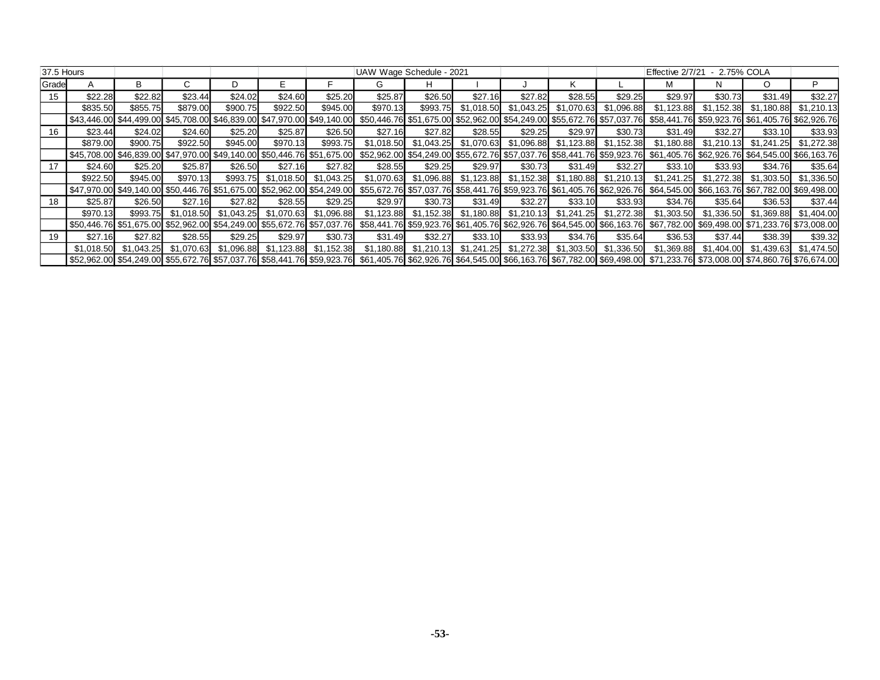| 37.5 Hours | | | | | | | UAW Wage Schedule - 2021 | | | | | | Effective 2/7/21 - 2.75% COLA | | | |
|---|---|---|---|---|---|---|---|---|---|---|---|---|---|---|---|---|
| Grade | A | B | C | D | E | F | G | H | I | J | K | L | M | N | O | P |
| 15 | $22.28 | $22.82 | $23.44 | $24.02 | $24.60 | $25.20 | $25.87 | $26.50 | $27.16 | $27.82 | $28.55 | $29.25 | $29.97 | $30.73 | $31.49 | $32.27 |
| | $835.50 | $855.75 | $879.00 | $900.75 | $922.50 | $945.00 | $970.13 | $993.75 | $1,018.50 | $1,043.25 | $1,070.63 | $1,096.88 | $1,123.88 | $1,152.38 | $1,180.88 | $1,210.13 |
| | $43,446.00 | $44,499.00 | $45,708.00 | $46,839.00 | $47,970.00 | $49,140.00 | $50,446.76 | $51,675.00 | $52,962.00 | $54,249.00 | $55,672.76 | $57,037.76 | $58,441.76 | $59,923.76 | $61,405.76 | $62,926.76 |
| 16 | $23.44 | $24.02 | $24.60 | $25.20 | $25.87 | $26.50 | $27.16 | $27.82 | $28.55 | $29.25 | $29.97 | $30.73 | $31.49 | $32.27 | $33.10 | $33.93 |
| | $879.00 | $900.75 | $922.50 | $945.00 | $970.13 | $993.75 | $1,018.50 | $1,043.25 | $1,070.63 | $1,096.88 | $1,123.88 | $1,152.38 | $1,180.88 | $1,210.13 | $1,241.25 | $1,272.38 |
| | $45,708.00 | $46,839.00 | $47,970.00 | $49,140.00 | $50,446.76 | $51,675.00 | $52,962.00 | $54,249.00 | $55,672.76 | $57,037.76 | $58,441.76 | $59,923.76 | $61,405.76 | $62,926.76 | $64,545.00 | $66,163.76 |
| 17 | $24.60 | $25.20 | $25.87 | $26.50 | $27.16 | $27.82 | $28.55 | $29.25 | $29.97 | $30.73 | $31.49 | $32.27 | $33.10 | $33.93 | $34.76 | $35.64 |
| | $922.50 | $945.00 | $970.13 | $993.75 | $1,018.50 | $1,043.25 | $1,070.63 | $1,096.88 | $1,123.88 | $1,152.38 | $1,180.88 | $1,210.13 | $1,241.25 | $1,272.38 | $1,303.50 | $1,336.50 |
| | $47,970.00 | $49,140.00 | $50,446.76 | $51,675.00 | $52,962.00 | $54,249.00 | $55,672.76 | $57,037.76 | $58,441.76 | $59,923.76 | $61,405.76 | $62,926.76 | $64,545.00 | $66,163.76 | $67,782.00 | $69,498.00 |
| 18 | $25.87 | $26.50 | $27.16 | $27.82 | $28.55 | $29.25 | $29.97 | $30.73 | $31.49 | $32.27 | $33.10 | $33.93 | $34.76 | $35.64 | $36.53 | $37.44 |
| | $970.13 | $993.75 | $1,018.50 | $1,043.25 | $1,070.63 | $1,096.88 | $1,123.88 | $1,152.38 | $1,180.88 | $1,210.13 | $1,241.25 | $1,272.38 | $1,303.50 | $1,336.50 | $1,369.88 | $1,404.00 |
| | $50,446.76 | $51,675.00 | $52,962.00 | $54,249.00 | $55,672.76 | $57,037.76 | $58,441.76 | $59,923.76 | $61,405.76 | $62,926.76 | $64,545.00 | $66,163.76 | $67,782.00 | $69,498.00 | $71,233.76 | $73,008.00 |
| 19 | $27.16 | $27.82 | $28.55 | $29.25 | $29.97 | $30.73 | $31.49 | $32.27 | $33.10 | $33.93 | $34.76 | $35.64 | $36.53 | $37.44 | $38.39 | $39.32 |
| | $1,018.50 | $1,043.25 | $1,070.63 | $1,096.88 | $1,123.88 | $1,152.38 | $1,180.88 | $1,210.13 | $1,241.25 | $1,272.38 | $1,303.50 | $1,336.50 | $1,369.88 | $1,404.00 | $1,439.63 | $1,474.50 |
| | $52,962.00 | $54,249.00 | $55,672.76 | $57,037.76 | $58,441.76 | $59,923.76 | $61,405.76 | $62,926.76 | $64,545.00 | $66,163.76 | $67,782.00 | $69,498.00 | $71,233.76 | $73,008.00 | $74,860.76 | $76,674.00 |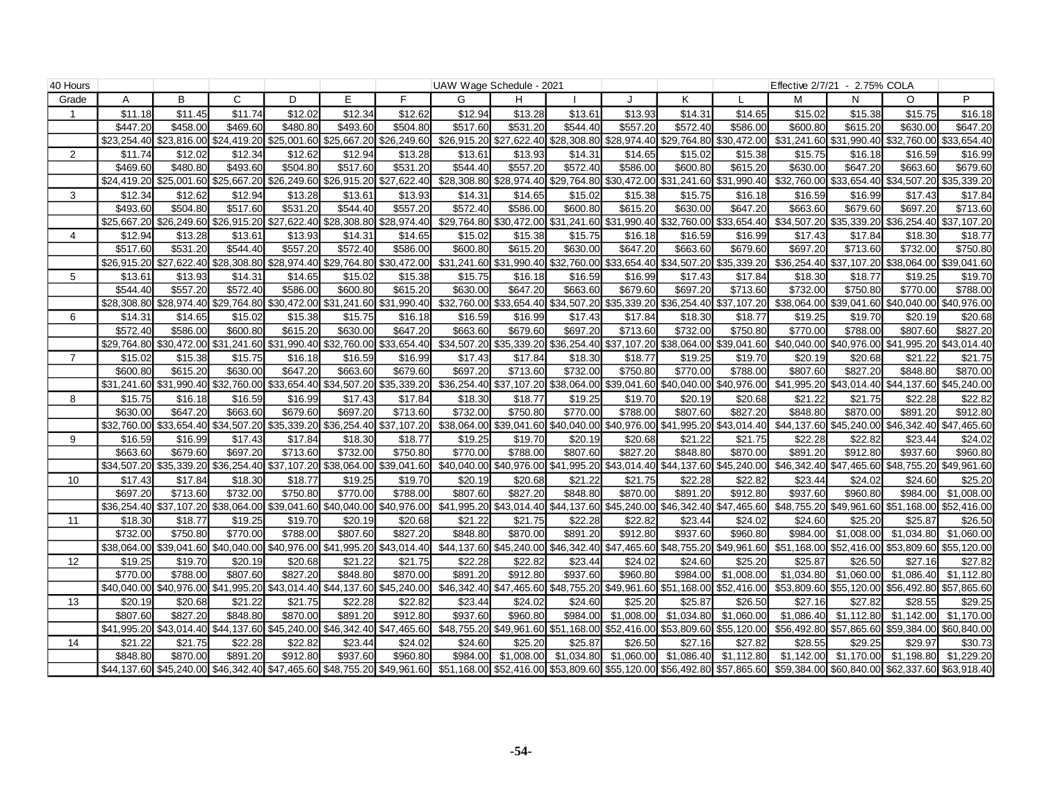| 40 Hours | | | | | | | UAW Wage Schedule - 2021 | | | | | | Effective 2/7/21 - 2.75% COLA | | | |
|---|---|---|---|---|---|---|---|---|---|---|---|---|---|---|---|---|
| Grade | A | B | C | D | E | F | G | H | I | J | K | L | M | N | O | P |
| 1 | $11.18 | $11.45 | $11.74 | $12.02 | $12.34 | $12.62 | $12.94 | $13.28 | $13.61 | $13.93 | $14.31 | $14.65 | $15.02 | $15.38 | $15.75 | $16.18 |
| | $447.20 | $458.00 | $469.60 | $480.80 | $493.60 | $504.80 | $517.60 | $531.20 | $544.40 | $557.20 | $572.40 | $586.00 | $600.80 | $615.20 | $630.00 | $647.20 |
| | $23,254.40 | $23,816.00 | $24,419.20 | $25,001.60 | $25,667.20 | $26,249.60 | $26,915.20 | $27,622.40 | $28,308.80 | $28,974.40 | $29,764.80 | $30,472.00 | $31,241.60 | $31,990.40 | $32,760.00 | $33,654.40 |
| 2 | $11.74 | $12.02 | $12.34 | $12.62 | $12.94 | $13.28 | $13.61 | $13.93 | $14.31 | $14.65 | $15.02 | $15.38 | $15.75 | $16.18 | $16.59 | $16.99 |
| | $469.60 | $480.80 | $493.60 | $504.80 | $517.60 | $531.20 | $544.40 | $557.20 | $572.40 | $586.00 | $600.80 | $615.20 | $630.00 | $647.20 | $663.60 | $679.60 |
| | $24,419.20 | $25,001.60 | $25,667.20 | $26,249.60 | $26,915.20 | $27,622.40 | $28,308.80 | $28,974.40 | $29,764.80 | $30,472.00 | $31,241.60 | $31,990.40 | $32,760.00 | $33,654.40 | $34,507.20 | $35,339.20 |
| 3 | $12.34 | $12.62 | $12.94 | $13.28 | $13.61 | $13.93 | $14.31 | $14.65 | $15.02 | $15.38 | $15.75 | $16.18 | $16.59 | $16.99 | $17.43 | $17.84 |
| | $493.60 | $504.80 | $517.60 | $531.20 | $544.40 | $557.20 | $572.40 | $586.00 | $600.80 | $615.20 | $630.00 | $647.20 | $663.60 | $679.60 | $697.20 | $713.60 |
| | $25,667.20 | $26,249.60 | $26,915.20 | $27,622.40 | $28,308.80 | $28,974.40 | $29,764.80 | $30,472.00 | $31,241.60 | $31,990.40 | $32,760.00 | $33,654.40 | $34,507.20 | $35,339.20 | $36,254.40 | $37,107.20 |
| 4 | $12.94 | $13.28 | $13.61 | $13.93 | $14.31 | $14.65 | $15.02 | $15.38 | $15.75 | $16.18 | $16.59 | $16.99 | $17.43 | $17.84 | $18.30 | $18.77 |
| | $517.60 | $531.20 | $544.40 | $557.20 | $572.40 | $586.00 | $600.80 | $615.20 | $630.00 | $647.20 | $663.60 | $679.60 | $697.20 | $713.60 | $732.00 | $750.80 |
| | $26,915.20 | $27,622.40 | $28,308.80 | $28,974.40 | $29,764.80 | $30,472.00 | $31,241.60 | $31,990.40 | $32,760.00 | $33,654.40 | $34,507.20 | $35,339.20 | $36,254.40 | $37,107.20 | $38,064.00 | $39,041.60 |
| 5 | $13.61 | $13.93 | $14.31 | $14.65 | $15.02 | $15.38 | $15.75 | $16.18 | $16.59 | $16.99 | $17.43 | $17.84 | $18.30 | $18.77 | $19.25 | $19.70 |
| | $544.40 | $557.20 | $572.40 | $586.00 | $600.80 | $615.20 | $630.00 | $647.20 | $663.60 | $679.60 | $697.20 | $713.60 | $732.00 | $750.80 | $770.00 | $788.00 |
| | $28,308.80 | $28,974.40 | $29,764.80 | $30,472.00 | $31,241.60 | $31,990.40 | $32,760.00 | $33,654.40 | $34,507.20 | $35,339.20 | $36,254.40 | $37,107.20 | $38,064.00 | $39,041.60 | $40,040.00 | $40,976.00 |
| 6 | $14.31 | $14.65 | $15.02 | $15.38 | $15.75 | $16.18 | $16.59 | $16.99 | $17.43 | $17.84 | $18.30 | $18.77 | $19.25 | $19.70 | $20.19 | $20.68 |
| | $572.40 | $586.00 | $600.80 | $615.20 | $630.00 | $647.20 | $663.60 | $679.60 | $697.20 | $713.60 | $732.00 | $750.80 | $770.00 | $788.00 | $807.60 | $827.20 |
| | $29,764.80 | $30,472.00 | $31,241.60 | $31,990.40 | $32,760.00 | $33,654.40 | $34,507.20 | $35,339.20 | $36,254.40 | $37,107.20 | $38,064.00 | $39,041.60 | $40,040.00 | $40,976.00 | $41,995.20 | $43,014.40 |
| 7 | $15.02 | $15.38 | $15.75 | $16.18 | $16.59 | $16.99 | $17.43 | $17.84 | $18.30 | $18.77 | $19.25 | $19.70 | $20.19 | $20.68 | $21.22 | $21.75 |
| | $600.80 | $615.20 | $630.00 | $647.20 | $663.60 | $679.60 | $697.20 | $713.60 | $732.00 | $750.80 | $770.00 | $788.00 | $807.60 | $827.20 | $848.80 | $870.00 |
| | $31,241.60 | $31,990.40 | $32,760.00 | $33,654.40 | $34,507.20 | $35,339.20 | $36,254.40 | $37,107.20 | $38,064.00 | $39,041.60 | $40,040.00 | $40,976.00 | $41,995.20 | $43,014.40 | $44,137.60 | $45,240.00 |
| 8 | $15.75 | $16.18 | $16.59 | $16.99 | $17.43 | $17.84 | $18.30 | $18.77 | $19.25 | $19.70 | $20.19 | $20.68 | $21.22 | $21.75 | $22.28 | $22.82 |
| | $630.00 | $647.20 | $663.60 | $679.60 | $697.20 | $713.60 | $732.00 | $750.80 | $770.00 | $788.00 | $807.60 | $827.20 | $848.80 | $870.00 | $891.20 | $912.80 |
| | $32,760.00 | $33,654.40 | $34,507.20 | $35,339.20 | $36,254.40 | $37,107.20 | $38,064.00 | $39,041.60 | $40,040.00 | $40,976.00 | $41,995.20 | $43,014.40 | $44,137.60 | $45,240.00 | $46,342.40 | $47,465.60 |
| 9 | $16.59 | $16.99 | $17.43 | $17.84 | $18.30 | $18.77 | $19.25 | $19.70 | $20.19 | $20.68 | $21.22 | $21.75 | $22.28 | $22.82 | $23.44 | $24.02 |
| | $663.60 | $679.60 | $697.20 | $713.60 | $732.00 | $750.80 | $770.00 | $788.00 | $807.60 | $827.20 | $848.80 | $870.00 | $891.20 | $912.80 | $937.60 | $960.80 |
| | $34,507.20 | $35,339.20 | $36,254.40 | $37,107.20 | $38,064.00 | $39,041.60 | $40,040.00 | $40,976.00 | $41,995.20 | $43,014.40 | $44,137.60 | $45,240.00 | $46,342.40 | $47,465.60 | $48,755.20 | $49,961.60 |
| 10 | $17.43 | $17.84 | $18.30 | $18.77 | $19.25 | $19.70 | $20.19 | $20.68 | $21.22 | $21.75 | $22.28 | $22.82 | $23.44 | $24.02 | $24.60 | $25.20 |
| | $697.20 | $713.60 | $732.00 | $750.80 | $770.00 | $788.00 | $807.60 | $827.20 | $848.80 | $870.00 | $891.20 | $912.80 | $937.60 | $960.80 | $984.00 | $1,008.00 |
| | $36,254.40 | $37,107.20 | $38,064.00 | $39,041.60 | $40,040.00 | $40,976.00 | $41,995.20 | $43,014.40 | $44,137.60 | $45,240.00 | $46,342.40 | $47,465.60 | $48,755.20 | $49,961.60 | $51,168.00 | $52,416.00 |
| 11 | $18.30 | $18.77 | $19.25 | $19.70 | $20.19 | $20.68 | $21.22 | $21.75 | $22.28 | $22.82 | $23.44 | $24.02 | $24.60 | $25.20 | $25.87 | $26.50 |
| | $732.00 | $750.80 | $770.00 | $788.00 | $807.60 | $827.20 | $848.80 | $870.00 | $891.20 | $912.80 | $937.60 | $960.80 | $984.00 | $1,008.00 | $1,034.80 | $1,060.00 |
| | $38,064.00 | $39,041.60 | $40,040.00 | $40,976.00 | $41,995.20 | $43,014.40 | $44,137.60 | $45,240.00 | $46,342.40 | $47,465.60 | $48,755.20 | $49,961.60 | $51,168.00 | $52,416.00 | $53,809.60 | $55,120.00 |
| 12 | $19.25 | $19.70 | $20.19 | $20.68 | $21.22 | $21.75 | $22.28 | $22.82 | $23.44 | $24.02 | $24.60 | $25.20 | $25.87 | $26.50 | $27.16 | $27.82 |
| | $770.00 | $788.00 | $807.60 | $827.20 | $848.80 | $870.00 | $891.20 | $912.80 | $937.60 | $960.80 | $984.00 | $1,008.00 | $1,034.80 | $1,060.00 | $1,086.40 | $1,112.80 |
| | $40,040.00 | $40,976.00 | $41,995.20 | $43,014.40 | $44,137.60 | $45,240.00 | $46,342.40 | $47,465.60 | $48,755.20 | $49,961.60 | $51,168.00 | $52,416.00 | $53,809.60 | $55,120.00 | $56,492.80 | $57,865.60 |
| 13 | $20.19 | $20.68 | $21.22 | $21.75 | $22.28 | $22.82 | $23.44 | $24.02 | $24.60 | $25.20 | $25.87 | $26.50 | $27.16 | $27.82 | $28.55 | $29.25 |
| | $807.60 | $827.20 | $848.80 | $870.00 | $891.20 | $912.80 | $937.60 | $960.80 | $984.00 | $1,008.00 | $1,034.80 | $1,060.00 | $1,086.40 | $1,112.80 | $1,142.00 | $1,170.00 |
| | $41,995.20 | $43,014.40 | $44,137.60 | $45,240.00 | $46,342.40 | $47,465.60 | $48,755.20 | $49,961.60 | $51,168.00 | $52,416.00 | $53,809.60 | $55,120.00 | $56,492.80 | $57,865.60 | $59,384.00 | $60,840.00 |
| 14 | $21.22 | $21.75 | $22.28 | $22.82 | $23.44 | $24.02 | $24.60 | $25.20 | $25.87 | $26.50 | $27.16 | $27.82 | $28.55 | $29.25 | $29.97 | $30.73 |
| | $848.80 | $870.00 | $891.20 | $912.80 | $937.60 | $960.80 | $984.00 | $1,008.00 | $1,034.80 | $1,060.00 | $1,086.40 | $1,112.80 | $1,142.00 | $1,170.00 | $1,198.80 | $1,229.20 |
| | $44,137.60 | $45,240.00 | $46,342.40 | $47,465.60 | $48,755.20 | $49,961.60 | $51,168.00 | $52,416.00 | $53,809.60 | $55,120.00 | $56,492.80 | $57,865.60 | $59,384.00 | $60,840.00 | $62,337.60 | $63,918.40 |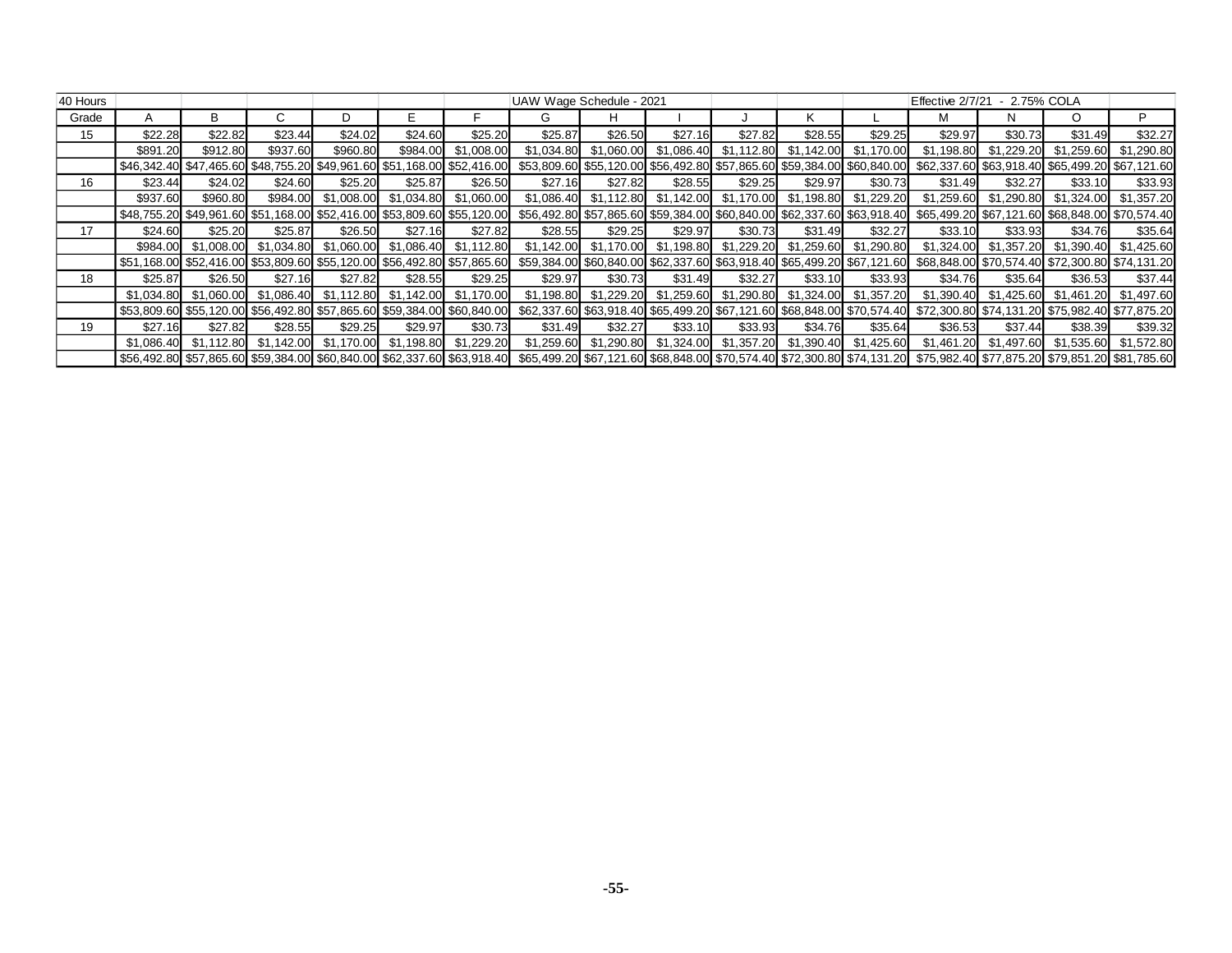| 40 Hours | | | | | | | UAW Wage Schedule - 2021 | | | | | | Effective 2/7/21 - 2.75% COLA | | | |
|---|---|---|---|---|---|---|---|---|---|---|---|---|---|---|---|---|
| Grade | A | B | C | D | E | F | G | H | I | J | K | L | M | N | O | P |
| 15 | $22.28 | $22.82 | $23.44 | $24.02 | $24.60 | $25.20 | $25.87 | $26.50 | $27.16 | $27.82 | $28.55 | $29.25 | $29.97 | $30.73 | $31.49 | $32.27 |
| | $891.20 | $912.80 | $937.60 | $960.80 | $984.00 | $1,008.00 | $1,034.80 | $1,060.00 | $1,086.40 | $1,112.80 | $1,142.00 | $1,170.00 | $1,198.80 | $1,229.20 | $1,259.60 | $1,290.80 |
| | $46,342.40 | $47,465.60 | $48,755.20 | $49,961.60 | $51,168.00 | $52,416.00 | $53,809.60 | $55,120.00 | $56,492.80 | $57,865.60 | $59,384.00 | $60,840.00 | $62,337.60 | $63,918.40 | $65,499.20 | $67,121.60 |
| 16 | $23.44 | $24.02 | $24.60 | $25.20 | $25.87 | $26.50 | $27.16 | $27.82 | $28.55 | $29.25 | $29.97 | $30.73 | $31.49 | $32.27 | $33.10 | $33.93 |
| | $937.60 | $960.80 | $984.00 | $1,008.00 | $1,034.80 | $1,060.00 | $1,086.40 | $1,112.80 | $1,142.00 | $1,170.00 | $1,198.80 | $1,229.20 | $1,259.60 | $1,290.80 | $1,324.00 | $1,357.20 |
| | $48,755.20 | $49,961.60 | $51,168.00 | $52,416.00 | $53,809.60 | $55,120.00 | $56,492.80 | $57,865.60 | $59,384.00 | $60,840.00 | $62,337.60 | $63,918.40 | $65,499.20 | $67,121.60 | $68,848.00 | $70,574.40 |
| 17 | $24.60 | $25.20 | $25.87 | $26.50 | $27.16 | $27.82 | $28.55 | $29.25 | $29.97 | $30.73 | $31.49 | $32.27 | $33.10 | $33.93 | $34.76 | $35.64 |
| | $984.00 | $1,008.00 | $1,034.80 | $1,060.00 | $1,086.40 | $1,112.80 | $1,142.00 | $1,170.00 | $1,198.80 | $1,229.20 | $1,259.60 | $1,290.80 | $1,324.00 | $1,357.20 | $1,390.40 | $1,425.60 |
| | $51,168.00 | $52,416.00 | $53,809.60 | $55,120.00 | $56,492.80 | $57,865.60 | $59,384.00 | $60,840.00 | $62,337.60 | $63,918.40 | $65,499.20 | $67,121.60 | $68,848.00 | $70,574.40 | $72,300.80 | $74,131.20 |
| 18 | $25.87 | $26.50 | $27.16 | $27.82 | $28.55 | $29.25 | $29.97 | $30.73 | $31.49 | $32.27 | $33.10 | $33.93 | $34.76 | $35.64 | $36.53 | $37.44 |
| | $1,034.80 | $1,060.00 | $1,086.40 | $1,112.80 | $1,142.00 | $1,170.00 | $1,198.80 | $1,229.20 | $1,259.60 | $1,290.80 | $1,324.00 | $1,357.20 | $1,390.40 | $1,425.60 | $1,461.20 | $1,497.60 |
| | $53,809.60 | $55,120.00 | $56,492.80 | $57,865.60 | $59,384.00 | $60,840.00 | $62,337.60 | $63,918.40 | $65,499.20 | $67,121.60 | $68,848.00 | $70,574.40 | $72,300.80 | $74,131.20 | $75,982.40 | $77,875.20 |
| 19 | $27.16 | $27.82 | $28.55 | $29.25 | $29.97 | $30.73 | $31.49 | $32.27 | $33.10 | $33.93 | $34.76 | $35.64 | $36.53 | $37.44 | $38.39 | $39.32 |
| | $1,086.40 | $1,112.80 | $1,142.00 | $1,170.00 | $1,198.80 | $1,229.20 | $1,259.60 | $1,290.80 | $1,324.00 | $1,357.20 | $1,390.40 | $1,425.60 | $1,461.20 | $1,497.60 | $1,535.60 | $1,572.80 |
| | $56,492.80 | $57,865.60 | $59,384.00 | $60,840.00 | $62,337.60 | $63,918.40 | $65,499.20 | $67,121.60 | $68,848.00 | $70,574.40 | $72,300.80 | $74,131.20 | $75,982.40 | $77,875.20 | $79,851.20 | $81,785.60 |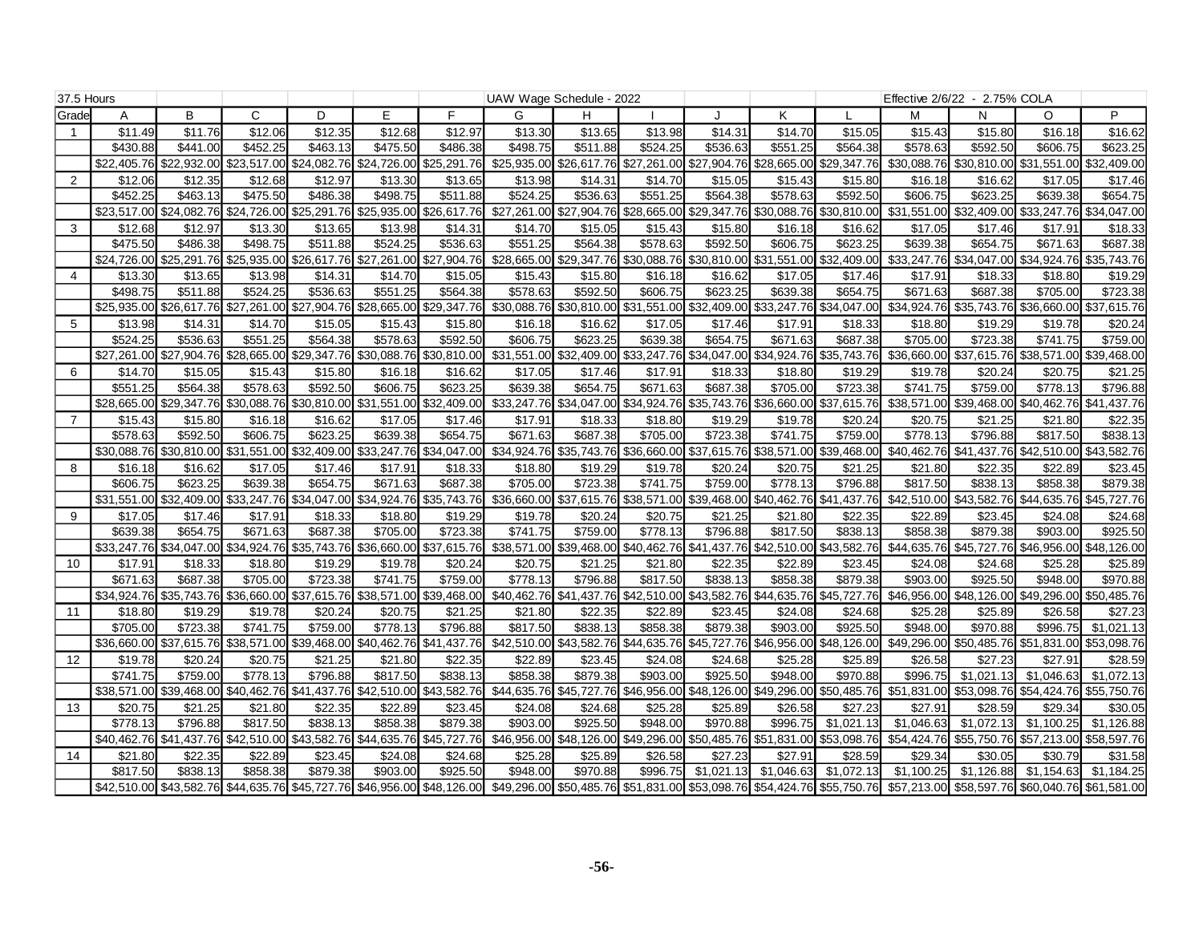| 37.5 Hours | | | | | | | UAW Wage Schedule - 2022 | | | | | | Effective 2/6/22 - 2.75% COLA | | | |
|---|---|---|---|---|---|---|---|---|---|---|---|---|---|---|---|---|
| Grade | A | B | C | D | E | F | G | H | I | J | K | L | M | N | O | P |
| 1 | $11.49 | $11.76 | $12.06 | $12.35 | $12.68 | $12.97 | $13.30 | $13.65 | $13.98 | $14.31 | $14.70 | $15.05 | $15.43 | $15.80 | $16.18 | $16.62 |
| | $430.88 | $441.00 | $452.25 | $463.13 | $475.50 | $486.38 | $498.75 | $511.88 | $524.25 | $536.63 | $551.25 | $564.38 | $578.63 | $592.50 | $606.75 | $623.25 |
| | $22,405.76 | $22,932.00 | $23,517.00 | $24,082.76 | $24,726.00 | $25,291.76 | $25,935.00 | $26,617.76 | $27,261.00 | $27,904.76 | $28,665.00 | $29,347.76 | $30,088.76 | $30,810.00 | $31,551.00 | $32,409.00 |
| 2 | $12.06 | $12.35 | $12.68 | $12.97 | $13.30 | $13.65 | $13.98 | $14.31 | $14.70 | $15.05 | $15.43 | $15.80 | $16.18 | $16.62 | $17.05 | $17.46 |
| | $452.25 | $463.13 | $475.50 | $486.38 | $498.75 | $511.88 | $524.25 | $536.63 | $551.25 | $564.38 | $578.63 | $592.50 | $606.75 | $623.25 | $639.38 | $654.75 |
| | $23,517.00 | $24,082.76 | $24,726.00 | $25,291.76 | $25,935.00 | $26,617.76 | $27,261.00 | $27,904.76 | $28,665.00 | $29,347.76 | $30,088.76 | $30,810.00 | $31,551.00 | $32,409.00 | $33,247.76 | $34,047.00 |
| 3 | $12.68 | $12.97 | $13.30 | $13.65 | $13.98 | $14.31 | $14.70 | $15.05 | $15.43 | $15.80 | $16.18 | $16.62 | $17.05 | $17.46 | $17.91 | $18.33 |
| | $475.50 | $486.38 | $498.75 | $511.88 | $524.25 | $536.63 | $551.25 | $564.38 | $578.63 | $592.50 | $606.75 | $623.25 | $639.38 | $654.75 | $671.63 | $687.38 |
| | $24,726.00 | $25,291.76 | $25,935.00 | $26,617.76 | $27,261.00 | $27,904.76 | $28,665.00 | $29,347.76 | $30,088.76 | $30,810.00 | $31,551.00 | $32,409.00 | $33,247.76 | $34,047.00 | $34,924.76 | $35,743.76 |
| 4 | $13.30 | $13.65 | $13.98 | $14.31 | $14.70 | $15.05 | $15.43 | $15.80 | $16.18 | $16.62 | $17.05 | $17.46 | $17.91 | $18.33 | $18.80 | $19.29 |
| | $498.75 | $511.88 | $524.25 | $536.63 | $551.25 | $564.38 | $578.63 | $592.50 | $606.75 | $623.25 | $639.38 | $654.75 | $671.63 | $687.38 | $705.00 | $723.38 |
| | $25,935.00 | $26,617.76 | $27,261.00 | $27,904.76 | $28,665.00 | $29,347.76 | $30,088.76 | $30,810.00 | $31,551.00 | $32,409.00 | $33,247.76 | $34,047.00 | $34,924.76 | $35,743.76 | $36,660.00 | $37,615.76 |
| 5 | $13.98 | $14.31 | $14.70 | $15.05 | $15.43 | $15.80 | $16.18 | $16.62 | $17.05 | $17.46 | $17.91 | $18.33 | $18.80 | $19.29 | $19.78 | $20.24 |
| | $524.25 | $536.63 | $551.25 | $564.38 | $578.63 | $592.50 | $606.75 | $623.25 | $639.38 | $654.75 | $671.63 | $687.38 | $705.00 | $723.38 | $741.75 | $759.00 |
| | $27,261.00 | $27,904.76 | $28,665.00 | $29,347.76 | $30,088.76 | $30,810.00 | $31,551.00 | $32,409.00 | $33,247.76 | $34,047.00 | $34,924.76 | $35,743.76 | $36,660.00 | $37,615.76 | $38,571.00 | $39,468.00 |
| 6 | $14.70 | $15.05 | $15.43 | $15.80 | $16.18 | $16.62 | $17.05 | $17.46 | $17.91 | $18.33 | $18.80 | $19.29 | $19.78 | $20.24 | $20.75 | $21.25 |
| | $551.25 | $564.38 | $578.63 | $592.50 | $606.75 | $623.25 | $639.38 | $654.75 | $671.63 | $687.38 | $705.00 | $723.38 | $741.75 | $759.00 | $778.13 | $796.88 |
| | $28,665.00 | $29,347.76 | $30,088.76 | $30,810.00 | $31,551.00 | $32,409.00 | $33,247.76 | $34,047.00 | $34,924.76 | $35,743.76 | $36,660.00 | $37,615.76 | $38,571.00 | $39,468.00 | $40,462.76 | $41,437.76 |
| 7 | $15.43 | $15.80 | $16.18 | $16.62 | $17.05 | $17.46 | $17.91 | $18.33 | $18.80 | $19.29 | $19.78 | $20.24 | $20.75 | $21.25 | $21.80 | $22.35 |
| | $578.63 | $592.50 | $606.75 | $623.25 | $639.38 | $654.75 | $671.63 | $687.38 | $705.00 | $723.38 | $741.75 | $759.00 | $778.13 | $796.88 | $817.50 | $838.13 |
| | $30,088.76 | $30,810.00 | $31,551.00 | $32,409.00 | $33,247.76 | $34,047.00 | $34,924.76 | $35,743.76 | $36,660.00 | $37,615.76 | $38,571.00 | $39,468.00 | $40,462.76 | $41,437.76 | $42,510.00 | $43,582.76 |
| 8 | $16.18 | $16.62 | $17.05 | $17.46 | $17.91 | $18.33 | $18.80 | $19.29 | $19.78 | $20.24 | $20.75 | $21.25 | $21.80 | $22.35 | $22.89 | $23.45 |
| | $606.75 | $623.25 | $639.38 | $654.75 | $671.63 | $687.38 | $705.00 | $723.38 | $741.75 | $759.00 | $778.13 | $796.88 | $817.50 | $838.13 | $858.38 | $879.38 |
| | $31,551.00 | $32,409.00 | $33,247.76 | $34,047.00 | $34,924.76 | $35,743.76 | $36,660.00 | $37,615.76 | $38,571.00 | $39,468.00 | $40,462.76 | $41,437.76 | $42,510.00 | $43,582.76 | $44,635.76 | $45,727.76 |
| 9 | $17.05 | $17.46 | $17.91 | $18.33 | $18.80 | $19.29 | $19.78 | $20.24 | $20.75 | $21.25 | $21.80 | $22.35 | $22.89 | $23.45 | $24.08 | $24.68 |
| | $639.38 | $654.75 | $671.63 | $687.38 | $705.00 | $723.38 | $741.75 | $759.00 | $778.13 | $796.88 | $817.50 | $838.13 | $858.38 | $879.38 | $903.00 | $925.50 |
| | $33,247.76 | $34,047.00 | $34,924.76 | $35,743.76 | $36,660.00 | $37,615.76 | $38,571.00 | $39,468.00 | $40,462.76 | $41,437.76 | $42,510.00 | $43,582.76 | $44,635.76 | $45,727.76 | $46,956.00 | $48,126.00 |
| 10 | $17.91 | $18.33 | $18.80 | $19.29 | $19.78 | $20.24 | $20.75 | $21.25 | $21.80 | $22.35 | $22.89 | $23.45 | $24.08 | $24.68 | $25.28 | $25.89 |
| | $671.63 | $687.38 | $705.00 | $723.38 | $741.75 | $759.00 | $778.13 | $796.88 | $817.50 | $838.13 | $858.38 | $879.38 | $903.00 | $925.50 | $948.00 | $970.88 |
| | $34,924.76 | $35,743.76 | $36,660.00 | $37,615.76 | $38,571.00 | $39,468.00 | $40,462.76 | $41,437.76 | $42,510.00 | $43,582.76 | $44,635.76 | $45,727.76 | $46,956.00 | $48,126.00 | $49,296.00 | $50,485.76 |
| 11 | $18.80 | $19.29 | $19.78 | $20.24 | $20.75 | $21.25 | $21.80 | $22.35 | $22.89 | $23.45 | $24.08 | $24.68 | $25.28 | $25.89 | $26.58 | $27.23 |
| | $705.00 | $723.38 | $741.75 | $759.00 | $778.13 | $796.88 | $817.50 | $838.13 | $858.38 | $879.38 | $903.00 | $925.50 | $948.00 | $970.88 | $996.75 | $1,021.13 |
| | $36,660.00 | $37,615.76 | $38,571.00 | $39,468.00 | $40,462.76 | $41,437.76 | $42,510.00 | $43,582.76 | $44,635.76 | $45,727.76 | $46,956.00 | $48,126.00 | $49,296.00 | $50,485.76 | $51,831.00 | $53,098.76 |
| 12 | $19.78 | $20.24 | $20.75 | $21.25 | $21.80 | $22.35 | $22.89 | $23.45 | $24.08 | $24.68 | $25.28 | $25.89 | $26.58 | $27.23 | $27.91 | $28.59 |
| | $741.75 | $759.00 | $778.13 | $796.88 | $817.50 | $838.13 | $858.38 | $879.38 | $903.00 | $925.50 | $948.00 | $970.88 | $996.75 | $1,021.13 | $1,046.63 | $1,072.13 |
| | $38,571.00 | $39,468.00 | $40,462.76 | $41,437.76 | $42,510.00 | $43,582.76 | $44,635.76 | $45,727.76 | $46,956.00 | $48,126.00 | $49,296.00 | $50,485.76 | $51,831.00 | $53,098.76 | $54,424.76 | $55,750.76 |
| 13 | $20.75 | $21.25 | $21.80 | $22.35 | $22.89 | $23.45 | $24.08 | $24.68 | $25.28 | $25.89 | $26.58 | $27.23 | $27.91 | $28.59 | $29.34 | $30.05 |
| | $778.13 | $796.88 | $817.50 | $838.13 | $858.38 | $879.38 | $903.00 | $925.50 | $948.00 | $970.88 | $996.75 | $1,021.13 | $1,046.63 | $1,072.13 | $1,100.25 | $1,126.88 |
| | $40,462.76 | $41,437.76 | $42,510.00 | $43,582.76 | $44,635.76 | $45,727.76 | $46,956.00 | $48,126.00 | $49,296.00 | $50,485.76 | $51,831.00 | $53,098.76 | $54,424.76 | $55,750.76 | $57,213.00 | $58,597.76 |
| 14 | $21.80 | $22.35 | $22.89 | $23.45 | $24.08 | $24.68 | $25.28 | $25.89 | $26.58 | $27.23 | $27.91 | $28.59 | $29.34 | $30.05 | $30.79 | $31.58 |
| | $817.50 | $838.13 | $858.38 | $879.38 | $903.00 | $925.50 | $948.00 | $970.88 | $996.75 | $1,021.13 | $1,046.63 | $1,072.13 | $1,100.25 | $1,126.88 | $1,154.63 | $1,184.25 |
| | $42,510.00 | $43,582.76 | $44,635.76 | $45,727.76 | $46,956.00 | $48,126.00 | $49,296.00 | $50,485.76 | $51,831.00 | $53,098.76 | $54,424.76 | $55,750.76 | $57,213.00 | $58,597.76 | $60,040.76 | $61,581.00 |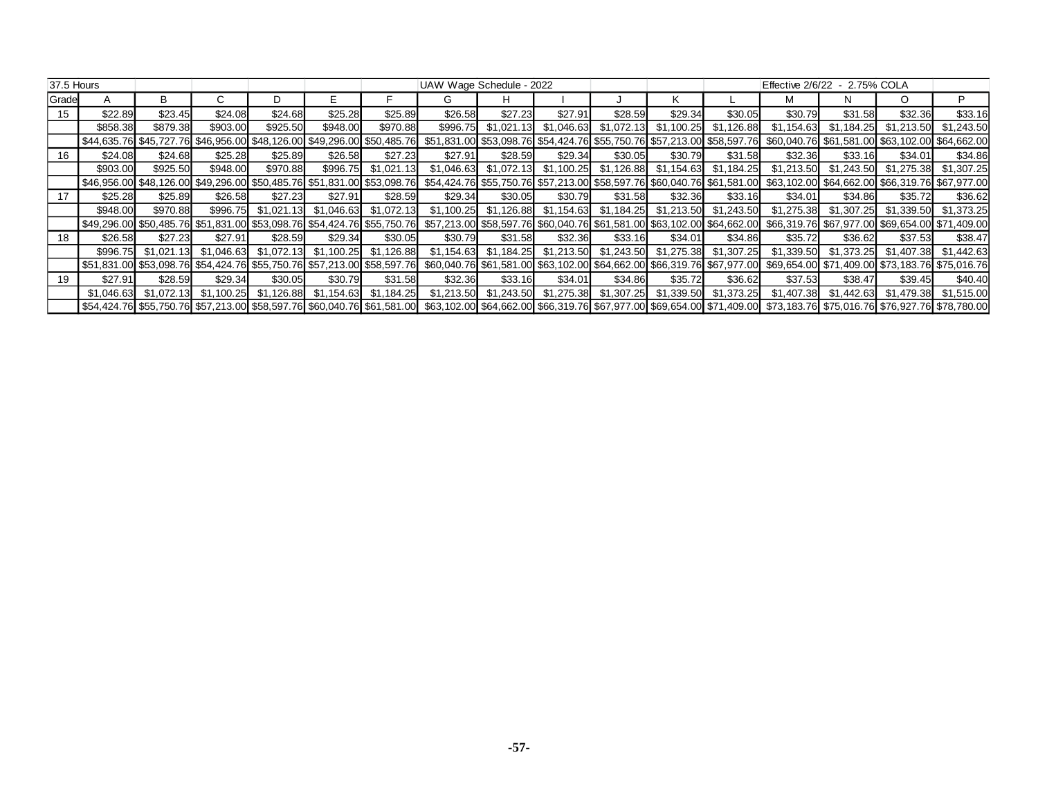| 37.5 Hours | | | | | | | UAW Wage Schedule - 2022 | | | | | | Effective 2/6/22 - 2.75% COLA | | | |
|---|---|---|---|---|---|---|---|---|---|---|---|---|---|---|---|---|
| Grade | A | B | C | D | E | F | G | H | I | J | K | L | M | N | O | P |
| 15 | $22.89 | $23.45 | $24.08 | $24.68 | $25.28 | $25.89 | $26.58 | $27.23 | $27.91 | $28.59 | $29.34 | $30.05 | $30.79 | $31.58 | $32.36 | $33.16 |
| | $858.38 | $879.38 | $903.00 | $925.50 | $948.00 | $970.88 | $996.75 | $1,021.13 | $1,046.63 | $1,072.13 | $1,100.25 | $1,126.88 | $1,154.63 | $1,184.25 | $1,213.50 | $1,243.50 |
| | $44,635.76 | $45,727.76 | $46,956.00 | $48,126.00 | $49,296.00 | $50,485.76 | $51,831.00 | $53,098.76 | $54,424.76 | $55,750.76 | $57,213.00 | $58,597.76 | $60,040.76 | $61,581.00 | $63,102.00 | $64,662.00 |
| 16 | $24.08 | $24.68 | $25.28 | $25.89 | $26.58 | $27.23 | $27.91 | $28.59 | $29.34 | $30.05 | $30.79 | $31.58 | $32.36 | $33.16 | $34.01 | $34.86 |
| | $903.00 | $925.50 | $948.00 | $970.88 | $996.75 | $1,021.13 | $1,046.63 | $1,072.13 | $1,100.25 | $1,126.88 | $1,154.63 | $1,184.25 | $1,213.50 | $1,243.50 | $1,275.38 | $1,307.25 |
| | $46,956.00 | $48,126.00 | $49,296.00 | $50,485.76 | $51,831.00 | $53,098.76 | $54,424.76 | $55,750.76 | $57,213.00 | $58,597.76 | $60,040.76 | $61,581.00 | $63,102.00 | $64,662.00 | $66,319.76 | $67,977.00 |
| 17 | $25.28 | $25.89 | $26.58 | $27.23 | $27.91 | $28.59 | $29.34 | $30.05 | $30.79 | $31.58 | $32.36 | $33.16 | $34.01 | $34.86 | $35.72 | $36.62 |
| | $948.00 | $970.88 | $996.75 | $1,021.13 | $1,046.63 | $1,072.13 | $1,100.25 | $1,126.88 | $1,154.63 | $1,184.25 | $1,213.50 | $1,243.50 | $1,275.38 | $1,307.25 | $1,339.50 | $1,373.25 |
| | $49,296.00 | $50,485.76 | $51,831.00 | $53,098.76 | $54,424.76 | $55,750.76 | $57,213.00 | $58,597.76 | $60,040.76 | $61,581.00 | $63,102.00 | $64,662.00 | $66,319.76 | $67,977.00 | $69,654.00 | $71,409.00 |
| 18 | $26.58 | $27.23 | $27.91 | $28.59 | $29.34 | $30.05 | $30.79 | $31.58 | $32.36 | $33.16 | $34.01 | $34.86 | $35.72 | $36.62 | $37.53 | $38.47 |
| | $996.75 | $1,021.13 | $1,046.63 | $1,072.13 | $1,100.25 | $1,126.88 | $1,154.63 | $1,184.25 | $1,213.50 | $1,243.50 | $1,275.38 | $1,307.25 | $1,339.50 | $1,373.25 | $1,407.38 | $1,442.63 |
| | $51,831.00 | $53,098.76 | $54,424.76 | $55,750.76 | $57,213.00 | $58,597.76 | $60,040.76 | $61,581.00 | $63,102.00 | $64,662.00 | $66,319.76 | $67,977.00 | $69,654.00 | $71,409.00 | $73,183.76 | $75,016.76 |
| 19 | $27.91 | $28.59 | $29.34 | $30.05 | $30.79 | $31.58 | $32.36 | $33.16 | $34.01 | $34.86 | $35.72 | $36.62 | $37.53 | $38.47 | $39.45 | $40.40 |
| | $1,046.63 | $1,072.13 | $1,100.25 | $1,126.88 | $1,154.63 | $1,184.25 | $1,213.50 | $1,243.50 | $1,275.38 | $1,307.25 | $1,339.50 | $1,373.25 | $1,407.38 | $1,442.63 | $1,479.38 | $1,515.00 |
| | $54,424.76 | $55,750.76 | $57,213.00 | $58,597.76 | $60,040.76 | $61,581.00 | $63,102.00 | $64,662.00 | $66,319.76 | $67,977.00 | $69,654.00 | $71,409.00 | $73,183.76 | $75,016.76 | $76,927.76 | $78,780.00 |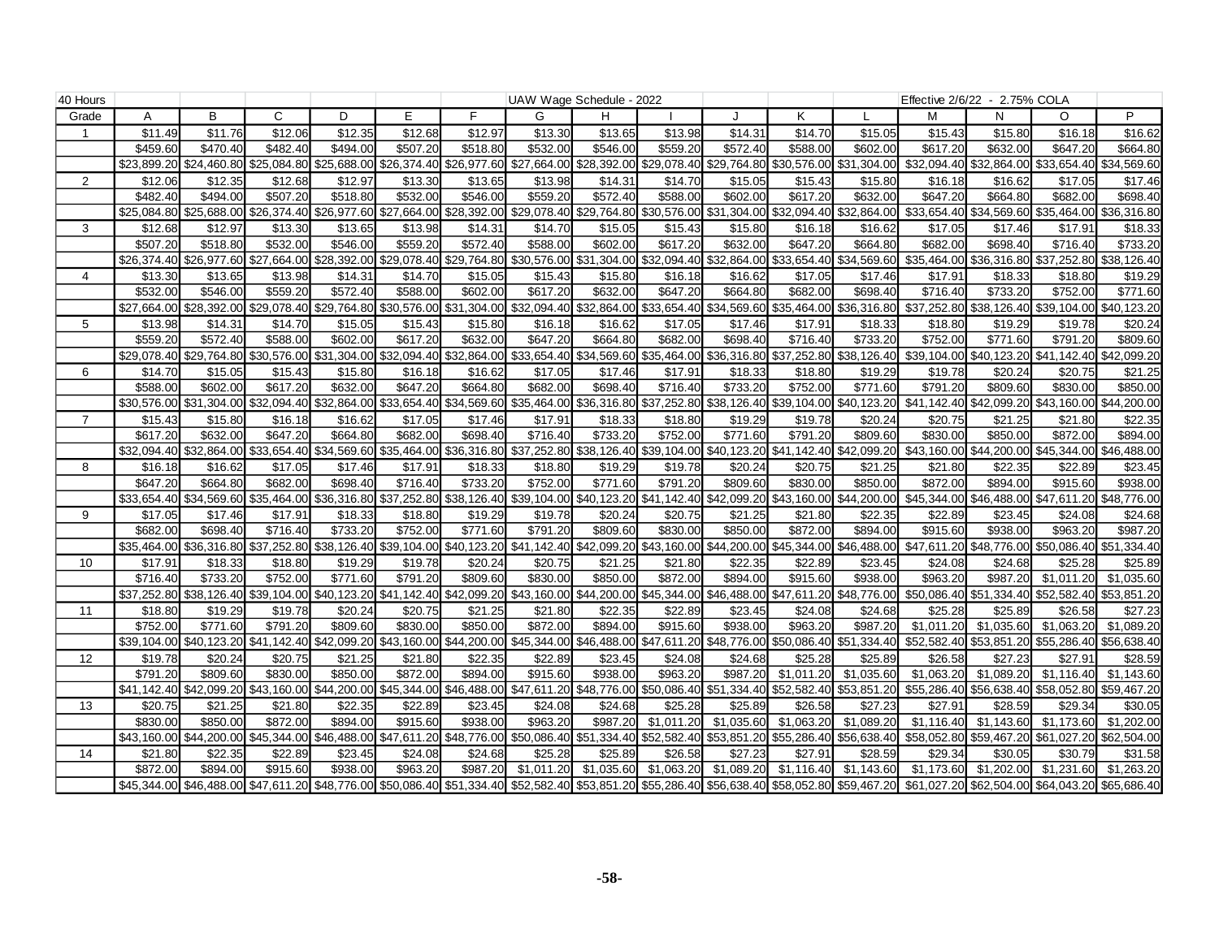| 40 Hours | | | | | | | UAW Wage Schedule - 2022 | | | | | | Effective 2/6/22 - 2.75% COLA | | | |
|---|---|---|---|---|---|---|---|---|---|---|---|---|---|---|---|---|
| Grade | A | B | C | D | E | F | G | H | I | J | K | L | M | N | O | P |
| 1 | $11.49 | $11.76 | $12.06 | $12.35 | $12.68 | $12.97 | $13.30 | $13.65 | $13.98 | $14.31 | $14.70 | $15.05 | $15.43 | $15.80 | $16.18 | $16.62 |
| | $459.60 | $470.40 | $482.40 | $494.00 | $507.20 | $518.80 | $532.00 | $546.00 | $559.20 | $572.40 | $588.00 | $602.00 | $617.20 | $632.00 | $647.20 | $664.80 |
| | $23,899.20 | $24,460.80 | $25,084.80 | $25,688.00 | $26,374.40 | $26,977.60 | $27,664.00 | $28,392.00 | $29,078.40 | $29,764.80 | $30,576.00 | $31,304.00 | $32,094.40 | $32,864.00 | $33,654.40 | $34,569.60 |
| 2 | $12.06 | $12.35 | $12.68 | $12.97 | $13.30 | $13.65 | $13.98 | $14.31 | $14.70 | $15.05 | $15.43 | $15.80 | $16.18 | $16.62 | $17.05 | $17.46 |
| | $482.40 | $494.00 | $507.20 | $518.80 | $532.00 | $546.00 | $559.20 | $572.40 | $588.00 | $602.00 | $617.20 | $632.00 | $647.20 | $664.80 | $682.00 | $698.40 |
| | $25,084.80 | $25,688.00 | $26,374.40 | $26,977.60 | $27,664.00 | $28,392.00 | $29,078.40 | $29,764.80 | $30,576.00 | $31,304.00 | $32,094.40 | $32,864.00 | $33,654.40 | $34,569.60 | $35,464.00 | $36,316.80 |
| 3 | $12.68 | $12.97 | $13.30 | $13.65 | $13.98 | $14.31 | $14.70 | $15.05 | $15.43 | $15.80 | $16.18 | $16.62 | $17.05 | $17.46 | $17.91 | $18.33 |
| | $507.20 | $518.80 | $532.00 | $546.00 | $559.20 | $572.40 | $588.00 | $602.00 | $617.20 | $632.00 | $647.20 | $664.80 | $682.00 | $698.40 | $716.40 | $733.20 |
| | $26,374.40 | $26,977.60 | $27,664.00 | $28,392.00 | $29,078.40 | $29,764.80 | $30,576.00 | $31,304.00 | $32,094.40 | $32,864.00 | $33,654.40 | $34,569.60 | $35,464.00 | $36,316.80 | $37,252.80 | $38,126.40 |
| 4 | $13.30 | $13.65 | $13.98 | $14.31 | $14.70 | $15.05 | $15.43 | $15.80 | $16.18 | $16.62 | $17.05 | $17.46 | $17.91 | $18.33 | $18.80 | $19.29 |
| | $532.00 | $546.00 | $559.20 | $572.40 | $588.00 | $602.00 | $617.20 | $632.00 | $647.20 | $664.80 | $682.00 | $698.40 | $716.40 | $733.20 | $752.00 | $771.60 |
| | $27,664.00 | $28,392.00 | $29,078.40 | $29,764.80 | $30,576.00 | $31,304.00 | $32,094.40 | $32,864.00 | $33,654.40 | $34,569.60 | $35,464.00 | $36,316.80 | $37,252.80 | $38,126.40 | $39,104.00 | $40,123.20 |
| 5 | $13.98 | $14.31 | $14.70 | $15.05 | $15.43 | $15.80 | $16.18 | $16.62 | $17.05 | $17.46 | $17.91 | $18.33 | $18.80 | $19.29 | $19.78 | $20.24 |
| | $559.20 | $572.40 | $588.00 | $602.00 | $617.20 | $632.00 | $647.20 | $664.80 | $682.00 | $698.40 | $716.40 | $733.20 | $752.00 | $771.60 | $791.20 | $809.60 |
| | $29,078.40 | $29,764.80 | $30,576.00 | $31,304.00 | $32,094.40 | $32,864.00 | $33,654.40 | $34,569.60 | $35,464.00 | $36,316.80 | $37,252.80 | $38,126.40 | $39,104.00 | $40,123.20 | $41,142.40 | $42,099.20 |
| 6 | $14.70 | $15.05 | $15.43 | $15.80 | $16.18 | $16.62 | $17.05 | $17.46 | $17.91 | $18.33 | $18.80 | $19.29 | $19.78 | $20.24 | $20.75 | $21.25 |
| | $588.00 | $602.00 | $617.20 | $632.00 | $647.20 | $664.80 | $682.00 | $698.40 | $716.40 | $733.20 | $752.00 | $771.60 | $791.20 | $809.60 | $830.00 | $850.00 |
| | $30,576.00 | $31,304.00 | $32,094.40 | $32,864.00 | $33,654.40 | $34,569.60 | $35,464.00 | $36,316.80 | $37,252.80 | $38,126.40 | $39,104.00 | $40,123.20 | $41,142.40 | $42,099.20 | $43,160.00 | $44,200.00 |
| 7 | $15.43 | $15.80 | $16.18 | $16.62 | $17.05 | $17.46 | $17.91 | $18.33 | $18.80 | $19.29 | $19.78 | $20.24 | $20.75 | $21.25 | $21.80 | $22.35 |
| | $617.20 | $632.00 | $647.20 | $664.80 | $682.00 | $698.40 | $716.40 | $733.20 | $752.00 | $771.60 | $791.20 | $809.60 | $830.00 | $850.00 | $872.00 | $894.00 |
| | $32,094.40 | $32,864.00 | $33,654.40 | $34,569.60 | $35,464.00 | $36,316.80 | $37,252.80 | $38,126.40 | $39,104.00 | $40,123.20 | $41,142.40 | $42,099.20 | $43,160.00 | $44,200.00 | $45,344.00 | $46,488.00 |
| 8 | $16.18 | $16.62 | $17.05 | $17.46 | $17.91 | $18.33 | $18.80 | $19.29 | $19.78 | $20.24 | $20.75 | $21.25 | $21.80 | $22.35 | $22.89 | $23.45 |
| | $647.20 | $664.80 | $682.00 | $698.40 | $716.40 | $733.20 | $752.00 | $771.60 | $791.20 | $809.60 | $830.00 | $850.00 | $872.00 | $894.00 | $915.60 | $938.00 |
| | $33,654.40 | $34,569.60 | $35,464.00 | $36,316.80 | $37,252.80 | $38,126.40 | $39,104.00 | $40,123.20 | $41,142.40 | $42,099.20 | $43,160.00 | $44,200.00 | $45,344.00 | $46,488.00 | $47,611.20 | $48,776.00 |
| 9 | $17.05 | $17.46 | $17.91 | $18.33 | $18.80 | $19.29 | $19.78 | $20.24 | $20.75 | $21.25 | $21.80 | $22.35 | $22.89 | $23.45 | $24.08 | $24.68 |
| | $682.00 | $698.40 | $716.40 | $733.20 | $752.00 | $771.60 | $791.20 | $809.60 | $830.00 | $850.00 | $872.00 | $894.00 | $915.60 | $938.00 | $963.20 | $987.20 |
| | $35,464.00 | $36,316.80 | $37,252.80 | $38,126.40 | $39,104.00 | $40,123.20 | $41,142.40 | $42,099.20 | $43,160.00 | $44,200.00 | $45,344.00 | $46,488.00 | $47,611.20 | $48,776.00 | $50,086.40 | $51,334.40 |
| 10 | $17.91 | $18.33 | $18.80 | $19.29 | $19.78 | $20.24 | $20.75 | $21.25 | $21.80 | $22.35 | $22.89 | $23.45 | $24.08 | $24.68 | $25.28 | $25.89 |
| | $716.40 | $733.20 | $752.00 | $771.60 | $791.20 | $809.60 | $830.00 | $850.00 | $872.00 | $894.00 | $915.60 | $938.00 | $963.20 | $987.20 | $1,011.20 | $1,035.60 |
| | $37,252.80 | $38,126.40 | $39,104.00 | $40,123.20 | $41,142.40 | $42,099.20 | $43,160.00 | $44,200.00 | $45,344.00 | $46,488.00 | $47,611.20 | $48,776.00 | $50,086.40 | $51,334.40 | $52,582.40 | $53,851.20 |
| 11 | $18.80 | $19.29 | $19.78 | $20.24 | $20.75 | $21.25 | $21.80 | $22.35 | $22.89 | $23.45 | $24.08 | $24.68 | $25.28 | $25.89 | $26.58 | $27.23 |
| | $752.00 | $771.60 | $791.20 | $809.60 | $830.00 | $850.00 | $872.00 | $894.00 | $915.60 | $938.00 | $963.20 | $987.20 | $1,011.20 | $1,035.60 | $1,063.20 | $1,089.20 |
| | $39,104.00 | $40,123.20 | $41,142.40 | $42,099.20 | $43,160.00 | $44,200.00 | $45,344.00 | $46,488.00 | $47,611.20 | $48,776.00 | $50,086.40 | $51,334.40 | $52,582.40 | $53,851.20 | $55,286.40 | $56,638.40 |
| 12 | $19.78 | $20.24 | $20.75 | $21.25 | $21.80 | $22.35 | $22.89 | $23.45 | $24.08 | $24.68 | $25.28 | $25.89 | $26.58 | $27.23 | $27.91 | $28.59 |
| | $791.20 | $809.60 | $830.00 | $850.00 | $872.00 | $894.00 | $915.60 | $938.00 | $963.20 | $987.20 | $1,011.20 | $1,035.60 | $1,063.20 | $1,089.20 | $1,116.40 | $1,143.60 |
| | $41,142.40 | $42,099.20 | $43,160.00 | $44,200.00 | $45,344.00 | $46,488.00 | $47,611.20 | $48,776.00 | $50,086.40 | $51,334.40 | $52,582.40 | $53,851.20 | $55,286.40 | $56,638.40 | $58,052.80 | $59,467.20 |
| 13 | $20.75 | $21.25 | $21.80 | $22.35 | $22.89 | $23.45 | $24.08 | $24.68 | $25.28 | $25.89 | $26.58 | $27.23 | $27.91 | $28.59 | $29.34 | $30.05 |
| | $830.00 | $850.00 | $872.00 | $894.00 | $915.60 | $938.00 | $963.20 | $987.20 | $1,011.20 | $1,035.60 | $1,063.20 | $1,089.20 | $1,116.40 | $1,143.60 | $1,173.60 | $1,202.00 |
| | $43,160.00 | $44,200.00 | $45,344.00 | $46,488.00 | $47,611.20 | $48,776.00 | $50,086.40 | $51,334.40 | $52,582.40 | $53,851.20 | $55,286.40 | $56,638.40 | $58,052.80 | $59,467.20 | $61,027.20 | $62,504.00 |
| 14 | $21.80 | $22.35 | $22.89 | $23.45 | $24.08 | $24.68 | $25.28 | $25.89 | $26.58 | $27.23 | $27.91 | $28.59 | $29.34 | $30.05 | $30.79 | $31.58 |
| | $872.00 | $894.00 | $915.60 | $938.00 | $963.20 | $987.20 | $1,011.20 | $1,035.60 | $1,063.20 | $1,089.20 | $1,116.40 | $1,143.60 | $1,173.60 | $1,202.00 | $1,231.60 | $1,263.20 |
| | $45,344.00 | $46,488.00 | $47,611.20 | $48,776.00 | $50,086.40 | $51,334.40 | $52,582.40 | $53,851.20 | $55,286.40 | $56,638.40 | $58,052.80 | $59,467.20 | $61,027.20 | $62,504.00 | $64,043.20 | $65,686.40 |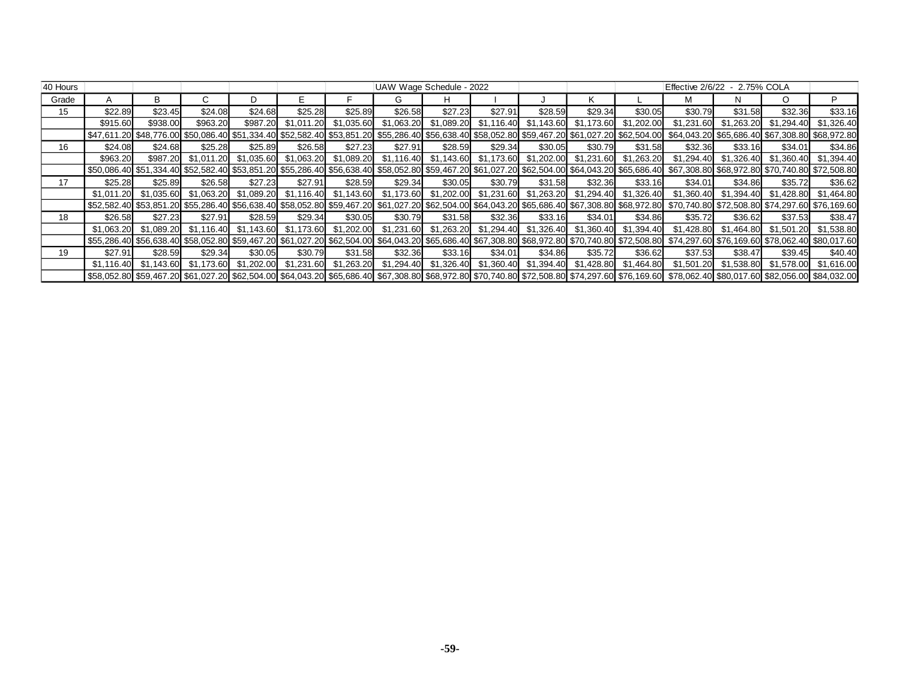| 40 Hours | | | | | | | UAW Wage Schedule - 2022 | | | | | | Effective 2/6/22 - 2.75% COLA | | | |
|---|---|---|---|---|---|---|---|---|---|---|---|---|---|---|---|---|
| Grade | A | B | C | D | E | F | G | H | I | J | K | L | M | N | O | P |
| 15 | $22.89 | $23.45 | $24.08 | $24.68 | $25.28 | $25.89 | $26.58 | $27.23 | $27.91 | $28.59 | $29.34 | $30.05 | $30.79 | $31.58 | $32.36 | $33.16 |
| | $915.60 | $938.00 | $963.20 | $987.20 | $1,011.20 | $1,035.60 | $1,063.20 | $1,089.20 | $1,116.40 | $1,143.60 | $1,173.60 | $1,202.00 | $1,231.60 | $1,263.20 | $1,294.40 | $1,326.40 |
| | $47,611.20 | $48,776.00 | $50,086.40 | $51,334.40 | $52,582.40 | $53,851.20 | $55,286.40 | $56,638.40 | $58,052.80 | $59,467.20 | $61,027.20 | $62,504.00 | $64,043.20 | $65,686.40 | $67,308.80 | $68,972.80 |
| 16 | $24.08 | $24.68 | $25.28 | $25.89 | $26.58 | $27.23 | $27.91 | $28.59 | $29.34 | $30.05 | $30.79 | $31.58 | $32.36 | $33.16 | $34.01 | $34.86 |
| | $963.20 | $987.20 | $1,011.20 | $1,035.60 | $1,063.20 | $1,089.20 | $1,116.40 | $1,143.60 | $1,173.60 | $1,202.00 | $1,231.60 | $1,263.20 | $1,294.40 | $1,326.40 | $1,360.40 | $1,394.40 |
| | $50,086.40 | $51,334.40 | $52,582.40 | $53,851.20 | $55,286.40 | $56,638.40 | $58,052.80 | $59,467.20 | $61,027.20 | $62,504.00 | $64,043.20 | $65,686.40 | $67,308.80 | $68,972.80 | $70,740.80 | $72,508.80 |
| 17 | $25.28 | $25.89 | $26.58 | $27.23 | $27.91 | $28.59 | $29.34 | $30.05 | $30.79 | $31.58 | $32.36 | $33.16 | $34.01 | $34.86 | $35.72 | $36.62 |
| | $1,011.20 | $1,035.60 | $1,063.20 | $1,089.20 | $1,116.40 | $1,143.60 | $1,173.60 | $1,202.00 | $1,231.60 | $1,263.20 | $1,294.40 | $1,326.40 | $1,360.40 | $1,394.40 | $1,428.80 | $1,464.80 |
| | $52,582.40 | $53,851.20 | $55,286.40 | $56,638.40 | $58,052.80 | $59,467.20 | $61,027.20 | $62,504.00 | $64,043.20 | $65,686.40 | $67,308.80 | $68,972.80 | $70,740.80 | $72,508.80 | $74,297.60 | $76,169.60 |
| 18 | $26.58 | $27.23 | $27.91 | $28.59 | $29.34 | $30.05 | $30.79 | $31.58 | $32.36 | $33.16 | $34.01 | $34.86 | $35.72 | $36.62 | $37.53 | $38.47 |
| | $1,063.20 | $1,089.20 | $1,116.40 | $1,143.60 | $1,173.60 | $1,202.00 | $1,231.60 | $1,263.20 | $1,294.40 | $1,326.40 | $1,360.40 | $1,394.40 | $1,428.80 | $1,464.80 | $1,501.20 | $1,538.80 |
| | $55,286.40 | $56,638.40 | $58,052.80 | $59,467.20 | $61,027.20 | $62,504.00 | $64,043.20 | $65,686.40 | $67,308.80 | $68,972.80 | $70,740.80 | $72,508.80 | $74,297.60 | $76,169.60 | $78,062.40 | $80,017.60 |
| 19 | $27.91 | $28.59 | $29.34 | $30.05 | $30.79 | $31.58 | $32.36 | $33.16 | $34.01 | $34.86 | $35.72 | $36.62 | $37.53 | $38.47 | $39.45 | $40.40 |
| | $1,116.40 | $1,143.60 | $1,173.60 | $1,202.00 | $1,231.60 | $1,263.20 | $1,294.40 | $1,326.40 | $1,360.40 | $1,394.40 | $1,428.80 | $1,464.80 | $1,501.20 | $1,538.80 | $1,578.00 | $1,616.00 |
| | $58,052.80 | $59,467.20 | $61,027.20 | $62,504.00 | $64,043.20 | $65,686.40 | $67,308.80 | $68,972.80 | $70,740.80 | $72,508.80 | $74,297.60 | $76,169.60 | $78,062.40 | $80,017.60 | $82,056.00 | $84,032.00 |